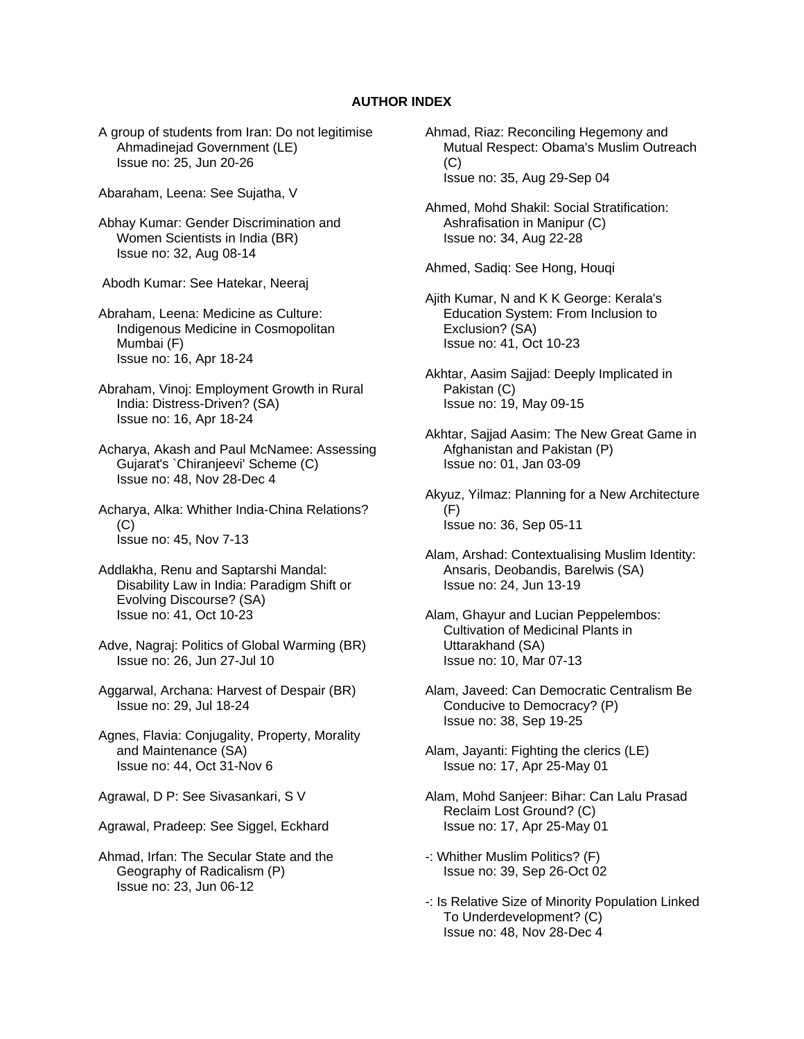# AUTHOR INDEX

A group of students from Iran: Do not legitimise Ahmadinejad Government (LE)
Issue no: 25, Jun 20-26

Abaraham, Leena: See Sujatha, V

Abhay Kumar: Gender Discrimination and Women Scientists in India (BR)
Issue no: 32, Aug 08-14

Abodh Kumar: See Hatekar, Neeraj

Abraham, Leena: Medicine as Culture: Indigenous Medicine in Cosmopolitan Mumbai (F)
Issue no: 16, Apr 18-24

Abraham, Vinoj: Employment Growth in Rural India: Distress-Driven? (SA)
Issue no: 16, Apr 18-24

Acharya, Akash and Paul McNamee: Assessing Gujarat's `Chiranjeevi' Scheme (C)
Issue no: 48, Nov 28-Dec 4

Acharya, Alka: Whither India-China Relations? (C)
Issue no: 45, Nov 7-13

Addlakha, Renu and Saptarshi Mandal: Disability Law in India: Paradigm Shift or Evolving Discourse? (SA)
Issue no: 41, Oct 10-23

Adve, Nagraj: Politics of Global Warming (BR)
Issue no: 26, Jun 27-Jul 10

Aggarwal, Archana: Harvest of Despair (BR)
Issue no: 29, Jul 18-24

Agnes, Flavia: Conjugality, Property, Morality and Maintenance (SA)
Issue no: 44, Oct 31-Nov 6

Agrawal, D P: See Sivasankari, S V

Agrawal, Pradeep: See Siggel, Eckhard

Ahmad, Irfan: The Secular State and the Geography of Radicalism (P)
Issue no: 23, Jun 06-12

Ahmad, Riaz: Reconciling Hegemony and Mutual Respect: Obama's Muslim Outreach (C)
Issue no: 35, Aug 29-Sep 04

Ahmed, Mohd Shakil: Social Stratification: Ashrafisation in Manipur (C)
Issue no: 34, Aug 22-28

Ahmed, Sadiq: See Hong, Houqi

Ajith Kumar, N and K K George: Kerala's Education System: From Inclusion to Exclusion? (SA)
Issue no: 41, Oct 10-23

Akhtar, Aasim Sajjad: Deeply Implicated in Pakistan (C)
Issue no: 19, May 09-15

Akhtar, Sajjad Aasim: The New Great Game in Afghanistan and Pakistan (P)
Issue no: 01, Jan 03-09

Akyuz, Yilmaz: Planning for a New Architecture (F)
Issue no: 36, Sep 05-11

Alam, Arshad: Contextualising Muslim Identity: Ansaris, Deobandis, Barelwis (SA)
Issue no: 24, Jun 13-19

Alam, Ghayur and Lucian Peppelembos: Cultivation of Medicinal Plants in Uttarakhand (SA)
Issue no: 10, Mar 07-13

Alam, Javeed: Can Democratic Centralism Be Conducive to Democracy? (P)
Issue no: 38, Sep 19-25

Alam, Jayanti: Fighting the clerics (LE)
Issue no: 17, Apr 25-May 01

Alam, Mohd Sanjeer: Bihar: Can Lalu Prasad Reclaim Lost Ground? (C)
Issue no: 17, Apr 25-May 01

-: Whither Muslim Politics? (F)
Issue no: 39, Sep 26-Oct 02

-: Is Relative Size of Minority Population Linked To Underdevelopment? (C)
Issue no: 48, Nov 28-Dec 4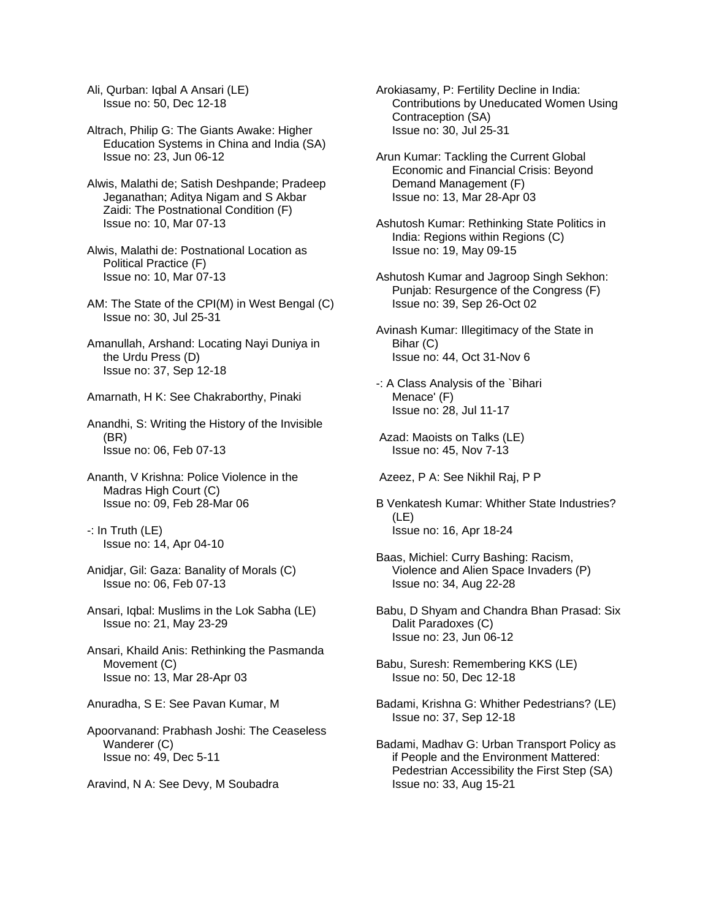Ali, Qurban: Iqbal A Ansari (LE)
Issue no: 50, Dec 12-18

Altrach, Philip G: The Giants Awake: Higher Education Systems in China and India (SA)
Issue no: 23, Jun 06-12

Alwis, Malathi de; Satish Deshpande; Pradeep Jeganathan; Aditya Nigam and S Akbar Zaidi: The Postnational Condition (F)
Issue no: 10, Mar 07-13

Alwis, Malathi de: Postnational Location as Political Practice (F)
Issue no: 10, Mar 07-13

AM: The State of the CPI(M) in West Bengal (C)
Issue no: 30, Jul 25-31

Amanullah, Arshand: Locating Nayi Duniya in the Urdu Press (D)
Issue no: 37, Sep 12-18

Amarnath, H K: See Chakraborthy, Pinaki

Anandhi, S: Writing the History of the Invisible (BR)
Issue no: 06, Feb 07-13

Ananth, V Krishna: Police Violence in the Madras High Court (C)
Issue no: 09, Feb 28-Mar 06

-: In Truth (LE)
Issue no: 14, Apr 04-10

Anidjar, Gil: Gaza: Banality of Morals (C)
Issue no: 06, Feb 07-13

Ansari, Iqbal: Muslims in the Lok Sabha (LE)
Issue no: 21, May 23-29

Ansari, Khaild Anis: Rethinking the Pasmanda Movement (C)
Issue no: 13, Mar 28-Apr 03

Anuradha, S E: See Pavan Kumar, M

Apoorvanand: Prabhash Joshi: The Ceaseless Wanderer (C)
Issue no: 49, Dec 5-11

Aravind, N A: See Devy, M Soubadra

Arokiasamy, P: Fertility Decline in India: Contributions by Uneducated Women Using Contraception (SA)
Issue no: 30, Jul 25-31

Arun Kumar: Tackling the Current Global Economic and Financial Crisis: Beyond Demand Management (F)
Issue no: 13, Mar 28-Apr 03

Ashutosh Kumar: Rethinking State Politics in India: Regions within Regions (C)
Issue no: 19, May 09-15

Ashutosh Kumar and Jagroop Singh Sekhon: Punjab: Resurgence of the Congress (F)
Issue no: 39, Sep 26-Oct 02

Avinash Kumar: Illegitimacy of the State in Bihar (C)
Issue no: 44, Oct 31-Nov 6

-: A Class Analysis of the `Bihari Menace' (F)
Issue no: 28, Jul 11-17

Azad: Maoists on Talks (LE)
Issue no: 45, Nov 7-13

Azeez, P A: See Nikhil Raj, P P

B Venkatesh Kumar: Whither State Industries? (LE)
Issue no: 16, Apr 18-24

Baas, Michiel: Curry Bashing: Racism, Violence and Alien Space Invaders (P)
Issue no: 34, Aug 22-28

Babu, D Shyam and Chandra Bhan Prasad: Six Dalit Paradoxes (C)
Issue no: 23, Jun 06-12

Babu, Suresh: Remembering KKS (LE)
Issue no: 50, Dec 12-18

Badami, Krishna G: Whither Pedestrians? (LE)
Issue no: 37, Sep 12-18

Badami, Madhav G: Urban Transport Policy as if People and the Environment Mattered: Pedestrian Accessibility the First Step (SA)
Issue no: 33, Aug 15-21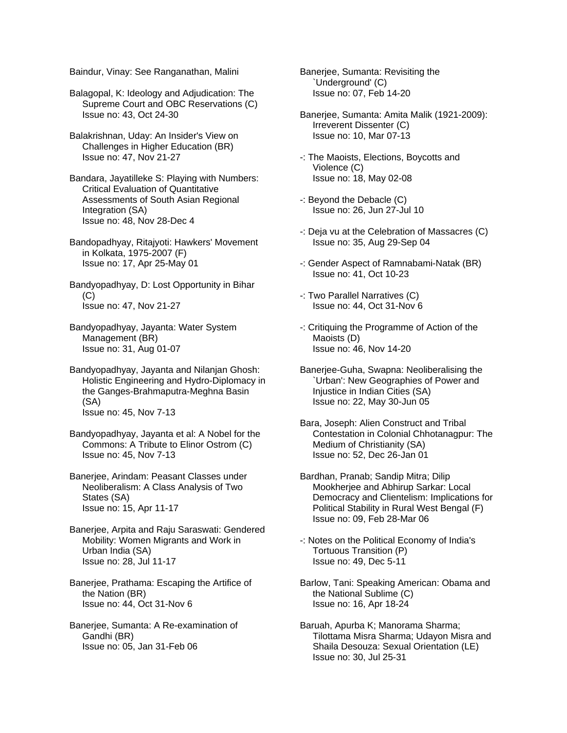Baindur, Vinay: See Ranganathan, Malini

Balagopal, K: Ideology and Adjudication: The Supreme Court and OBC Reservations (C)
Issue no: 43, Oct 24-30

Balakrishnan, Uday: An Insider's View on Challenges in Higher Education (BR)
Issue no: 47, Nov 21-27

Bandara, Jayatilleke S: Playing with Numbers: Critical Evaluation of Quantitative Assessments of South Asian Regional Integration (SA)
Issue no: 48, Nov 28-Dec 4

Bandopadhyay, Ritajyoti: Hawkers' Movement in Kolkata, 1975-2007 (F)
Issue no: 17, Apr 25-May 01

Bandyopadhyay, D: Lost Opportunity in Bihar (C)
Issue no: 47, Nov 21-27

Bandyopadhyay, Jayanta: Water System Management (BR)
Issue no: 31, Aug 01-07

Bandyopadhyay, Jayanta and Nilanjan Ghosh: Holistic Engineering and Hydro-Diplomacy in the Ganges-Brahmaputra-Meghna Basin (SA)
Issue no: 45, Nov 7-13

Bandyopadhyay, Jayanta et al: A Nobel for the Commons: A Tribute to Elinor Ostrom (C)
Issue no: 45, Nov 7-13

Banerjee, Arindam: Peasant Classes under Neoliberalism: A Class Analysis of Two States (SA)
Issue no: 15, Apr 11-17

Banerjee, Arpita and Raju Saraswati: Gendered Mobility: Women Migrants and Work in Urban India (SA)
Issue no: 28, Jul 11-17

Banerjee, Prathama: Escaping the Artifice of the Nation (BR)
Issue no: 44, Oct 31-Nov 6

Banerjee, Sumanta: A Re-examination of Gandhi (BR)
Issue no: 05, Jan 31-Feb 06

Banerjee, Sumanta: Revisiting the `Underground' (C)
Issue no: 07, Feb 14-20

Banerjee, Sumanta: Amita Malik (1921-2009): Irreverent Dissenter (C)
Issue no: 10, Mar 07-13

-: The Maoists, Elections, Boycotts and Violence (C)
Issue no: 18, May 02-08

-: Beyond the Debacle (C)
Issue no: 26, Jun 27-Jul 10

-: Deja vu at the Celebration of Massacres (C)
Issue no: 35, Aug 29-Sep 04

-: Gender Aspect of Ramnabami-Natak (BR)
Issue no: 41, Oct 10-23

-: Two Parallel Narratives (C)
Issue no: 44, Oct 31-Nov 6

-: Critiquing the Programme of Action of the Maoists (D)
Issue no: 46, Nov 14-20

Banerjee-Guha, Swapna: Neoliberalising the `Urban': New Geographies of Power and Injustice in Indian Cities (SA)
Issue no: 22, May 30-Jun 05

Bara, Joseph: Alien Construct and Tribal Contestation in Colonial Chhotanagpur: The Medium of Christianity (SA)
Issue no: 52, Dec 26-Jan 01

Bardhan, Pranab; Sandip Mitra; Dilip Mookherjee and Abhirup Sarkar: Local Democracy and Clientelism: Implications for Political Stability in Rural West Bengal (F)
Issue no: 09, Feb 28-Mar 06

-: Notes on the Political Economy of India's Tortuous Transition (P)
Issue no: 49, Dec 5-11

Barlow, Tani: Speaking American: Obama and the National Sublime (C)
Issue no: 16, Apr 18-24

Baruah, Apurba K; Manorama Sharma; Tilottama Misra Sharma; Udayon Misra and Shaila Desouza: Sexual Orientation (LE)
Issue no: 30, Jul 25-31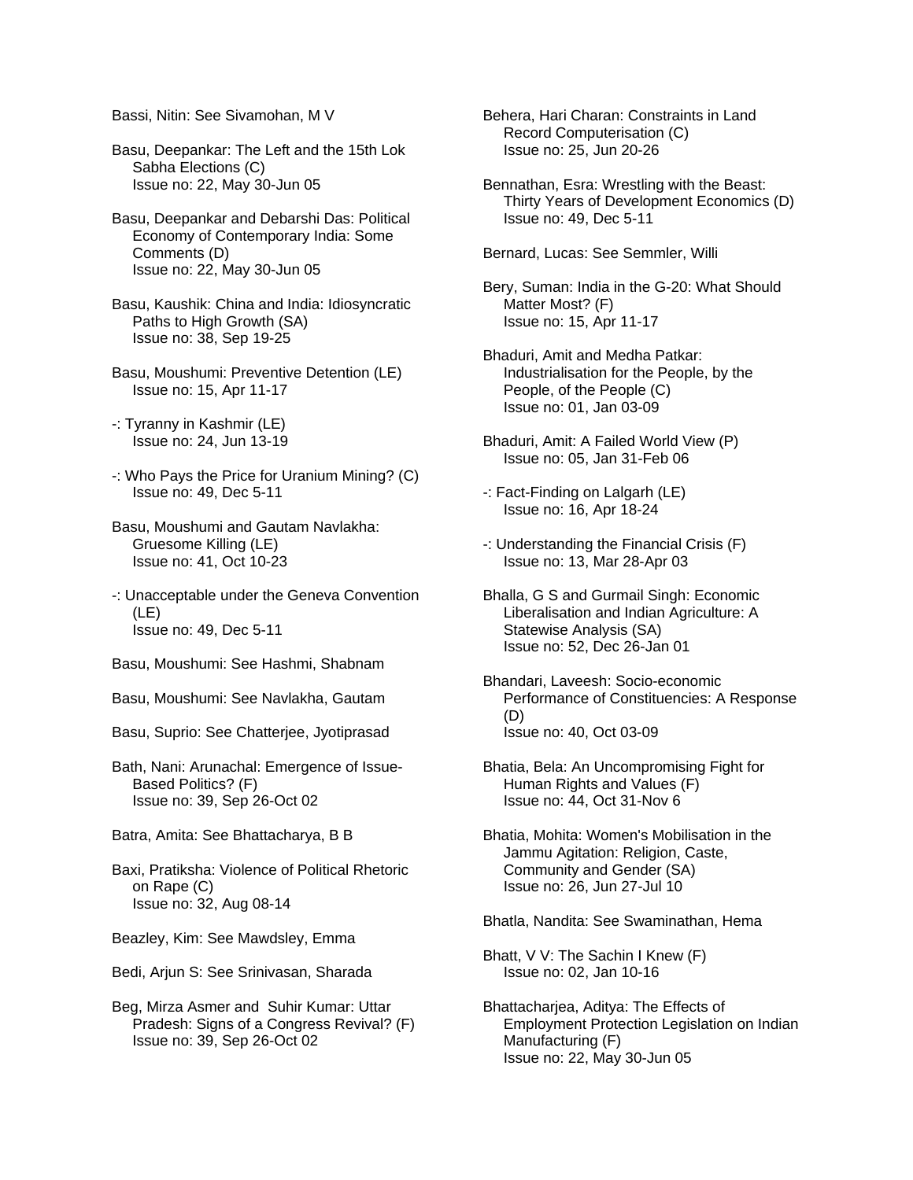Bassi, Nitin: See Sivamohan, M V

Basu, Deepankar: The Left and the 15th Lok Sabha Elections (C)
Issue no: 22, May 30-Jun 05

Basu, Deepankar and Debarshi Das: Political Economy of Contemporary India: Some Comments (D)
Issue no: 22, May 30-Jun 05

Basu, Kaushik: China and India: Idiosyncratic Paths to High Growth (SA)
Issue no: 38, Sep 19-25

Basu, Moushumi: Preventive Detention (LE)
Issue no: 15, Apr 11-17

-: Tyranny in Kashmir (LE)
Issue no: 24, Jun 13-19

-: Who Pays the Price for Uranium Mining? (C)
Issue no: 49, Dec 5-11

Basu, Moushumi and Gautam Navlakha: Gruesome Killing (LE)
Issue no: 41, Oct 10-23

-: Unacceptable under the Geneva Convention (LE)
Issue no: 49, Dec 5-11

Basu, Moushumi: See Hashmi, Shabnam

Basu, Moushumi: See Navlakha, Gautam

Basu, Suprio: See Chatterjee, Jyotiprasad

Bath, Nani: Arunachal: Emergence of Issue-Based Politics? (F)
Issue no: 39, Sep 26-Oct 02

Batra, Amita: See Bhattacharya, B B

Baxi, Pratiksha: Violence of Political Rhetoric on Rape (C)
Issue no: 32, Aug 08-14

Beazley, Kim: See Mawdsley, Emma

Bedi, Arjun S: See Srinivasan, Sharada

Beg, Mirza Asmer and Suhir Kumar: Uttar Pradesh: Signs of a Congress Revival? (F)
Issue no: 39, Sep 26-Oct 02

Behera, Hari Charan: Constraints in Land Record Computerisation (C)
Issue no: 25, Jun 20-26

Bennathan, Esra: Wrestling with the Beast: Thirty Years of Development Economics (D)
Issue no: 49, Dec 5-11

Bernard, Lucas: See Semmler, Willi

Bery, Suman: India in the G-20: What Should Matter Most? (F)
Issue no: 15, Apr 11-17

Bhaduri, Amit and Medha Patkar: Industrialisation for the People, by the People, of the People (C)
Issue no: 01, Jan 03-09

Bhaduri, Amit: A Failed World View (P)
Issue no: 05, Jan 31-Feb 06

-: Fact-Finding on Lalgarh (LE)
Issue no: 16, Apr 18-24

-: Understanding the Financial Crisis (F)
Issue no: 13, Mar 28-Apr 03

Bhalla, G S and Gurmail Singh: Economic Liberalisation and Indian Agriculture: A Statewise Analysis (SA)
Issue no: 52, Dec 26-Jan 01

Bhandari, Laveesh: Socio-economic Performance of Constituencies: A Response (D)
Issue no: 40, Oct 03-09

Bhatia, Bela: An Uncompromising Fight for Human Rights and Values (F)
Issue no: 44, Oct 31-Nov 6

Bhatia, Mohita: Women's Mobilisation in the Jammu Agitation: Religion, Caste, Community and Gender (SA)
Issue no: 26, Jun 27-Jul 10

Bhatla, Nandita: See Swaminathan, Hema

Bhatt, V V: The Sachin I Knew (F)
Issue no: 02, Jan 10-16

Bhattacharjea, Aditya: The Effects of Employment Protection Legislation on Indian Manufacturing (F)
Issue no: 22, May 30-Jun 05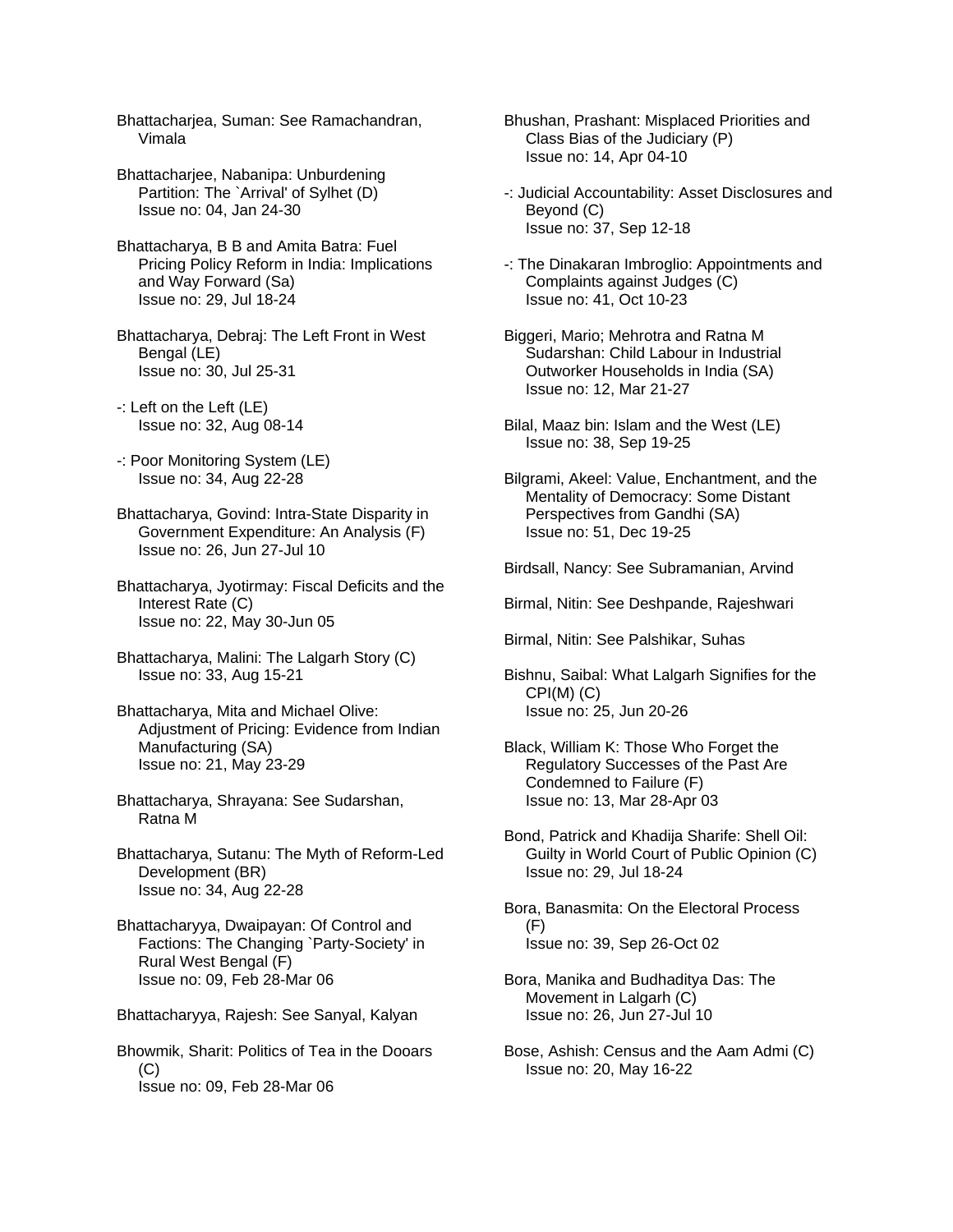Bhattacharjea, Suman: See Ramachandran, Vimala

Bhattacharjee, Nabanipa: Unburdening Partition: The `Arrival' of Sylhet (D)
Issue no: 04, Jan 24-30

Bhattacharya, B B and Amita Batra: Fuel Pricing Policy Reform in India: Implications and Way Forward (Sa)
Issue no: 29, Jul 18-24

Bhattacharya, Debraj: The Left Front in West Bengal (LE)
Issue no: 30, Jul 25-31

-: Left on the Left (LE)
Issue no: 32, Aug 08-14

-: Poor Monitoring System (LE)
Issue no: 34, Aug 22-28

Bhattacharya, Govind: Intra-State Disparity in Government Expenditure: An Analysis (F)
Issue no: 26, Jun 27-Jul 10

Bhattacharya, Jyotirmay: Fiscal Deficits and the Interest Rate (C)
Issue no: 22, May 30-Jun 05

Bhattacharya, Malini: The Lalgarh Story (C)
Issue no: 33, Aug 15-21

Bhattacharya, Mita and Michael Olive: Adjustment of Pricing: Evidence from Indian Manufacturing (SA)
Issue no: 21, May 23-29

Bhattacharya, Shrayana: See Sudarshan, Ratna M

Bhattacharya, Sutanu: The Myth of Reform-Led Development (BR)
Issue no: 34, Aug 22-28

Bhattacharyya, Dwaipayan: Of Control and Factions: The Changing `Party-Society' in Rural West Bengal (F)
Issue no: 09, Feb 28-Mar 06

Bhattacharyya, Rajesh: See Sanyal, Kalyan

Bhowmik, Sharit: Politics of Tea in the Dooars (C)
Issue no: 09, Feb 28-Mar 06

Bhushan, Prashant: Misplaced Priorities and Class Bias of the Judiciary (P)
Issue no: 14, Apr 04-10

-: Judicial Accountability: Asset Disclosures and Beyond (C)
Issue no: 37, Sep 12-18

-: The Dinakaran Imbroglio: Appointments and Complaints against Judges (C)
Issue no: 41, Oct 10-23

Biggeri, Mario; Mehrotra and Ratna M Sudarshan: Child Labour in Industrial Outworker Households in India (SA)
Issue no: 12, Mar 21-27

Bilal, Maaz bin: Islam and the West (LE)
Issue no: 38, Sep 19-25

Bilgrami, Akeel: Value, Enchantment, and the Mentality of Democracy: Some Distant Perspectives from Gandhi (SA)
Issue no: 51, Dec 19-25

Birdsall, Nancy: See Subramanian, Arvind

Birmal, Nitin: See Deshpande, Rajeshwari

Birmal, Nitin: See Palshikar, Suhas

Bishnu, Saibal: What Lalgarh Signifies for the CPI(M) (C)
Issue no: 25, Jun 20-26

Black, William K: Those Who Forget the Regulatory Successes of the Past Are Condemned to Failure (F)
Issue no: 13, Mar 28-Apr 03

Bond, Patrick and Khadija Sharife: Shell Oil: Guilty in World Court of Public Opinion (C)
Issue no: 29, Jul 18-24

Bora, Banasmita: On the Electoral Process (F)
Issue no: 39, Sep 26-Oct 02

Bora, Manika and Budhaditya Das: The Movement in Lalgarh (C)
Issue no: 26, Jun 27-Jul 10

Bose, Ashish: Census and the Aam Admi (C)
Issue no: 20, May 16-22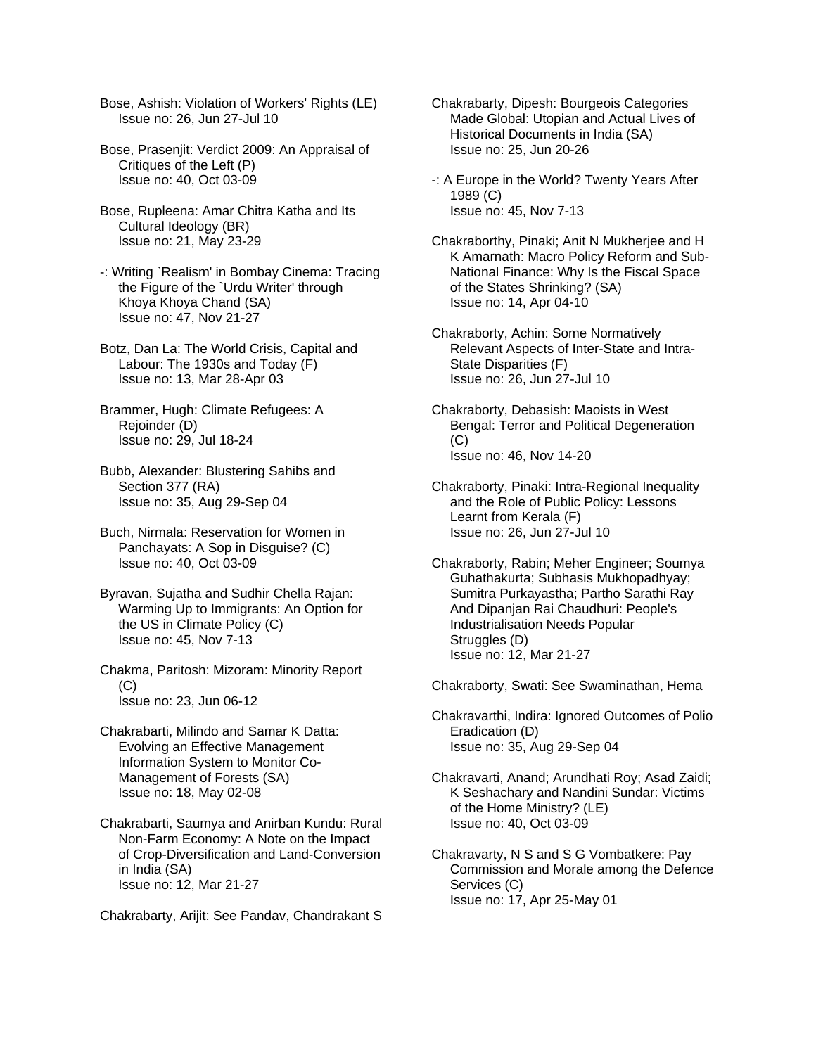Bose, Ashish: Violation of Workers' Rights (LE)
Issue no: 26, Jun 27-Jul 10

Bose, Prasenjit: Verdict 2009: An Appraisal of Critiques of the Left (P)
Issue no: 40, Oct 03-09

Bose, Rupleena: Amar Chitra Katha and Its Cultural Ideology (BR)
Issue no: 21, May 23-29

-: Writing `Realism' in Bombay Cinema: Tracing the Figure of the `Urdu Writer' through Khoya Khoya Chand (SA)
Issue no: 47, Nov 21-27

Botz, Dan La: The World Crisis, Capital and Labour: The 1930s and Today (F)
Issue no: 13, Mar 28-Apr 03

Brammer, Hugh: Climate Refugees: A Rejoinder (D)
Issue no: 29, Jul 18-24

Bubb, Alexander: Blustering Sahibs and Section 377 (RA)
Issue no: 35, Aug 29-Sep 04

Buch, Nirmala: Reservation for Women in Panchayats: A Sop in Disguise? (C)
Issue no: 40, Oct 03-09

Byravan, Sujatha and Sudhir Chella Rajan: Warming Up to Immigrants: An Option for the US in Climate Policy (C)
Issue no: 45, Nov 7-13

Chakma, Paritosh: Mizoram: Minority Report (C)
Issue no: 23, Jun 06-12

Chakrabarti, Milindo and Samar K Datta: Evolving an Effective Management Information System to Monitor Co-Management of Forests (SA)
Issue no: 18, May 02-08

Chakrabarti, Saumya and Anirban Kundu: Rural Non-Farm Economy: A Note on the Impact of Crop-Diversification and Land-Conversion in India (SA)
Issue no: 12, Mar 21-27

Chakrabarty, Arijit: See Pandav, Chandrakant S

Chakrabarty, Dipesh: Bourgeois Categories Made Global: Utopian and Actual Lives of Historical Documents in India (SA)
Issue no: 25, Jun 20-26

-: A Europe in the World? Twenty Years After 1989 (C)
Issue no: 45, Nov 7-13

Chakraborthy, Pinaki; Anit N Mukherjee and H K Amarnath: Macro Policy Reform and Sub-National Finance: Why Is the Fiscal Space of the States Shrinking? (SA)
Issue no: 14, Apr 04-10

Chakraborty, Achin: Some Normatively Relevant Aspects of Inter-State and Intra-State Disparities (F)
Issue no: 26, Jun 27-Jul 10

Chakraborty, Debasish: Maoists in West Bengal: Terror and Political Degeneration (C)
Issue no: 46, Nov 14-20

Chakraborty, Pinaki: Intra-Regional Inequality and the Role of Public Policy: Lessons Learnt from Kerala (F)
Issue no: 26, Jun 27-Jul 10

Chakraborty, Rabin; Meher Engineer; Soumya Guhathakurta; Subhasis Mukhopadhyay; Sumitra Purkayastha; Partho Sarathi Ray And Dipanjan Rai Chaudhuri: People's Industrialisation Needs Popular Struggles (D)
Issue no: 12, Mar 21-27

Chakraborty, Swati: See Swaminathan, Hema

Chakravarthi, Indira: Ignored Outcomes of Polio Eradication (D)
Issue no: 35, Aug 29-Sep 04

Chakravarti, Anand; Arundhati Roy; Asad Zaidi; K Seshachary and Nandini Sundar: Victims of the Home Ministry? (LE)
Issue no: 40, Oct 03-09

Chakravarty, N S and S G Vombatkere: Pay Commission and Morale among the Defence Services (C)
Issue no: 17, Apr 25-May 01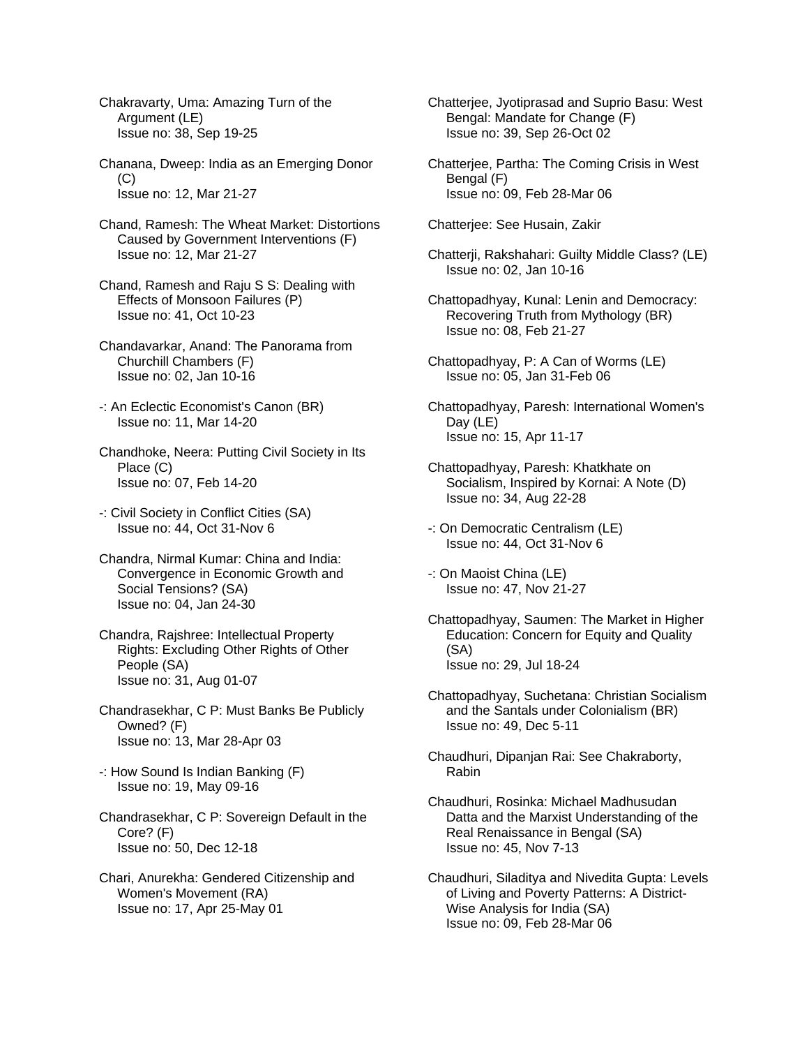Chakravarty, Uma: Amazing Turn of the Argument (LE)
Issue no: 38, Sep 19-25

Chanana, Dweep: India as an Emerging Donor (C)
Issue no: 12, Mar 21-27

Chand, Ramesh: The Wheat Market: Distortions Caused by Government Interventions (F)
Issue no: 12, Mar 21-27

Chand, Ramesh and Raju S S: Dealing with Effects of Monsoon Failures (P)
Issue no: 41, Oct 10-23

Chandavarkar, Anand: The Panorama from Churchill Chambers (F)
Issue no: 02, Jan 10-16

-: An Eclectic Economist's Canon (BR)
Issue no: 11, Mar 14-20

Chandhoke, Neera: Putting Civil Society in Its Place (C)
Issue no: 07, Feb 14-20

-: Civil Society in Conflict Cities (SA)
Issue no: 44, Oct 31-Nov 6

Chandra, Nirmal Kumar: China and India: Convergence in Economic Growth and Social Tensions? (SA)
Issue no: 04, Jan 24-30

Chandra, Rajshree: Intellectual Property Rights: Excluding Other Rights of Other People (SA)
Issue no: 31, Aug 01-07

Chandrasekhar, C P: Must Banks Be Publicly Owned? (F)
Issue no: 13, Mar 28-Apr 03

-: How Sound Is Indian Banking (F)
Issue no: 19, May 09-16

Chandrasekhar, C P: Sovereign Default in the Core? (F)
Issue no: 50, Dec 12-18

Chari, Anurekha: Gendered Citizenship and Women's Movement (RA)
Issue no: 17, Apr 25-May 01

Chatterjee, Jyotiprasad and Suprio Basu: West Bengal: Mandate for Change (F)
Issue no: 39, Sep 26-Oct 02

Chatterjee, Partha: The Coming Crisis in West Bengal (F)
Issue no: 09, Feb 28-Mar 06

Chatterjee: See Husain, Zakir

Chatterji, Rakshahari: Guilty Middle Class? (LE)
Issue no: 02, Jan 10-16

Chattopadhyay, Kunal: Lenin and Democracy: Recovering Truth from Mythology (BR)
Issue no: 08, Feb 21-27

Chattopadhyay, P: A Can of Worms (LE)
Issue no: 05, Jan 31-Feb 06

Chattopadhyay, Paresh: International Women's Day (LE)
Issue no: 15, Apr 11-17

Chattopadhyay, Paresh: Khatkhate on Socialism, Inspired by Kornai: A Note (D)
Issue no: 34, Aug 22-28

-: On Democratic Centralism (LE)
Issue no: 44, Oct 31-Nov 6

-: On Maoist China (LE)
Issue no: 47, Nov 21-27

Chattopadhyay, Saumen: The Market in Higher Education: Concern for Equity and Quality (SA)
Issue no: 29, Jul 18-24

Chattopadhyay, Suchetana: Christian Socialism and the Santals under Colonialism (BR)
Issue no: 49, Dec 5-11

Chaudhuri, Dipanjan Rai: See Chakraborty, Rabin

Chaudhuri, Rosinka: Michael Madhusudan Datta and the Marxist Understanding of the Real Renaissance in Bengal (SA)
Issue no: 45, Nov 7-13

Chaudhuri, Siladitya and Nivedita Gupta: Levels of Living and Poverty Patterns: A District-Wise Analysis for India (SA)
Issue no: 09, Feb 28-Mar 06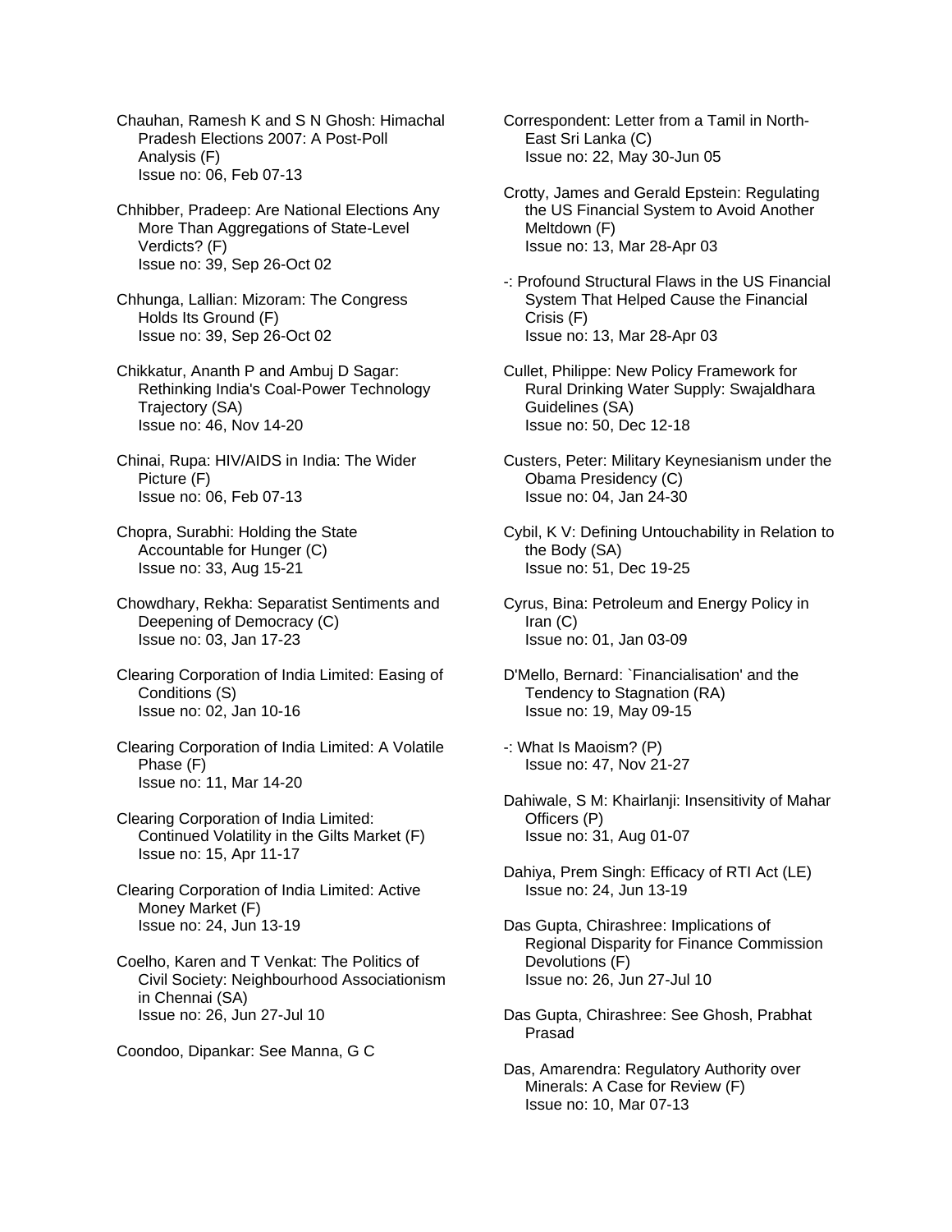Chauhan, Ramesh K and S N Ghosh: Himachal Pradesh Elections 2007: A Post-Poll Analysis (F)
Issue no: 06, Feb 07-13

Chhibber, Pradeep: Are National Elections Any More Than Aggregations of State-Level Verdicts? (F)
Issue no: 39, Sep 26-Oct 02

Chhunga, Lallian: Mizoram: The Congress Holds Its Ground (F)
Issue no: 39, Sep 26-Oct 02

Chikkatur, Ananth P and Ambuj D Sagar: Rethinking India's Coal-Power Technology Trajectory (SA)
Issue no: 46, Nov 14-20

Chinai, Rupa: HIV/AIDS in India: The Wider Picture (F)
Issue no: 06, Feb 07-13

Chopra, Surabhi: Holding the State Accountable for Hunger (C)
Issue no: 33, Aug 15-21

Chowdhary, Rekha: Separatist Sentiments and Deepening of Democracy (C)
Issue no: 03, Jan 17-23

Clearing Corporation of India Limited: Easing of Conditions (S)
Issue no: 02, Jan 10-16

Clearing Corporation of India Limited: A Volatile Phase (F)
Issue no: 11, Mar 14-20

Clearing Corporation of India Limited: Continued Volatility in the Gilts Market (F)
Issue no: 15, Apr 11-17

Clearing Corporation of India Limited: Active Money Market (F)
Issue no: 24, Jun 13-19

Coelho, Karen and T Venkat: The Politics of Civil Society: Neighbourhood Associationism in Chennai (SA)
Issue no: 26, Jun 27-Jul 10

Coondoo, Dipankar: See Manna, G C

Correspondent: Letter from a Tamil in North-East Sri Lanka (C)
Issue no: 22, May 30-Jun 05

Crotty, James and Gerald Epstein: Regulating the US Financial System to Avoid Another Meltdown (F)
Issue no: 13, Mar 28-Apr 03

-: Profound Structural Flaws in the US Financial System That Helped Cause the Financial Crisis (F)
Issue no: 13, Mar 28-Apr 03

Cullet, Philippe: New Policy Framework for Rural Drinking Water Supply: Swajaldhara Guidelines (SA)
Issue no: 50, Dec 12-18

Custers, Peter: Military Keynesianism under the Obama Presidency (C)
Issue no: 04, Jan 24-30

Cybil, K V: Defining Untouchability in Relation to the Body (SA)
Issue no: 51, Dec 19-25

Cyrus, Bina: Petroleum and Energy Policy in Iran (C)
Issue no: 01, Jan 03-09

D'Mello, Bernard: `Financialisation' and the Tendency to Stagnation (RA)
Issue no: 19, May 09-15

-: What Is Maoism? (P)
Issue no: 47, Nov 21-27

Dahiwale, S M: Khairlanji: Insensitivity of Mahar Officers (P)
Issue no: 31, Aug 01-07

Dahiya, Prem Singh: Efficacy of RTI Act (LE)
Issue no: 24, Jun 13-19

Das Gupta, Chirashree: Implications of Regional Disparity for Finance Commission Devolutions (F)
Issue no: 26, Jun 27-Jul 10

Das Gupta, Chirashree: See Ghosh, Prabhat Prasad

Das, Amarendra: Regulatory Authority over Minerals: A Case for Review (F)
Issue no: 10, Mar 07-13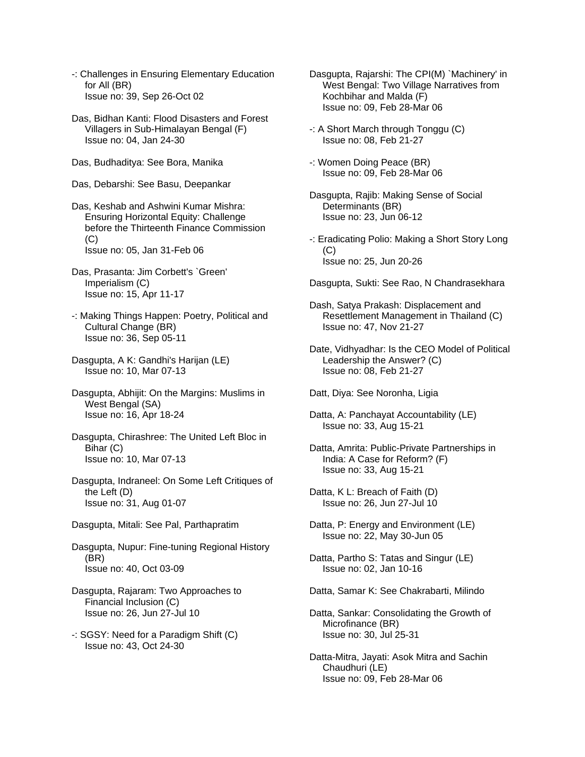-: Challenges in Ensuring Elementary Education for All (BR)
Issue no: 39, Sep 26-Oct 02

Das, Bidhan Kanti: Flood Disasters and Forest Villagers in Sub-Himalayan Bengal (F)
Issue no: 04, Jan 24-30

Das, Budhaditya: See Bora, Manika

Das, Debarshi: See Basu, Deepankar

Das, Keshab and Ashwini Kumar Mishra: Ensuring Horizontal Equity: Challenge before the Thirteenth Finance Commission (C)
Issue no: 05, Jan 31-Feb 06

Das, Prasanta: Jim Corbett's `Green' Imperialism (C)
Issue no: 15, Apr 11-17

-: Making Things Happen: Poetry, Political and Cultural Change (BR)
Issue no: 36, Sep 05-11

Dasgupta, A K: Gandhi's Harijan (LE)
Issue no: 10, Mar 07-13

Dasgupta, Abhijit: On the Margins: Muslims in West Bengal (SA)
Issue no: 16, Apr 18-24

Dasgupta, Chirashree: The United Left Bloc in Bihar (C)
Issue no: 10, Mar 07-13

Dasgupta, Indraneel: On Some Left Critiques of the Left (D)
Issue no: 31, Aug 01-07

Dasgupta, Mitali: See Pal, Parthapratim

Dasgupta, Nupur: Fine-tuning Regional History (BR)
Issue no: 40, Oct 03-09

Dasgupta, Rajaram: Two Approaches to Financial Inclusion (C)
Issue no: 26, Jun 27-Jul 10

-: SGSY: Need for a Paradigm Shift (C)
Issue no: 43, Oct 24-30

Dasgupta, Rajarshi: The CPI(M) `Machinery' in West Bengal: Two Village Narratives from Kochbihar and Malda (F)
Issue no: 09, Feb 28-Mar 06

-: A Short March through Tonggu (C)
Issue no: 08, Feb 21-27

-: Women Doing Peace (BR)
Issue no: 09, Feb 28-Mar 06

Dasgupta, Rajib: Making Sense of Social Determinants (BR)
Issue no: 23, Jun 06-12

-: Eradicating Polio: Making a Short Story Long (C)
Issue no: 25, Jun 20-26

Dasgupta, Sukti: See Rao, N Chandrasekhara

Dash, Satya Prakash: Displacement and Resettlement Management in Thailand (C)
Issue no: 47, Nov 21-27

Date, Vidhyadhar: Is the CEO Model of Political Leadership the Answer? (C)
Issue no: 08, Feb 21-27

Datt, Diya: See Noronha, Ligia

Datta, A: Panchayat Accountability (LE)
Issue no: 33, Aug 15-21

Datta, Amrita: Public-Private Partnerships in India: A Case for Reform? (F)
Issue no: 33, Aug 15-21

Datta, K L: Breach of Faith (D)
Issue no: 26, Jun 27-Jul 10

Datta, P: Energy and Environment (LE)
Issue no: 22, May 30-Jun 05

Datta, Partho S: Tatas and Singur (LE)
Issue no: 02, Jan 10-16

Datta, Samar K: See Chakrabarti, Milindo

Datta, Sankar: Consolidating the Growth of Microfinance (BR)
Issue no: 30, Jul 25-31

Datta-Mitra, Jayati: Asok Mitra and Sachin Chaudhuri (LE)
Issue no: 09, Feb 28-Mar 06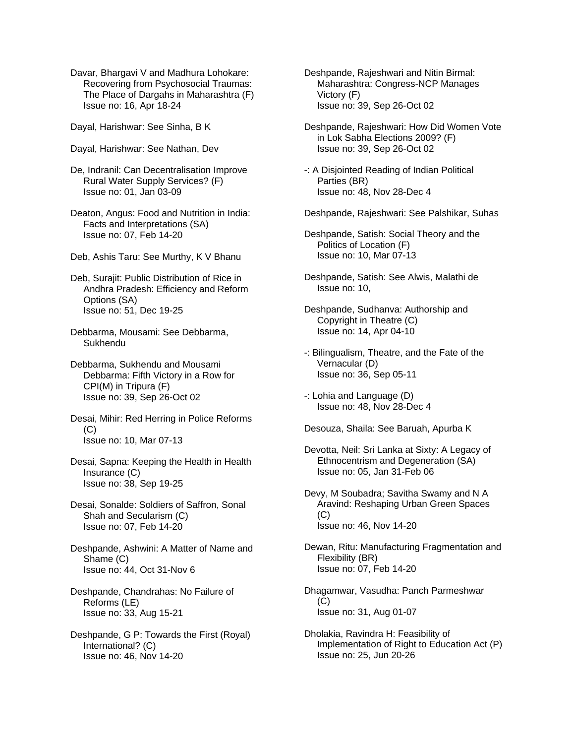Davar, Bhargavi V and Madhura Lohokare: Recovering from Psychosocial Traumas: The Place of Dargahs in Maharashtra (F)
Issue no: 16, Apr 18-24

Dayal, Harishwar: See Sinha, B K

Dayal, Harishwar: See Nathan, Dev

De, Indranil: Can Decentralisation Improve Rural Water Supply Services? (F)
Issue no: 01, Jan 03-09

Deaton, Angus: Food and Nutrition in India: Facts and Interpretations (SA)
Issue no: 07, Feb 14-20

Deb, Ashis Taru: See Murthy, K V Bhanu

Deb, Surajit: Public Distribution of Rice in Andhra Pradesh: Efficiency and Reform Options (SA)
Issue no: 51, Dec 19-25

Debbarma, Mousami: See Debbarma, Sukhendu

Debbarma, Sukhendu and Mousami Debbarma: Fifth Victory in a Row for CPI(M) in Tripura (F)
Issue no: 39, Sep 26-Oct 02

Desai, Mihir: Red Herring in Police Reforms (C)
Issue no: 10, Mar 07-13

Desai, Sapna: Keeping the Health in Health Insurance (C)
Issue no: 38, Sep 19-25

Desai, Sonalde: Soldiers of Saffron, Sonal Shah and Secularism (C)
Issue no: 07, Feb 14-20

Deshpande, Ashwini: A Matter of Name and Shame (C)
Issue no: 44, Oct 31-Nov 6

Deshpande, Chandrahas: No Failure of Reforms (LE)
Issue no: 33, Aug 15-21

Deshpande, G P: Towards the First (Royal) International? (C)
Issue no: 46, Nov 14-20

Deshpande, Rajeshwari and Nitin Birmal: Maharashtra: Congress-NCP Manages Victory (F)
Issue no: 39, Sep 26-Oct 02

Deshpande, Rajeshwari: How Did Women Vote in Lok Sabha Elections 2009? (F)
Issue no: 39, Sep 26-Oct 02

-: A Disjointed Reading of Indian Political Parties (BR)
Issue no: 48, Nov 28-Dec 4

Deshpande, Rajeshwari: See Palshikar, Suhas

Deshpande, Satish: Social Theory and the Politics of Location (F)
Issue no: 10, Mar 07-13

Deshpande, Satish: See Alwis, Malathi de
Issue no: 10,

Deshpande, Sudhanva: Authorship and Copyright in Theatre (C)
Issue no: 14, Apr 04-10

-: Bilingualism, Theatre, and the Fate of the Vernacular (D)
Issue no: 36, Sep 05-11

-: Lohia and Language (D)
Issue no: 48, Nov 28-Dec 4

Desouza, Shaila: See Baruah, Apurba K

Devotta, Neil: Sri Lanka at Sixty: A Legacy of Ethnocentrism and Degeneration (SA)
Issue no: 05, Jan 31-Feb 06

Devy, M Soubadra; Savitha Swamy and N A Aravind: Reshaping Urban Green Spaces (C)
Issue no: 46, Nov 14-20

Dewan, Ritu: Manufacturing Fragmentation and Flexibility (BR)
Issue no: 07, Feb 14-20

Dhagamwar, Vasudha: Panch Parmeshwar (C)
Issue no: 31, Aug 01-07

Dholakia, Ravindra H: Feasibility of Implementation of Right to Education Act (P)
Issue no: 25, Jun 20-26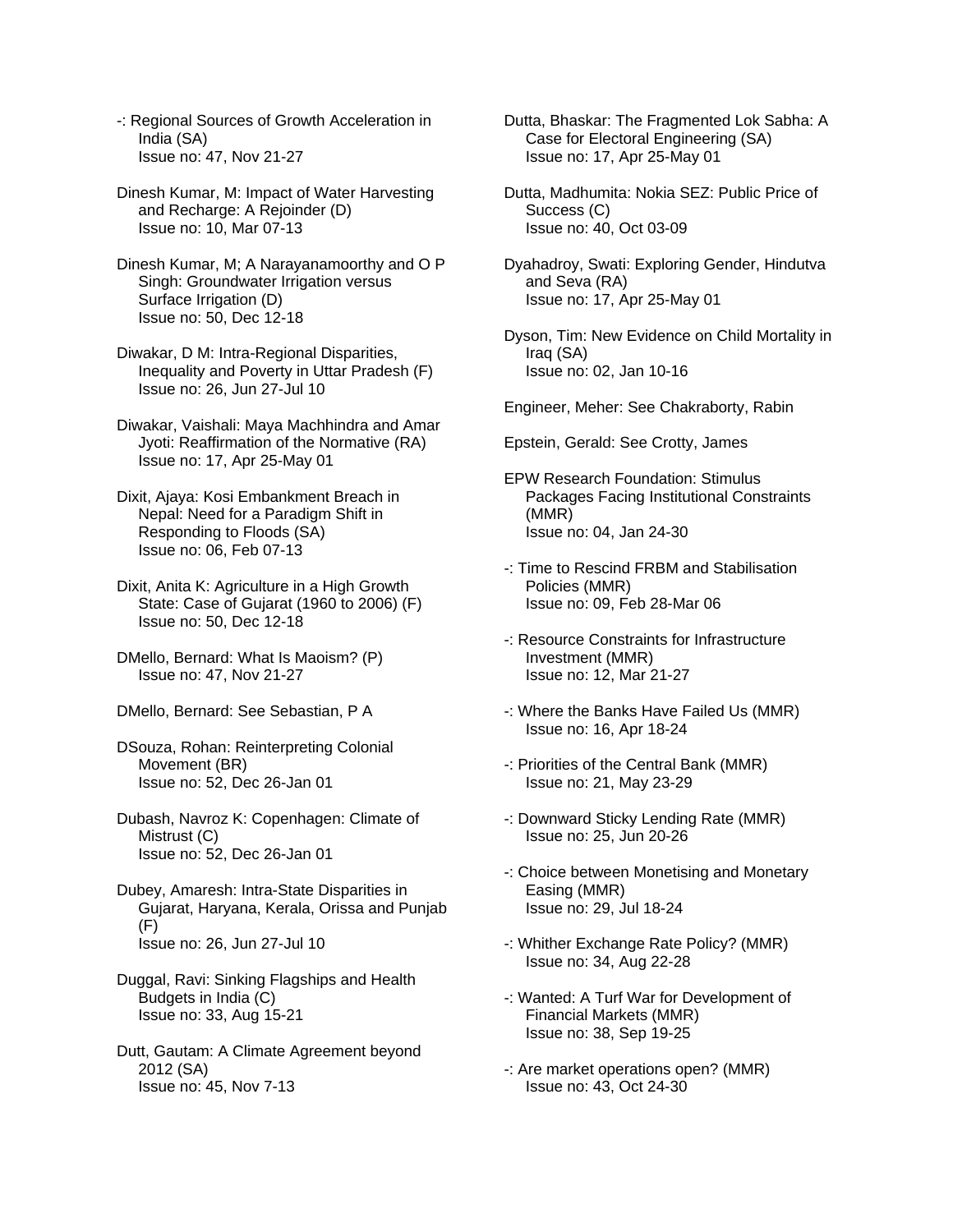-: Regional Sources of Growth Acceleration in India (SA)
Issue no: 47, Nov 21-27

Dinesh Kumar, M: Impact of Water Harvesting and Recharge: A Rejoinder (D)
Issue no: 10, Mar 07-13

Dinesh Kumar, M; A Narayanamoorthy and O P Singh: Groundwater Irrigation versus Surface Irrigation (D)
Issue no: 50, Dec 12-18

Diwakar, D M: Intra-Regional Disparities, Inequality and Poverty in Uttar Pradesh (F)
Issue no: 26, Jun 27-Jul 10

Diwakar, Vaishali: Maya Machhindra and Amar Jyoti: Reaffirmation of the Normative (RA)
Issue no: 17, Apr 25-May 01

Dixit, Ajaya: Kosi Embankment Breach in Nepal: Need for a Paradigm Shift in Responding to Floods (SA)
Issue no: 06, Feb 07-13

Dixit, Anita K: Agriculture in a High Growth State: Case of Gujarat (1960 to 2006) (F)
Issue no: 50, Dec 12-18

DMello, Bernard: What Is Maoism? (P)
Issue no: 47, Nov 21-27

DMello, Bernard: See Sebastian, P A

DSouza, Rohan: Reinterpreting Colonial Movement (BR)
Issue no: 52, Dec 26-Jan 01

Dubash, Navroz K: Copenhagen: Climate of Mistrust (C)
Issue no: 52, Dec 26-Jan 01

Dubey, Amaresh: Intra-State Disparities in Gujarat, Haryana, Kerala, Orissa and Punjab (F)
Issue no: 26, Jun 27-Jul 10

Duggal, Ravi: Sinking Flagships and Health Budgets in India (C)
Issue no: 33, Aug 15-21

Dutt, Gautam: A Climate Agreement beyond 2012 (SA)
Issue no: 45, Nov 7-13

Dutta, Bhaskar: The Fragmented Lok Sabha: A Case for Electoral Engineering (SA)
Issue no: 17, Apr 25-May 01

Dutta, Madhumita: Nokia SEZ: Public Price of Success (C)
Issue no: 40, Oct 03-09

Dyahadroy, Swati: Exploring Gender, Hindutva and Seva (RA)
Issue no: 17, Apr 25-May 01

Dyson, Tim: New Evidence on Child Mortality in Iraq (SA)
Issue no: 02, Jan 10-16

Engineer, Meher: See Chakraborty, Rabin

Epstein, Gerald: See Crotty, James

EPW Research Foundation: Stimulus Packages Facing Institutional Constraints (MMR)
Issue no: 04, Jan 24-30

-: Time to Rescind FRBM and Stabilisation Policies (MMR)
Issue no: 09, Feb 28-Mar 06

-: Resource Constraints for Infrastructure Investment (MMR)
Issue no: 12, Mar 21-27

-: Where the Banks Have Failed Us (MMR)
Issue no: 16, Apr 18-24

-: Priorities of the Central Bank (MMR)
Issue no: 21, May 23-29

-: Downward Sticky Lending Rate (MMR)
Issue no: 25, Jun 20-26

-: Choice between Monetising and Monetary Easing (MMR)
Issue no: 29, Jul 18-24

-: Whither Exchange Rate Policy? (MMR)
Issue no: 34, Aug 22-28

-: Wanted: A Turf War for Development of Financial Markets (MMR)
Issue no: 38, Sep 19-25

-: Are market operations open? (MMR)
Issue no: 43, Oct 24-30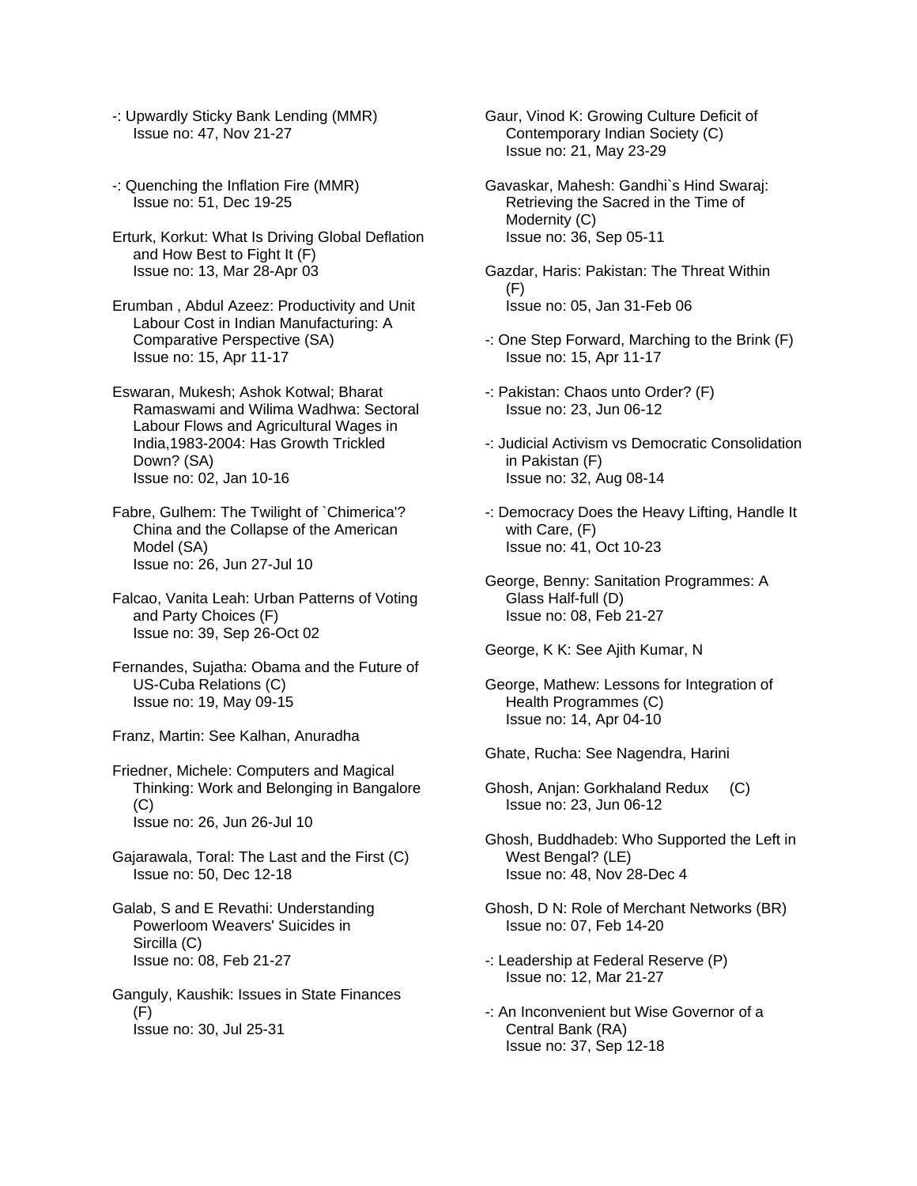-: Upwardly Sticky Bank Lending (MMR)
Issue no: 47, Nov 21-27

-: Quenching the Inflation Fire (MMR)
Issue no: 51, Dec 19-25

Erturk, Korkut: What Is Driving Global Deflation and How Best to Fight It (F)
Issue no: 13, Mar 28-Apr 03

Erumban , Abdul Azeez: Productivity and Unit Labour Cost in Indian Manufacturing: A Comparative Perspective (SA)
Issue no: 15, Apr 11-17

Eswaran, Mukesh; Ashok Kotwal; Bharat Ramaswami and Wilima Wadhwa: Sectoral Labour Flows and Agricultural Wages in India,1983-2004: Has Growth Trickled Down? (SA)
Issue no: 02, Jan 10-16

Fabre, Gulhem: The Twilight of `Chimerica'? China and the Collapse of the American Model (SA)
Issue no: 26, Jun 27-Jul 10

Falcao, Vanita Leah: Urban Patterns of Voting and Party Choices (F)
Issue no: 39, Sep 26-Oct 02

Fernandes, Sujatha: Obama and the Future of US-Cuba Relations (C)
Issue no: 19, May 09-15

Franz, Martin: See Kalhan, Anuradha

Friedner, Michele: Computers and Magical Thinking: Work and Belonging in Bangalore (C)
Issue no: 26, Jun 26-Jul 10

Gajarawala, Toral: The Last and the First (C)
Issue no: 50, Dec 12-18

Galab, S and E Revathi: Understanding Powerloom Weavers' Suicides in Sircilla (C)
Issue no: 08, Feb 21-27

Ganguly, Kaushik: Issues in State Finances (F)
Issue no: 30, Jul 25-31

Gaur, Vinod K: Growing Culture Deficit of Contemporary Indian Society (C)
Issue no: 21, May 23-29

Gavaskar, Mahesh: Gandhi`s Hind Swaraj: Retrieving the Sacred in the Time of Modernity (C)
Issue no: 36, Sep 05-11

Gazdar, Haris: Pakistan: The Threat Within (F)
Issue no: 05, Jan 31-Feb 06

-: One Step Forward, Marching to the Brink (F)
Issue no: 15, Apr 11-17

-: Pakistan: Chaos unto Order? (F)
Issue no: 23, Jun 06-12

-: Judicial Activism vs Democratic Consolidation in Pakistan (F)
Issue no: 32, Aug 08-14

-: Democracy Does the Heavy Lifting, Handle It with Care, (F)
Issue no: 41, Oct 10-23

George, Benny: Sanitation Programmes: A Glass Half-full (D)
Issue no: 08, Feb 21-27

George, K K: See Ajith Kumar, N

George, Mathew: Lessons for Integration of Health Programmes (C)
Issue no: 14, Apr 04-10

Ghate, Rucha: See Nagendra, Harini

Ghosh, Anjan: Gorkhaland Redux (C)
Issue no: 23, Jun 06-12

Ghosh, Buddhadeb: Who Supported the Left in West Bengal? (LE)
Issue no: 48, Nov 28-Dec 4

Ghosh, D N: Role of Merchant Networks (BR)
Issue no: 07, Feb 14-20

-: Leadership at Federal Reserve (P)
Issue no: 12, Mar 21-27

-: An Inconvenient but Wise Governor of a Central Bank (RA)
Issue no: 37, Sep 12-18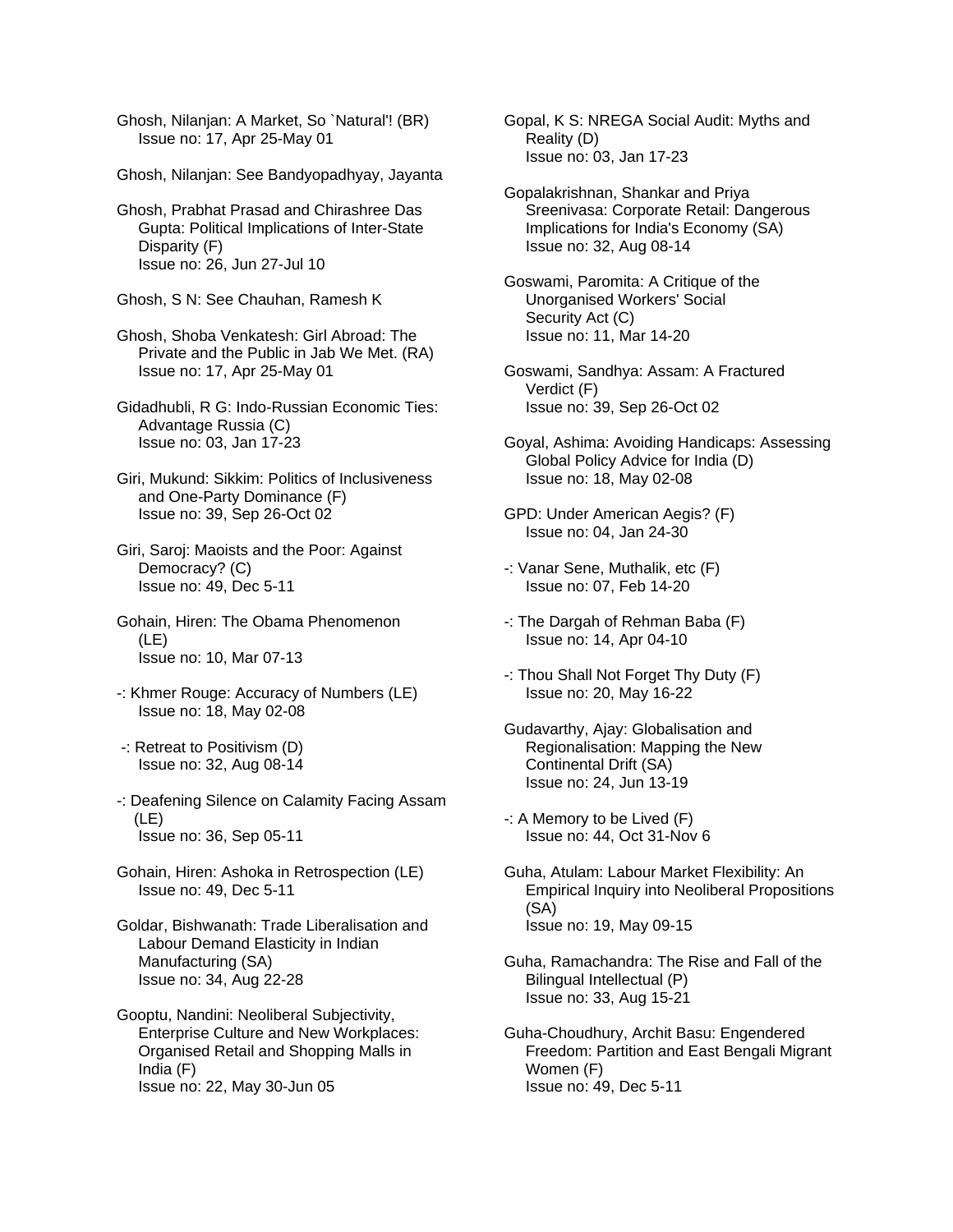Ghosh, Nilanjan: A Market, So `Natural'! (BR)
Issue no: 17, Apr 25-May 01

Ghosh, Nilanjan: See Bandyopadhyay, Jayanta

Ghosh, Prabhat Prasad and Chirashree Das Gupta: Political Implications of Inter-State Disparity (F)
Issue no: 26, Jun 27-Jul 10

Ghosh, S N: See Chauhan, Ramesh K

Ghosh, Shoba Venkatesh: Girl Abroad: The Private and the Public in Jab We Met. (RA)
Issue no: 17, Apr 25-May 01

Gidadhubli, R G: Indo-Russian Economic Ties: Advantage Russia (C)
Issue no: 03, Jan 17-23

Giri, Mukund: Sikkim: Politics of Inclusiveness and One-Party Dominance (F)
Issue no: 39, Sep 26-Oct 02

Giri, Saroj: Maoists and the Poor: Against Democracy? (C)
Issue no: 49, Dec 5-11

Gohain, Hiren: The Obama Phenomenon (LE)
Issue no: 10, Mar 07-13

-: Khmer Rouge: Accuracy of Numbers (LE)
Issue no: 18, May 02-08

-: Retreat to Positivism (D)
Issue no: 32, Aug 08-14

-: Deafening Silence on Calamity Facing Assam (LE)
Issue no: 36, Sep 05-11

Gohain, Hiren: Ashoka in Retrospection (LE)
Issue no: 49, Dec 5-11

Goldar, Bishwanath: Trade Liberalisation and Labour Demand Elasticity in Indian Manufacturing (SA)
Issue no: 34, Aug 22-28

Gooptu, Nandini: Neoliberal Subjectivity, Enterprise Culture and New Workplaces: Organised Retail and Shopping Malls in India (F)
Issue no: 22, May 30-Jun 05

Gopal, K S: NREGA Social Audit: Myths and Reality (D)
Issue no: 03, Jan 17-23

Gopalakrishnan, Shankar and Priya Sreenivasa: Corporate Retail: Dangerous Implications for India's Economy (SA)
Issue no: 32, Aug 08-14

Goswami, Paromita: A Critique of the Unorganised Workers' Social Security Act (C)
Issue no: 11, Mar 14-20

Goswami, Sandhya: Assam: A Fractured Verdict (F)
Issue no: 39, Sep 26-Oct 02

Goyal, Ashima: Avoiding Handicaps: Assessing Global Policy Advice for India (D)
Issue no: 18, May 02-08

GPD: Under American Aegis? (F)
Issue no: 04, Jan 24-30

-: Vanar Sene, Muthalik, etc (F)
Issue no: 07, Feb 14-20

-: The Dargah of Rehman Baba (F)
Issue no: 14, Apr 04-10

-: Thou Shall Not Forget Thy Duty (F)
Issue no: 20, May 16-22

Gudavarthy, Ajay: Globalisation and Regionalisation: Mapping the New Continental Drift (SA)
Issue no: 24, Jun 13-19

-: A Memory to be Lived (F)
Issue no: 44, Oct 31-Nov 6

Guha, Atulam: Labour Market Flexibility: An Empirical Inquiry into Neoliberal Propositions (SA)
Issue no: 19, May 09-15

Guha, Ramachandra: The Rise and Fall of the Bilingual Intellectual (P)
Issue no: 33, Aug 15-21

Guha-Choudhury, Archit Basu: Engendered Freedom: Partition and East Bengali Migrant Women (F)
Issue no: 49, Dec 5-11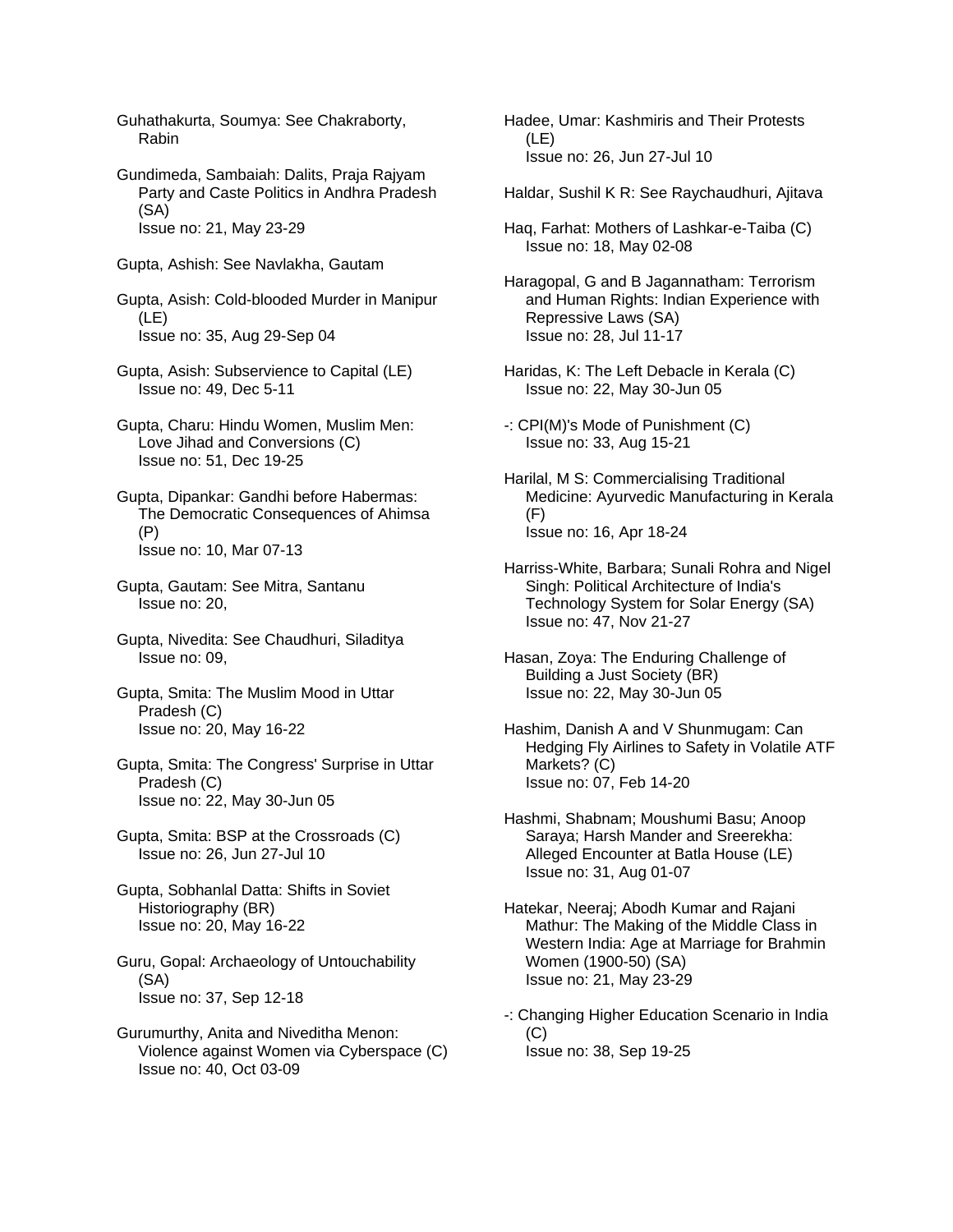Guhathakurta, Soumya: See Chakraborty, Rabin

Gundimeda, Sambaiah: Dalits, Praja Rajyam Party and Caste Politics in Andhra Pradesh (SA)
Issue no: 21, May 23-29

Gupta, Ashish: See Navlakha, Gautam

Gupta, Asish: Cold-blooded Murder in Manipur (LE)
Issue no: 35, Aug 29-Sep 04

Gupta, Asish: Subservience to Capital (LE)
Issue no: 49, Dec 5-11

Gupta, Charu: Hindu Women, Muslim Men: Love Jihad and Conversions (C)
Issue no: 51, Dec 19-25

Gupta, Dipankar: Gandhi before Habermas: The Democratic Consequences of Ahimsa (P)
Issue no: 10, Mar 07-13

Gupta, Gautam: See Mitra, Santanu
Issue no: 20,

Gupta, Nivedita: See Chaudhuri, Siladitya
Issue no: 09,

Gupta, Smita: The Muslim Mood in Uttar Pradesh (C)
Issue no: 20, May 16-22

Gupta, Smita: The Congress' Surprise in Uttar Pradesh (C)
Issue no: 22, May 30-Jun 05

Gupta, Smita: BSP at the Crossroads (C)
Issue no: 26, Jun 27-Jul 10

Gupta, Sobhanlal Datta: Shifts in Soviet Historiography (BR)
Issue no: 20, May 16-22

Guru, Gopal: Archaeology of Untouchability (SA)
Issue no: 37, Sep 12-18

Gurumurthy, Anita and Niveditha Menon: Violence against Women via Cyberspace (C)
Issue no: 40, Oct 03-09

Hadee, Umar: Kashmiris and Their Protests (LE)
Issue no: 26, Jun 27-Jul 10

Haldar, Sushil K R: See Raychaudhuri, Ajitava

Haq, Farhat: Mothers of Lashkar-e-Taiba (C)
Issue no: 18, May 02-08

Haragopal, G and B Jagannatham: Terrorism and Human Rights: Indian Experience with Repressive Laws (SA)
Issue no: 28, Jul 11-17

Haridas, K: The Left Debacle in Kerala (C)
Issue no: 22, May 30-Jun 05

-: CPI(M)'s Mode of Punishment (C)
Issue no: 33, Aug 15-21

Harilal, M S: Commercialising Traditional Medicine: Ayurvedic Manufacturing in Kerala (F)
Issue no: 16, Apr 18-24

Harriss-White, Barbara; Sunali Rohra and Nigel Singh: Political Architecture of India's Technology System for Solar Energy (SA)
Issue no: 47, Nov 21-27

Hasan, Zoya: The Enduring Challenge of Building a Just Society (BR)
Issue no: 22, May 30-Jun 05

Hashim, Danish A and V Shunmugam: Can Hedging Fly Airlines to Safety in Volatile ATF Markets? (C)
Issue no: 07, Feb 14-20

Hashmi, Shabnam; Moushumi Basu; Anoop Saraya; Harsh Mander and Sreerekha: Alleged Encounter at Batla House (LE)
Issue no: 31, Aug 01-07

Hatekar, Neeraj; Abodh Kumar and Rajani Mathur: The Making of the Middle Class in Western India: Age at Marriage for Brahmin Women (1900-50) (SA)
Issue no: 21, May 23-29

-: Changing Higher Education Scenario in India (C)
Issue no: 38, Sep 19-25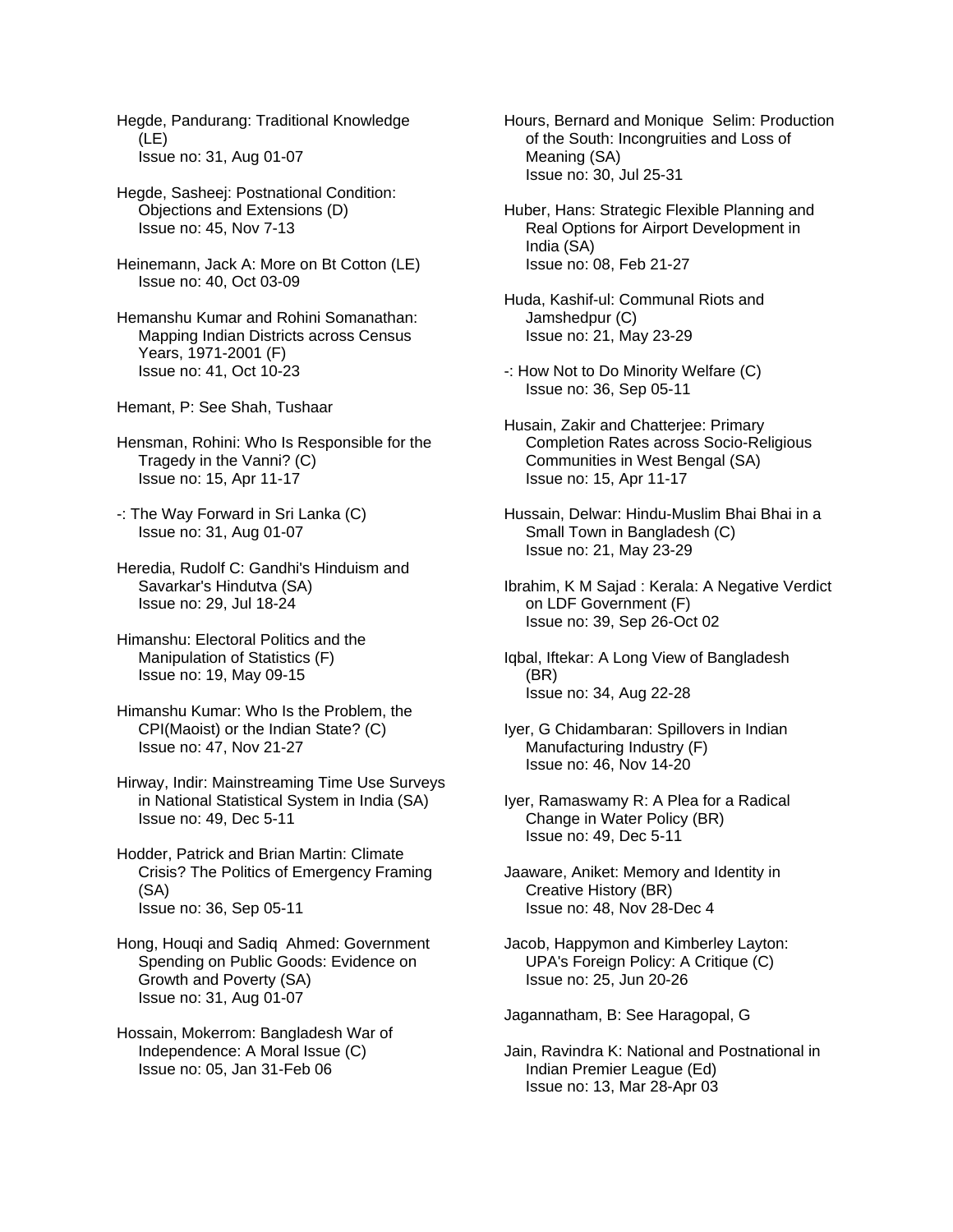Hegde, Pandurang: Traditional Knowledge (LE)
Issue no: 31, Aug 01-07

Hegde, Sasheej: Postnational Condition: Objections and Extensions (D)
Issue no: 45, Nov 7-13

Heinemann, Jack A: More on Bt Cotton (LE)
Issue no: 40, Oct 03-09

Hemanshu Kumar and Rohini Somanathan: Mapping Indian Districts across Census Years, 1971-2001 (F)
Issue no: 41, Oct 10-23

Hemant, P: See Shah, Tushaar

Hensman, Rohini: Who Is Responsible for the Tragedy in the Vanni? (C)
Issue no: 15, Apr 11-17

-: The Way Forward in Sri Lanka (C)
Issue no: 31, Aug 01-07

Heredia, Rudolf C: Gandhi's Hinduism and Savarkar's Hindutva (SA)
Issue no: 29, Jul 18-24

Himanshu: Electoral Politics and the Manipulation of Statistics (F)
Issue no: 19, May 09-15

Himanshu Kumar: Who Is the Problem, the CPI(Maoist) or the Indian State? (C)
Issue no: 47, Nov 21-27

Hirway, Indir: Mainstreaming Time Use Surveys in National Statistical System in India (SA)
Issue no: 49, Dec 5-11

Hodder, Patrick and Brian Martin: Climate Crisis? The Politics of Emergency Framing (SA)
Issue no: 36, Sep 05-11

Hong, Houqi and Sadiq Ahmed: Government Spending on Public Goods: Evidence on Growth and Poverty (SA)
Issue no: 31, Aug 01-07

Hossain, Mokerrom: Bangladesh War of Independence: A Moral Issue (C)
Issue no: 05, Jan 31-Feb 06

Hours, Bernard and Monique Selim: Production of the South: Incongruities and Loss of Meaning (SA)
Issue no: 30, Jul 25-31

Huber, Hans: Strategic Flexible Planning and Real Options for Airport Development in India (SA)
Issue no: 08, Feb 21-27

Huda, Kashif-ul: Communal Riots and Jamshedpur (C)
Issue no: 21, May 23-29

-: How Not to Do Minority Welfare (C)
Issue no: 36, Sep 05-11

Husain, Zakir and Chatterjee: Primary Completion Rates across Socio-Religious Communities in West Bengal (SA)
Issue no: 15, Apr 11-17

Hussain, Delwar: Hindu-Muslim Bhai Bhai in a Small Town in Bangladesh (C)
Issue no: 21, May 23-29

Ibrahim, K M Sajad : Kerala: A Negative Verdict on LDF Government (F)
Issue no: 39, Sep 26-Oct 02

Iqbal, Iftekar: A Long View of Bangladesh (BR)
Issue no: 34, Aug 22-28

Iyer, G Chidambaran: Spillovers in Indian Manufacturing Industry (F)
Issue no: 46, Nov 14-20

Iyer, Ramaswamy R: A Plea for a Radical Change in Water Policy (BR)
Issue no: 49, Dec 5-11

Jaaware, Aniket: Memory and Identity in Creative History (BR)
Issue no: 48, Nov 28-Dec 4

Jacob, Happymon and Kimberley Layton: UPA's Foreign Policy: A Critique (C)
Issue no: 25, Jun 20-26

Jagannatham, B: See Haragopal, G

Jain, Ravindra K: National and Postnational in Indian Premier League (Ed)
Issue no: 13, Mar 28-Apr 03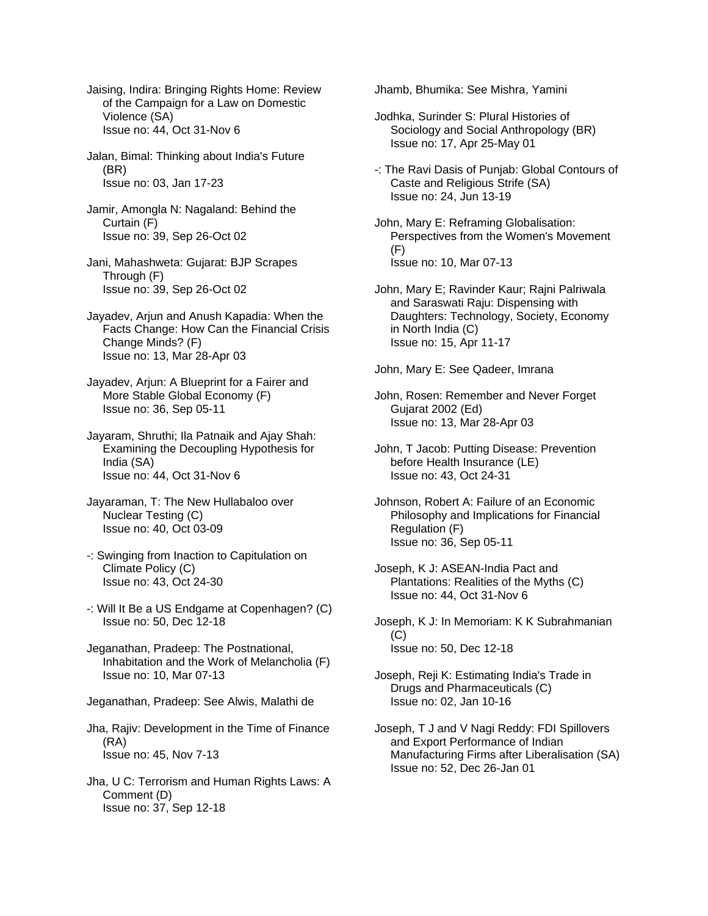Jaising, Indira: Bringing Rights Home: Review of the Campaign for a Law on Domestic Violence (SA)
Issue no: 44, Oct 31-Nov 6

Jalan, Bimal: Thinking about India's Future (BR)
Issue no: 03, Jan 17-23

Jamir, Amongla N: Nagaland: Behind the Curtain (F)
Issue no: 39, Sep 26-Oct 02

Jani, Mahashweta: Gujarat: BJP Scrapes Through (F)
Issue no: 39, Sep 26-Oct 02

Jayadev, Arjun and Anush Kapadia: When the Facts Change: How Can the Financial Crisis Change Minds? (F)
Issue no: 13, Mar 28-Apr 03

Jayadev, Arjun: A Blueprint for a Fairer and More Stable Global Economy (F)
Issue no: 36, Sep 05-11

Jayaram, Shruthi; Ila Patnaik and Ajay Shah: Examining the Decoupling Hypothesis for India (SA)
Issue no: 44, Oct 31-Nov 6

Jayaraman, T: The New Hullabaloo over Nuclear Testing (C)
Issue no: 40, Oct 03-09

-: Swinging from Inaction to Capitulation on Climate Policy (C)
Issue no: 43, Oct 24-30

-: Will It Be a US Endgame at Copenhagen? (C)
Issue no: 50, Dec 12-18

Jeganathan, Pradeep: The Postnational, Inhabitation and the Work of Melancholia (F)
Issue no: 10, Mar 07-13

Jeganathan, Pradeep: See Alwis, Malathi de

Jha, Rajiv: Development in the Time of Finance (RA)
Issue no: 45, Nov 7-13

Jha, U C: Terrorism and Human Rights Laws: A Comment (D)
Issue no: 37, Sep 12-18

Jhamb, Bhumika: See Mishra, Yamini

Jodhka, Surinder S: Plural Histories of Sociology and Social Anthropology (BR)
Issue no: 17, Apr 25-May 01

-: The Ravi Dasis of Punjab: Global Contours of Caste and Religious Strife (SA)
Issue no: 24, Jun 13-19

John, Mary E: Reframing Globalisation: Perspectives from the Women's Movement (F)
Issue no: 10, Mar 07-13

John, Mary E; Ravinder Kaur; Rajni Palriwala and Saraswati Raju: Dispensing with Daughters: Technology, Society, Economy in North India (C)
Issue no: 15, Apr 11-17

John, Mary E: See Qadeer, Imrana

John, Rosen: Remember and Never Forget Gujarat 2002 (Ed)
Issue no: 13, Mar 28-Apr 03

John, T Jacob: Putting Disease: Prevention before Health Insurance (LE)
Issue no: 43, Oct 24-31

Johnson, Robert A: Failure of an Economic Philosophy and Implications for Financial Regulation (F)
Issue no: 36, Sep 05-11

Joseph, K J: ASEAN-India Pact and Plantations: Realities of the Myths (C)
Issue no: 44, Oct 31-Nov 6

Joseph, K J: In Memoriam: K K Subrahmanian (C)
Issue no: 50, Dec 12-18

Joseph, Reji K: Estimating India's Trade in Drugs and Pharmaceuticals (C)
Issue no: 02, Jan 10-16

Joseph, T J and V Nagi Reddy: FDI Spillovers and Export Performance of Indian Manufacturing Firms after Liberalisation (SA)
Issue no: 52, Dec 26-Jan 01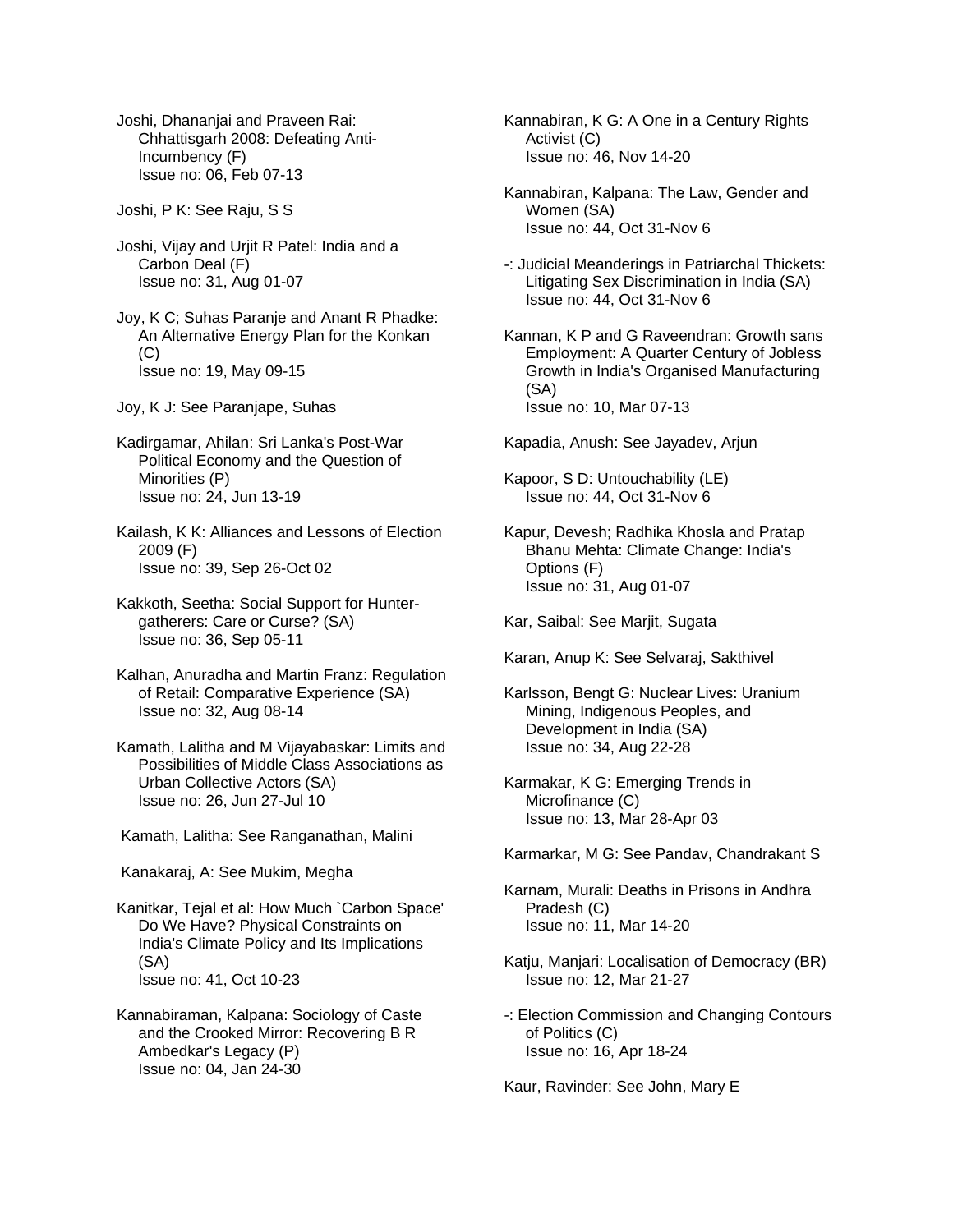Joshi, Dhananjai and Praveen Rai: Chhattisgarh 2008: Defeating Anti-Incumbency (F)
Issue no: 06, Feb 07-13

Joshi, P K: See Raju, S S

Joshi, Vijay and Urjit R Patel: India and a Carbon Deal (F)
Issue no: 31, Aug 01-07

Joy, K C; Suhas Paranje and Anant R Phadke: An Alternative Energy Plan for the Konkan (C)
Issue no: 19, May 09-15

Joy, K J: See Paranjape, Suhas

Kadirgamar, Ahilan: Sri Lanka's Post-War Political Economy and the Question of Minorities (P)
Issue no: 24, Jun 13-19

Kailash, K K: Alliances and Lessons of Election 2009 (F)
Issue no: 39, Sep 26-Oct 02

Kakkoth, Seetha: Social Support for Hunter-gatherers: Care or Curse? (SA)
Issue no: 36, Sep 05-11

Kalhan, Anuradha and Martin Franz: Regulation of Retail: Comparative Experience (SA)
Issue no: 32, Aug 08-14

Kamath, Lalitha and M Vijayabaskar: Limits and Possibilities of Middle Class Associations as Urban Collective Actors (SA)
Issue no: 26, Jun 27-Jul 10

Kamath, Lalitha: See Ranganathan, Malini

Kanakaraj, A: See Mukim, Megha

Kanitkar, Tejal et al: How Much `Carbon Space' Do We Have? Physical Constraints on India's Climate Policy and Its Implications (SA)
Issue no: 41, Oct 10-23

Kannabiraman, Kalpana: Sociology of Caste and the Crooked Mirror: Recovering B R Ambedkar's Legacy (P)
Issue no: 04, Jan 24-30

Kannabiran, K G: A One in a Century Rights Activist (C)
Issue no: 46, Nov 14-20

Kannabiran, Kalpana: The Law, Gender and Women (SA)
Issue no: 44, Oct 31-Nov 6

-: Judicial Meanderings in Patriarchal Thickets: Litigating Sex Discrimination in India (SA)
Issue no: 44, Oct 31-Nov 6

Kannan, K P and G Raveendran: Growth sans Employment: A Quarter Century of Jobless Growth in India's Organised Manufacturing (SA)
Issue no: 10, Mar 07-13

Kapadia, Anush: See Jayadev, Arjun

Kapoor, S D: Untouchability (LE)
Issue no: 44, Oct 31-Nov 6

Kapur, Devesh; Radhika Khosla and Pratap Bhanu Mehta: Climate Change: India's Options (F)
Issue no: 31, Aug 01-07

Kar, Saibal: See Marjit, Sugata

Karan, Anup K: See Selvaraj, Sakthivel

Karlsson, Bengt G: Nuclear Lives: Uranium Mining, Indigenous Peoples, and Development in India (SA)
Issue no: 34, Aug 22-28

Karmakar, K G: Emerging Trends in Microfinance (C)
Issue no: 13, Mar 28-Apr 03

Karmarkar, M G: See Pandav, Chandrakant S

Karnam, Murali: Deaths in Prisons in Andhra Pradesh (C)
Issue no: 11, Mar 14-20

Katju, Manjari: Localisation of Democracy (BR)
Issue no: 12, Mar 21-27

-: Election Commission and Changing Contours of Politics (C)
Issue no: 16, Apr 18-24

Kaur, Ravinder: See John, Mary E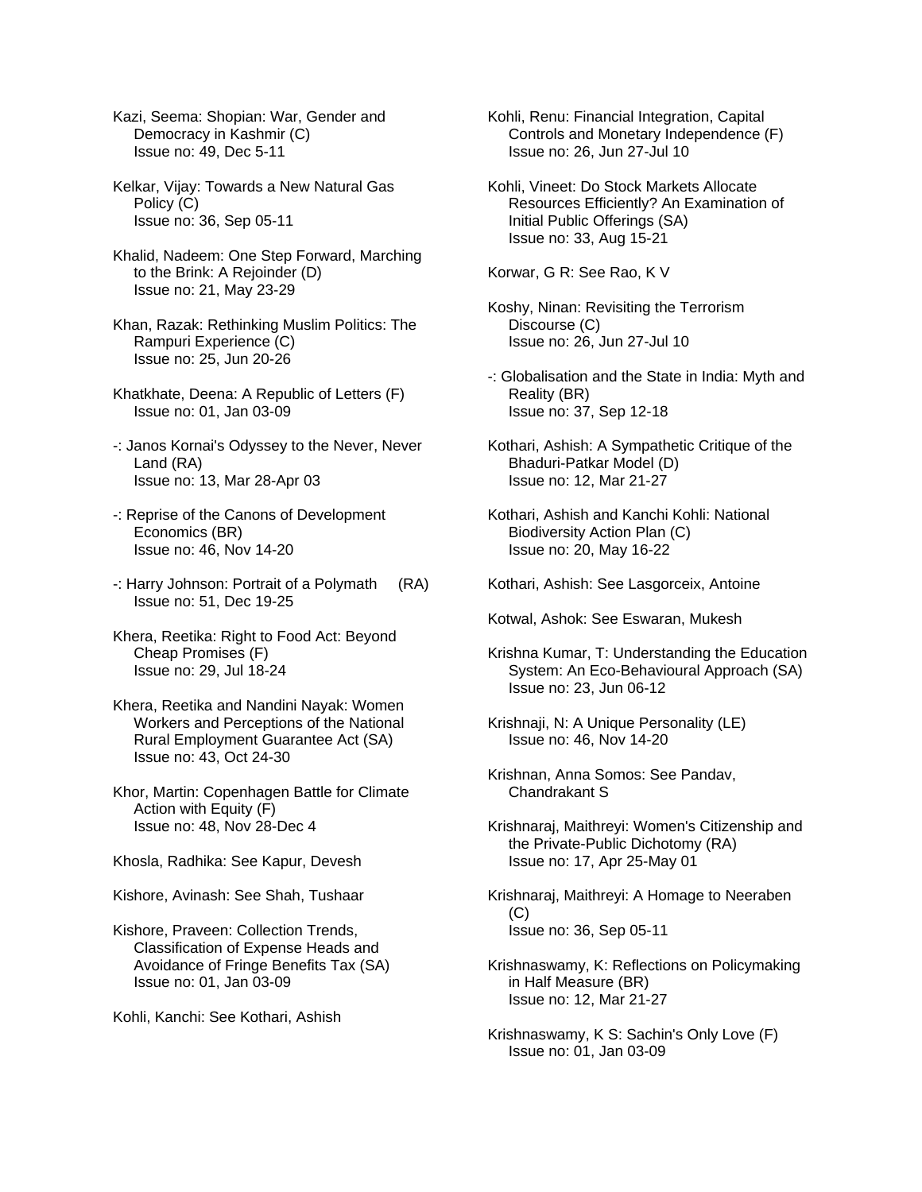Kazi, Seema: Shopian: War, Gender and Democracy in Kashmir (C)
Issue no: 49, Dec 5-11

Kelkar, Vijay: Towards a New Natural Gas Policy (C)
Issue no: 36, Sep 05-11

Khalid, Nadeem: One Step Forward, Marching to the Brink: A Rejoinder (D)
Issue no: 21, May 23-29

Khan, Razak: Rethinking Muslim Politics: The Rampuri Experience (C)
Issue no: 25, Jun 20-26

Khatkhate, Deena: A Republic of Letters (F)
Issue no: 01, Jan 03-09

-: Janos Kornai's Odyssey to the Never, Never Land (RA)
Issue no: 13, Mar 28-Apr 03

-: Reprise of the Canons of Development Economics (BR)
Issue no: 46, Nov 14-20

-: Harry Johnson: Portrait of a Polymath (RA)
Issue no: 51, Dec 19-25

Khera, Reetika: Right to Food Act: Beyond Cheap Promises (F)
Issue no: 29, Jul 18-24

Khera, Reetika and Nandini Nayak: Women Workers and Perceptions of the National Rural Employment Guarantee Act (SA)
Issue no: 43, Oct 24-30

Khor, Martin: Copenhagen Battle for Climate Action with Equity (F)
Issue no: 48, Nov 28-Dec 4

Khosla, Radhika: See Kapur, Devesh

Kishore, Avinash: See Shah, Tushaar

Kishore, Praveen: Collection Trends, Classification of Expense Heads and Avoidance of Fringe Benefits Tax (SA)
Issue no: 01, Jan 03-09

Kohli, Kanchi: See Kothari, Ashish

Kohli, Renu: Financial Integration, Capital Controls and Monetary Independence (F)
Issue no: 26, Jun 27-Jul 10

Kohli, Vineet: Do Stock Markets Allocate Resources Efficiently? An Examination of Initial Public Offerings (SA)
Issue no: 33, Aug 15-21

Korwar, G R: See Rao, K V

Koshy, Ninan: Revisiting the Terrorism Discourse (C)
Issue no: 26, Jun 27-Jul 10

-: Globalisation and the State in India: Myth and Reality (BR)
Issue no: 37, Sep 12-18

Kothari, Ashish: A Sympathetic Critique of the Bhaduri-Patkar Model (D)
Issue no: 12, Mar 21-27

Kothari, Ashish and Kanchi Kohli: National Biodiversity Action Plan (C)
Issue no: 20, May 16-22

Kothari, Ashish: See Lasgorceix, Antoine

Kotwal, Ashok: See Eswaran, Mukesh

Krishna Kumar, T: Understanding the Education System: An Eco-Behavioural Approach (SA)
Issue no: 23, Jun 06-12

Krishnaji, N: A Unique Personality (LE)
Issue no: 46, Nov 14-20

Krishnan, Anna Somos: See Pandav, Chandrakant S

Krishnaraj, Maithreyi: Women's Citizenship and the Private-Public Dichotomy (RA)
Issue no: 17, Apr 25-May 01

Krishnaraj, Maithreyi: A Homage to Neeraben (C)
Issue no: 36, Sep 05-11

Krishnaswamy, K: Reflections on Policymaking in Half Measure (BR)
Issue no: 12, Mar 21-27

Krishnaswamy, K S: Sachin's Only Love (F)
Issue no: 01, Jan 03-09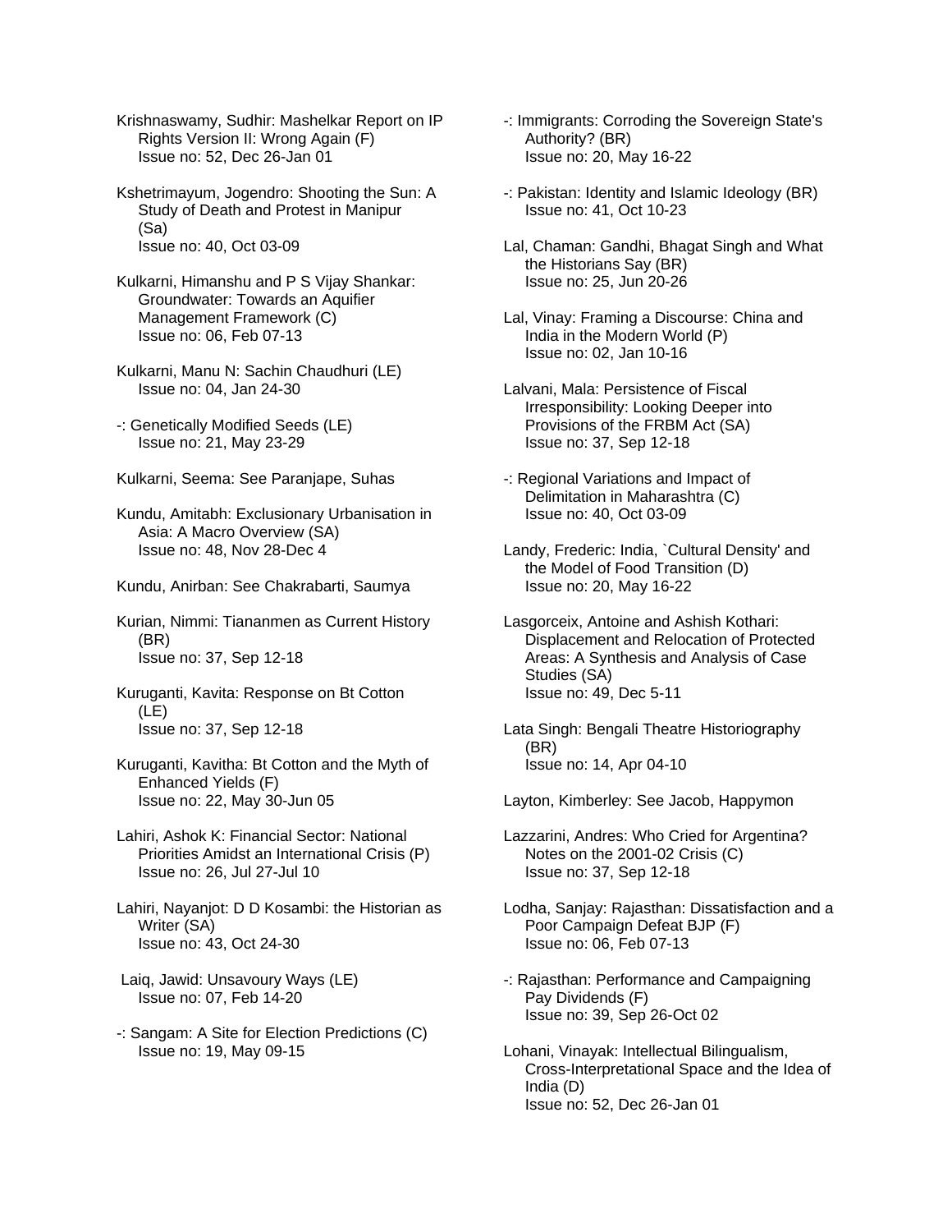Krishnaswamy, Sudhir: Mashelkar Report on IP Rights Version II: Wrong Again (F)
Issue no: 52, Dec 26-Jan 01

Kshetrimayum, Jogendro: Shooting the Sun: A Study of Death and Protest in Manipur (Sa)
Issue no: 40, Oct 03-09

Kulkarni, Himanshu and P S Vijay Shankar: Groundwater: Towards an Aquifier Management Framework (C)
Issue no: 06, Feb 07-13

Kulkarni, Manu N: Sachin Chaudhuri (LE)
Issue no: 04, Jan 24-30

-: Genetically Modified Seeds (LE)
Issue no: 21, May 23-29

Kulkarni, Seema: See Paranjape, Suhas

Kundu, Amitabh: Exclusionary Urbanisation in Asia: A Macro Overview (SA)
Issue no: 48, Nov 28-Dec 4

Kundu, Anirban: See Chakrabarti, Saumya

Kurian, Nimmi: Tiananmen as Current History (BR)
Issue no: 37, Sep 12-18

Kuruganti, Kavita: Response on Bt Cotton (LE)
Issue no: 37, Sep 12-18

Kuruganti, Kavitha: Bt Cotton and the Myth of Enhanced Yields (F)
Issue no: 22, May 30-Jun 05

Lahiri, Ashok K: Financial Sector: National Priorities Amidst an International Crisis (P)
Issue no: 26, Jul 27-Jul 10

Lahiri, Nayanjot: D D Kosambi: the Historian as Writer (SA)
Issue no: 43, Oct 24-30

Laiq, Jawid: Unsavoury Ways (LE)
Issue no: 07, Feb 14-20

-: Sangam: A Site for Election Predictions (C)
Issue no: 19, May 09-15

-: Immigrants: Corroding the Sovereign State's Authority? (BR)
Issue no: 20, May 16-22

-: Pakistan: Identity and Islamic Ideology (BR)
Issue no: 41, Oct 10-23

Lal, Chaman: Gandhi, Bhagat Singh and What the Historians Say (BR)
Issue no: 25, Jun 20-26

Lal, Vinay: Framing a Discourse: China and India in the Modern World (P)
Issue no: 02, Jan 10-16

Lalvani, Mala: Persistence of Fiscal Irresponsibility: Looking Deeper into Provisions of the FRBM Act (SA)
Issue no: 37, Sep 12-18

-: Regional Variations and Impact of Delimitation in Maharashtra (C)
Issue no: 40, Oct 03-09

Landy, Frederic: India, `Cultural Density' and the Model of Food Transition (D)
Issue no: 20, May 16-22

Lasgorceix, Antoine and Ashish Kothari: Displacement and Relocation of Protected Areas: A Synthesis and Analysis of Case Studies (SA)
Issue no: 49, Dec 5-11

Lata Singh: Bengali Theatre Historiography (BR)
Issue no: 14, Apr 04-10

Layton, Kimberley: See Jacob, Happymon

Lazzarini, Andres: Who Cried for Argentina? Notes on the 2001-02 Crisis (C)
Issue no: 37, Sep 12-18

Lodha, Sanjay: Rajasthan: Dissatisfaction and a Poor Campaign Defeat BJP (F)
Issue no: 06, Feb 07-13

-: Rajasthan: Performance and Campaigning Pay Dividends (F)
Issue no: 39, Sep 26-Oct 02

Lohani, Vinayak: Intellectual Bilingualism, Cross-Interpretational Space and the Idea of India (D)
Issue no: 52, Dec 26-Jan 01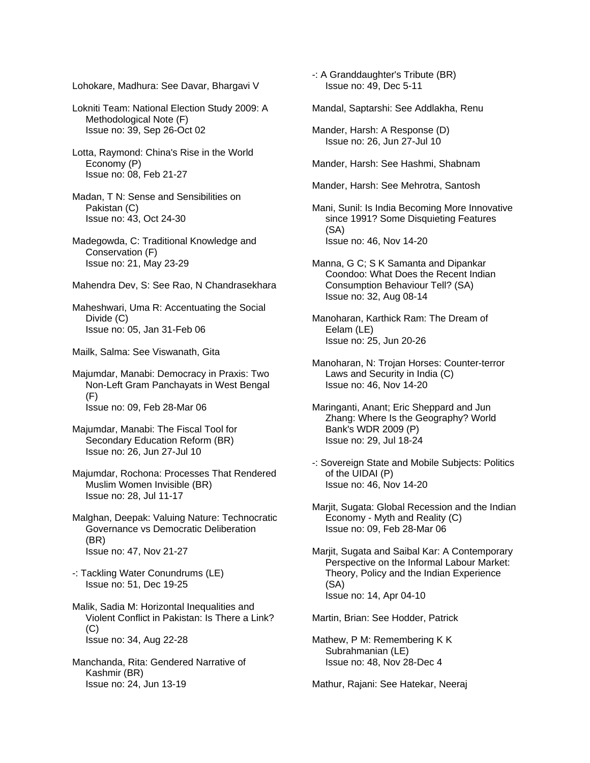Lohokare, Madhura: See Davar, Bhargavi V

Lokniti Team: National Election Study 2009: A Methodological Note (F)
Issue no: 39, Sep 26-Oct 02

Lotta, Raymond: China's Rise in the World Economy (P)
Issue no: 08, Feb 21-27

Madan, T N: Sense and Sensibilities on Pakistan (C)
Issue no: 43, Oct 24-30

Madegowda, C: Traditional Knowledge and Conservation (F)
Issue no: 21, May 23-29

Mahendra Dev, S: See Rao, N Chandrasekhara

Maheshwari, Uma R: Accentuating the Social Divide (C)
Issue no: 05, Jan 31-Feb 06

Mailk, Salma: See Viswanath, Gita

Majumdar, Manabi: Democracy in Praxis: Two Non-Left Gram Panchayats in West Bengal (F)
Issue no: 09, Feb 28-Mar 06

Majumdar, Manabi: The Fiscal Tool for Secondary Education Reform (BR)
Issue no: 26, Jun 27-Jul 10

Majumdar, Rochona: Processes That Rendered Muslim Women Invisible (BR)
Issue no: 28, Jul 11-17

Malghan, Deepak: Valuing Nature: Technocratic Governance vs Democratic Deliberation (BR)
Issue no: 47, Nov 21-27

-: Tackling Water Conundrums (LE)
Issue no: 51, Dec 19-25

Malik, Sadia M: Horizontal Inequalities and Violent Conflict in Pakistan: Is There a Link? (C)
Issue no: 34, Aug 22-28

Manchanda, Rita: Gendered Narrative of Kashmir (BR)
Issue no: 24, Jun 13-19

-: A Granddaughter's Tribute (BR)
Issue no: 49, Dec 5-11

Mandal, Saptarshi: See Addlakha, Renu

Mander, Harsh: A Response (D)
Issue no: 26, Jun 27-Jul 10

Mander, Harsh: See Hashmi, Shabnam

Mander, Harsh: See Mehrotra, Santosh

Mani, Sunil: Is India Becoming More Innovative since 1991? Some Disquieting Features (SA)
Issue no: 46, Nov 14-20

Manna, G C; S K Samanta and Dipankar Coondoo: What Does the Recent Indian Consumption Behaviour Tell? (SA)
Issue no: 32, Aug 08-14

Manoharan, Karthick Ram: The Dream of Eelam (LE)
Issue no: 25, Jun 20-26

Manoharan, N: Trojan Horses: Counter-terror Laws and Security in India (C)
Issue no: 46, Nov 14-20

Maringanti, Anant; Eric Sheppard and Jun Zhang: Where Is the Geography? World Bank's WDR 2009 (P)
Issue no: 29, Jul 18-24

-: Sovereign State and Mobile Subjects: Politics of the UIDAI (P)
Issue no: 46, Nov 14-20

Marjit, Sugata: Global Recession and the Indian Economy - Myth and Reality (C)
Issue no: 09, Feb 28-Mar 06

Marjit, Sugata and Saibal Kar: A Contemporary Perspective on the Informal Labour Market: Theory, Policy and the Indian Experience (SA)
Issue no: 14, Apr 04-10

Martin, Brian: See Hodder, Patrick

Mathew, P M: Remembering K K Subrahmanian (LE)
Issue no: 48, Nov 28-Dec 4

Mathur, Rajani: See Hatekar, Neeraj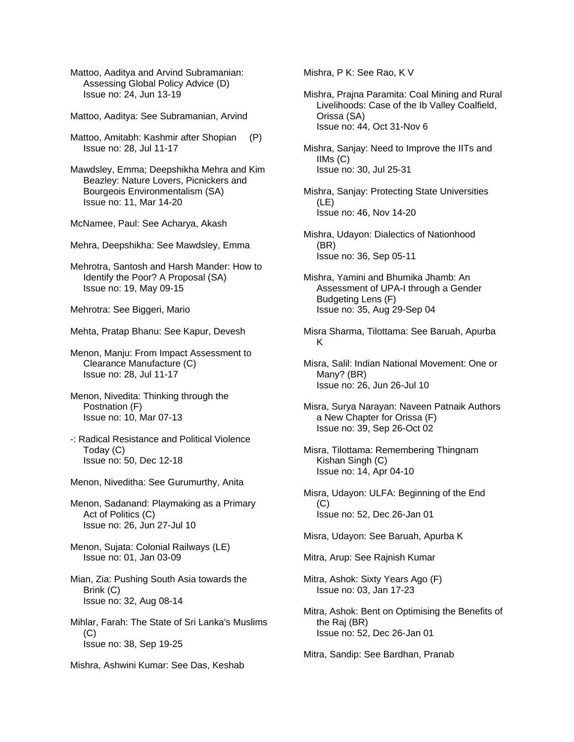Mattoo, Aaditya and Arvind Subramanian: Assessing Global Policy Advice (D)
Issue no: 24, Jun 13-19

Mattoo, Aaditya: See Subramanian, Arvind

Mattoo, Amitabh: Kashmir after Shopian (P)
Issue no: 28, Jul 11-17

Mawdsley, Emma; Deepshikha Mehra and Kim Beazley: Nature Lovers, Picnickers and Bourgeois Environmentalism (SA)
Issue no: 11, Mar 14-20

McNamee, Paul: See Acharya, Akash

Mehra, Deepshikha: See Mawdsley, Emma

Mehrotra, Santosh and Harsh Mander: How to Identify the Poor? A Proposal (SA)
Issue no: 19, May 09-15

Mehrotra: See Biggeri, Mario

Mehta, Pratap Bhanu: See Kapur, Devesh

Menon, Manju: From Impact Assessment to Clearance Manufacture (C)
Issue no: 28, Jul 11-17

Menon, Nivedita: Thinking through the Postnation (F)
Issue no: 10, Mar 07-13

-: Radical Resistance and Political Violence Today (C)
Issue no: 50, Dec 12-18

Menon, Niveditha: See Gurumurthy, Anita

Menon, Sadanand: Playmaking as a Primary Act of Politics (C)
Issue no: 26, Jun 27-Jul 10

Menon, Sujata: Colonial Railways (LE)
Issue no: 01, Jan 03-09

Mian, Zia: Pushing South Asia towards the Brink (C)
Issue no: 32, Aug 08-14

Mihlar, Farah: The State of Sri Lanka's Muslims (C)
Issue no: 38, Sep 19-25

Mishra, Ashwini Kumar: See Das, Keshab

Mishra, P K: See Rao, K V

Mishra, Prajna Paramita: Coal Mining and Rural Livelihoods: Case of the Ib Valley Coalfield, Orissa (SA)
Issue no: 44, Oct 31-Nov 6

Mishra, Sanjay: Need to Improve the IITs and IIMs (C)
Issue no: 30, Jul 25-31

Mishra, Sanjay: Protecting State Universities (LE)
Issue no: 46, Nov 14-20

Mishra, Udayon: Dialectics of Nationhood (BR)
Issue no: 36, Sep 05-11

Mishra, Yamini and Bhumika Jhamb: An Assessment of UPA-I through a Gender Budgeting Lens (F)
Issue no: 35, Aug 29-Sep 04

Misra Sharma, Tilottama: See Baruah, Apurba K

Misra, Salil: Indian National Movement: One or Many? (BR)
Issue no: 26, Jun 26-Jul 10

Misra, Surya Narayan: Naveen Patnaik Authors a New Chapter for Orissa (F)
Issue no: 39, Sep 26-Oct 02

Misra, Tilottama: Remembering Thingnam Kishan Singh (C)
Issue no: 14, Apr 04-10

Misra, Udayon: ULFA: Beginning of the End (C)
Issue no: 52, Dec 26-Jan 01

Misra, Udayon: See Baruah, Apurba K

Mitra, Arup: See Rajnish Kumar

Mitra, Ashok: Sixty Years Ago (F)
Issue no: 03, Jan 17-23

Mitra, Ashok: Bent on Optimising the Benefits of the Raj (BR)
Issue no: 52, Dec 26-Jan 01

Mitra, Sandip: See Bardhan, Pranab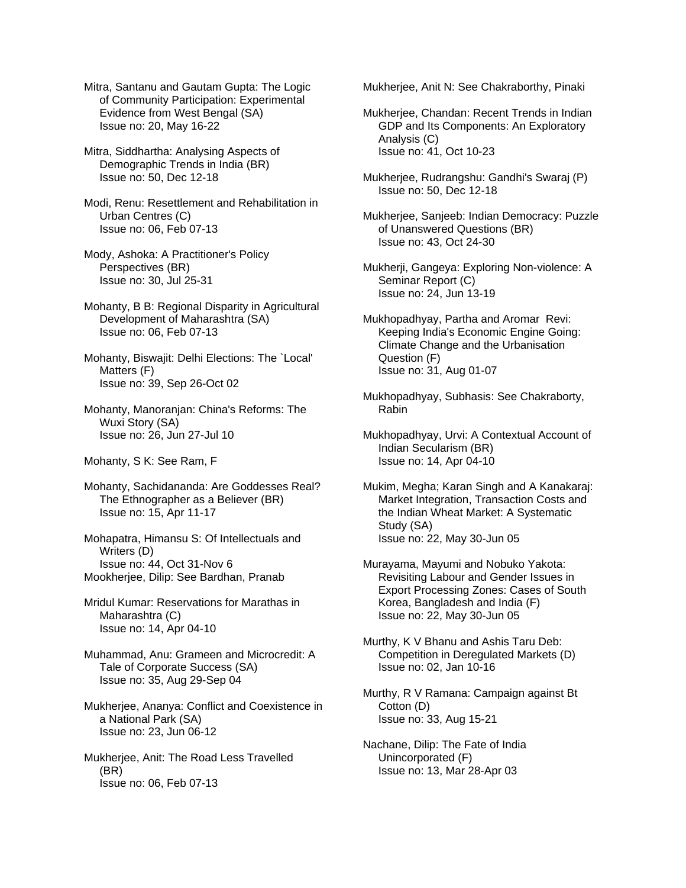Mitra, Santanu and Gautam Gupta: The Logic of Community Participation: Experimental Evidence from West Bengal (SA)
Issue no: 20, May 16-22

Mitra, Siddhartha: Analysing Aspects of Demographic Trends in India (BR)
Issue no: 50, Dec 12-18

Modi, Renu: Resettlement and Rehabilitation in Urban Centres (C)
Issue no: 06, Feb 07-13

Mody, Ashoka: A Practitioner's Policy Perspectives (BR)
Issue no: 30, Jul 25-31

Mohanty, B B: Regional Disparity in Agricultural Development of Maharashtra (SA)
Issue no: 06, Feb 07-13

Mohanty, Biswajit: Delhi Elections: The `Local' Matters (F)
Issue no: 39, Sep 26-Oct 02

Mohanty, Manoranjan: China's Reforms: The Wuxi Story (SA)
Issue no: 26, Jun 27-Jul 10

Mohanty, S K: See Ram, F

Mohanty, Sachidananda: Are Goddesses Real? The Ethnographer as a Believer (BR)
Issue no: 15, Apr 11-17

Mohapatra, Himansu S: Of Intellectuals and Writers (D)
Issue no: 44, Oct 31-Nov 6

Mookherjee, Dilip: See Bardhan, Pranab

Mridul Kumar: Reservations for Marathas in Maharashtra (C)
Issue no: 14, Apr 04-10

Muhammad, Anu: Grameen and Microcredit: A Tale of Corporate Success (SA)
Issue no: 35, Aug 29-Sep 04

Mukherjee, Ananya: Conflict and Coexistence in a National Park (SA)
Issue no: 23, Jun 06-12

Mukherjee, Anit: The Road Less Travelled (BR)
Issue no: 06, Feb 07-13

Mukherjee, Anit N: See Chakraborthy, Pinaki

Mukherjee, Chandan: Recent Trends in Indian GDP and Its Components: An Exploratory Analysis (C)
Issue no: 41, Oct 10-23

Mukherjee, Rudrangshu: Gandhi's Swaraj (P)
Issue no: 50, Dec 12-18

Mukherjee, Sanjeeb: Indian Democracy: Puzzle of Unanswered Questions (BR)
Issue no: 43, Oct 24-30

Mukherji, Gangeya: Exploring Non-violence: A Seminar Report (C)
Issue no: 24, Jun 13-19

Mukhopadhyay, Partha and Aromar Revi: Keeping India's Economic Engine Going: Climate Change and the Urbanisation Question (F)
Issue no: 31, Aug 01-07

Mukhopadhyay, Subhasis: See Chakraborty, Rabin

Mukhopadhyay, Urvi: A Contextual Account of Indian Secularism (BR)
Issue no: 14, Apr 04-10

Mukim, Megha; Karan Singh and A Kanakaraj: Market Integration, Transaction Costs and the Indian Wheat Market: A Systematic Study (SA)
Issue no: 22, May 30-Jun 05

Murayama, Mayumi and Nobuko Yakota: Revisiting Labour and Gender Issues in Export Processing Zones: Cases of South Korea, Bangladesh and India (F)
Issue no: 22, May 30-Jun 05

Murthy, K V Bhanu and Ashis Taru Deb: Competition in Deregulated Markets (D)
Issue no: 02, Jan 10-16

Murthy, R V Ramana: Campaign against Bt Cotton (D)
Issue no: 33, Aug 15-21

Nachane, Dilip: The Fate of India Unincorporated (F)
Issue no: 13, Mar 28-Apr 03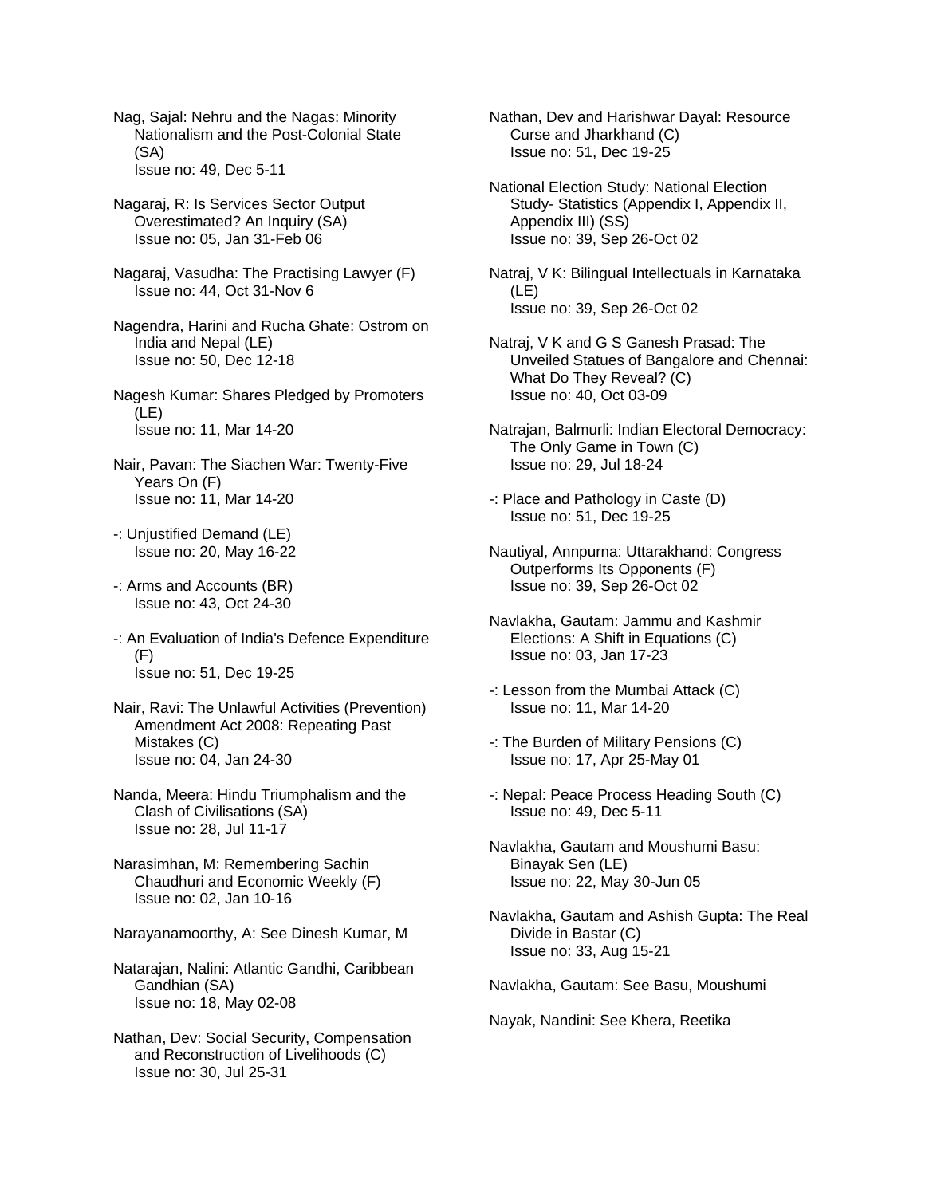Nag, Sajal: Nehru and the Nagas: Minority Nationalism and the Post-Colonial State (SA)
Issue no: 49, Dec 5-11

Nagaraj, R: Is Services Sector Output Overestimated? An Inquiry (SA)
Issue no: 05, Jan 31-Feb 06

Nagaraj, Vasudha: The Practising Lawyer (F)
Issue no: 44, Oct 31-Nov 6

Nagendra, Harini and Rucha Ghate: Ostrom on India and Nepal (LE)
Issue no: 50, Dec 12-18

Nagesh Kumar: Shares Pledged by Promoters (LE)
Issue no: 11, Mar 14-20

Nair, Pavan: The Siachen War: Twenty-Five Years On (F)
Issue no: 11, Mar 14-20

-: Unjustified Demand (LE)
Issue no: 20, May 16-22

-: Arms and Accounts (BR)
Issue no: 43, Oct 24-30

-: An Evaluation of India's Defence Expenditure (F)
Issue no: 51, Dec 19-25

Nair, Ravi: The Unlawful Activities (Prevention) Amendment Act 2008: Repeating Past Mistakes (C)
Issue no: 04, Jan 24-30

Nanda, Meera: Hindu Triumphalism and the Clash of Civilisations (SA)
Issue no: 28, Jul 11-17

Narasimhan, M: Remembering Sachin Chaudhuri and Economic Weekly (F)
Issue no: 02, Jan 10-16

Narayanamoorthy, A: See Dinesh Kumar, M

Natarajan, Nalini: Atlantic Gandhi, Caribbean Gandhian (SA)
Issue no: 18, May 02-08

Nathan, Dev: Social Security, Compensation and Reconstruction of Livelihoods (C)
Issue no: 30, Jul 25-31

Nathan, Dev and Harishwar Dayal: Resource Curse and Jharkhand (C)
Issue no: 51, Dec 19-25

National Election Study: National Election Study- Statistics (Appendix I, Appendix II, Appendix III) (SS)
Issue no: 39, Sep 26-Oct 02

Natraj, V K: Bilingual Intellectuals in Karnataka (LE)
Issue no: 39, Sep 26-Oct 02

Natraj, V K and G S Ganesh Prasad: The Unveiled Statues of Bangalore and Chennai: What Do They Reveal? (C)
Issue no: 40, Oct 03-09

Natrajan, Balmurli: Indian Electoral Democracy: The Only Game in Town (C)
Issue no: 29, Jul 18-24

-: Place and Pathology in Caste (D)
Issue no: 51, Dec 19-25

Nautiyal, Annpurna: Uttarakhand: Congress Outperforms Its Opponents (F)
Issue no: 39, Sep 26-Oct 02

Navlakha, Gautam: Jammu and Kashmir Elections: A Shift in Equations (C)
Issue no: 03, Jan 17-23

-: Lesson from the Mumbai Attack (C)
Issue no: 11, Mar 14-20

-: The Burden of Military Pensions (C)
Issue no: 17, Apr 25-May 01

-: Nepal: Peace Process Heading South (C)
Issue no: 49, Dec 5-11

Navlakha, Gautam and Moushumi Basu: Binayak Sen (LE)
Issue no: 22, May 30-Jun 05

Navlakha, Gautam and Ashish Gupta: The Real Divide in Bastar (C)
Issue no: 33, Aug 15-21

Navlakha, Gautam: See Basu, Moushumi

Nayak, Nandini: See Khera, Reetika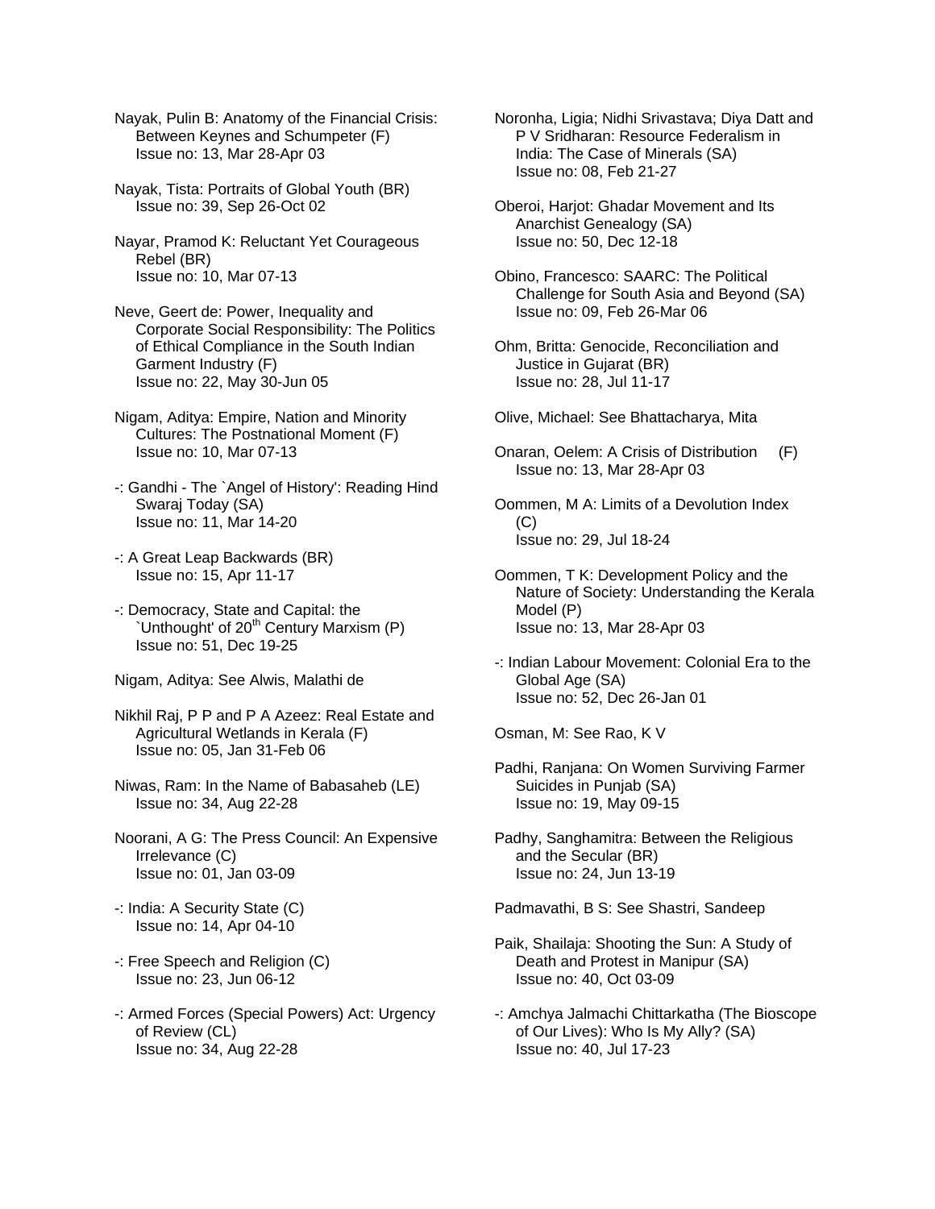Nayak, Pulin B: Anatomy of the Financial Crisis: Between Keynes and Schumpeter (F)
Issue no: 13, Mar 28-Apr 03

Nayak, Tista: Portraits of Global Youth (BR)
Issue no: 39, Sep 26-Oct 02

Nayar, Pramod K: Reluctant Yet Courageous Rebel (BR)
Issue no: 10, Mar 07-13

Neve, Geert de: Power, Inequality and Corporate Social Responsibility: The Politics of Ethical Compliance in the South Indian Garment Industry (F)
Issue no: 22, May 30-Jun 05

Nigam, Aditya: Empire, Nation and Minority Cultures: The Postnational Moment (F)
Issue no: 10, Mar 07-13

-: Gandhi - The `Angel of History': Reading Hind Swaraj Today (SA)
Issue no: 11, Mar 14-20

-: A Great Leap Backwards (BR)
Issue no: 15, Apr 11-17

-: Democracy, State and Capital: the `Unthought' of 20th Century Marxism (P)
Issue no: 51, Dec 19-25

Nigam, Aditya: See Alwis, Malathi de

Nikhil Raj, P P and P A Azeez: Real Estate and Agricultural Wetlands in Kerala (F)
Issue no: 05, Jan 31-Feb 06

Niwas, Ram: In the Name of Babasaheb (LE)
Issue no: 34, Aug 22-28

Noorani, A G: The Press Council: An Expensive Irrelevance (C)
Issue no: 01, Jan 03-09

-: India: A Security State (C)
Issue no: 14, Apr 04-10

-: Free Speech and Religion (C)
Issue no: 23, Jun 06-12

-: Armed Forces (Special Powers) Act: Urgency of Review (CL)
Issue no: 34, Aug 22-28

Noronha, Ligia; Nidhi Srivastava; Diya Datt and P V Sridharan: Resource Federalism in India: The Case of Minerals (SA)
Issue no: 08, Feb 21-27

Oberoi, Harjot: Ghadar Movement and Its Anarchist Genealogy (SA)
Issue no: 50, Dec 12-18

Obino, Francesco: SAARC: The Political Challenge for South Asia and Beyond (SA)
Issue no: 09, Feb 26-Mar 06

Ohm, Britta: Genocide, Reconciliation and Justice in Gujarat (BR)
Issue no: 28, Jul 11-17

Olive, Michael: See Bhattacharya, Mita

Onaran, Oelem: A Crisis of Distribution (F)
Issue no: 13, Mar 28-Apr 03

Oommen, M A: Limits of a Devolution Index (C)
Issue no: 29, Jul 18-24

Oommen, T K: Development Policy and the Nature of Society: Understanding the Kerala Model (P)
Issue no: 13, Mar 28-Apr 03

-: Indian Labour Movement: Colonial Era to the Global Age (SA)
Issue no: 52, Dec 26-Jan 01

Osman, M: See Rao, K V

Padhi, Ranjana: On Women Surviving Farmer Suicides in Punjab (SA)
Issue no: 19, May 09-15

Padhy, Sanghamitra: Between the Religious and the Secular (BR)
Issue no: 24, Jun 13-19

Padmavathi, B S: See Shastri, Sandeep

Paik, Shailaja: Shooting the Sun: A Study of Death and Protest in Manipur (SA)
Issue no: 40, Oct 03-09

-: Amchya Jalmachi Chittarkatha (The Bioscope of Our Lives): Who Is My Ally? (SA)
Issue no: 40, Jul 17-23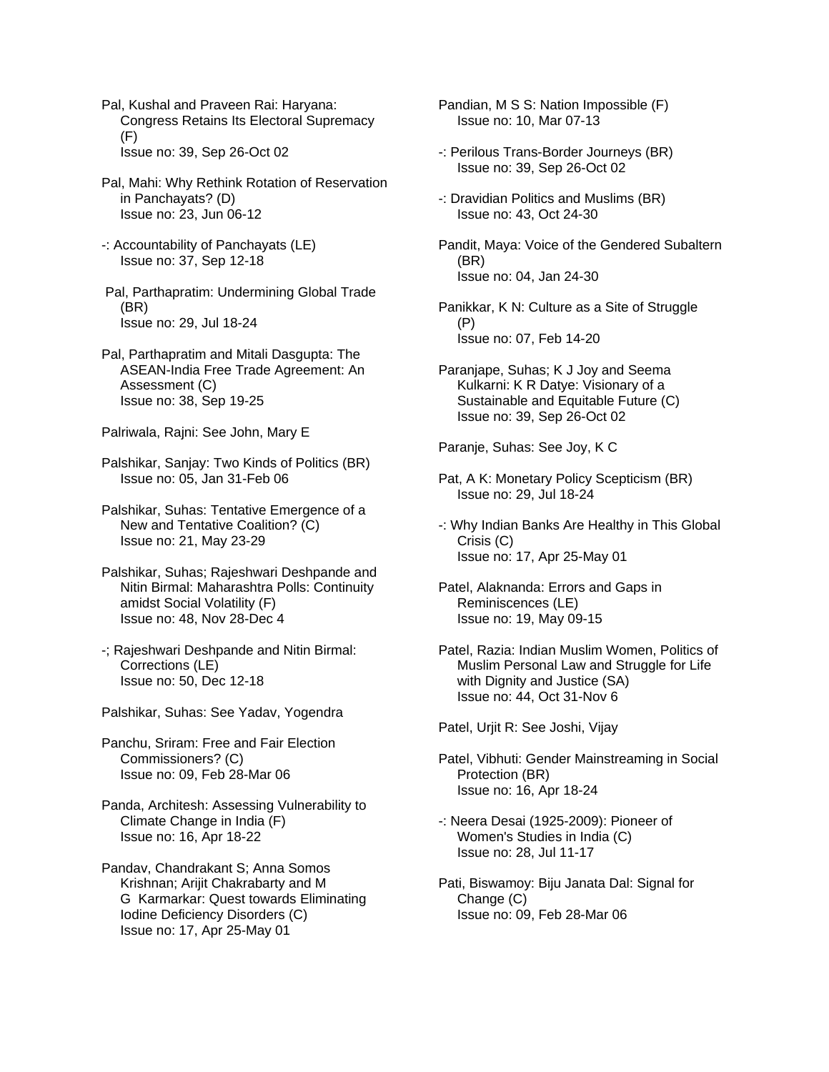Pal, Kushal and Praveen Rai: Haryana: Congress Retains Its Electoral Supremacy (F)
Issue no: 39, Sep 26-Oct 02

Pal, Mahi: Why Rethink Rotation of Reservation in Panchayats? (D)
Issue no: 23, Jun 06-12

-: Accountability of Panchayats (LE)
Issue no: 37, Sep 12-18

Pal, Parthapratim: Undermining Global Trade (BR)
Issue no: 29, Jul 18-24

Pal, Parthapratim and Mitali Dasgupta: The ASEAN-India Free Trade Agreement: An Assessment (C)
Issue no: 38, Sep 19-25

Palriwala, Rajni: See John, Mary E

Palshikar, Sanjay: Two Kinds of Politics (BR)
Issue no: 05, Jan 31-Feb 06

Palshikar, Suhas: Tentative Emergence of a New and Tentative Coalition? (C)
Issue no: 21, May 23-29

Palshikar, Suhas; Rajeshwari Deshpande and Nitin Birmal: Maharashtra Polls: Continuity amidst Social Volatility (F)
Issue no: 48, Nov 28-Dec 4

-; Rajeshwari Deshpande and Nitin Birmal: Corrections (LE)
Issue no: 50, Dec 12-18

Palshikar, Suhas: See Yadav, Yogendra

Panchu, Sriram: Free and Fair Election Commissioners? (C)
Issue no: 09, Feb 28-Mar 06

Panda, Architesh: Assessing Vulnerability to Climate Change in India (F)
Issue no: 16, Apr 18-22

Pandav, Chandrakant S; Anna Somos Krishnan; Arijit Chakrabarty and M G Karmarkar: Quest towards Eliminating Iodine Deficiency Disorders (C)
Issue no: 17, Apr 25-May 01

Pandian, M S S: Nation Impossible (F)
Issue no: 10, Mar 07-13

-: Perilous Trans-Border Journeys (BR)
Issue no: 39, Sep 26-Oct 02

-: Dravidian Politics and Muslims (BR)
Issue no: 43, Oct 24-30

Pandit, Maya: Voice of the Gendered Subaltern (BR)
Issue no: 04, Jan 24-30

Panikkar, K N: Culture as a Site of Struggle (P)
Issue no: 07, Feb 14-20

Paranjape, Suhas; K J Joy and Seema Kulkarni: K R Datye: Visionary of a Sustainable and Equitable Future (C)
Issue no: 39, Sep 26-Oct 02

Paranje, Suhas: See Joy, K C

Pat, A K: Monetary Policy Scepticism (BR)
Issue no: 29, Jul 18-24

-: Why Indian Banks Are Healthy in This Global Crisis (C)
Issue no: 17, Apr 25-May 01

Patel, Alaknanda: Errors and Gaps in Reminiscences (LE)
Issue no: 19, May 09-15

Patel, Razia: Indian Muslim Women, Politics of Muslim Personal Law and Struggle for Life with Dignity and Justice (SA)
Issue no: 44, Oct 31-Nov 6

Patel, Urjit R: See Joshi, Vijay

Patel, Vibhuti: Gender Mainstreaming in Social Protection (BR)
Issue no: 16, Apr 18-24

-: Neera Desai (1925-2009): Pioneer of Women's Studies in India (C)
Issue no: 28, Jul 11-17

Pati, Biswamoy: Biju Janata Dal: Signal for Change (C)
Issue no: 09, Feb 28-Mar 06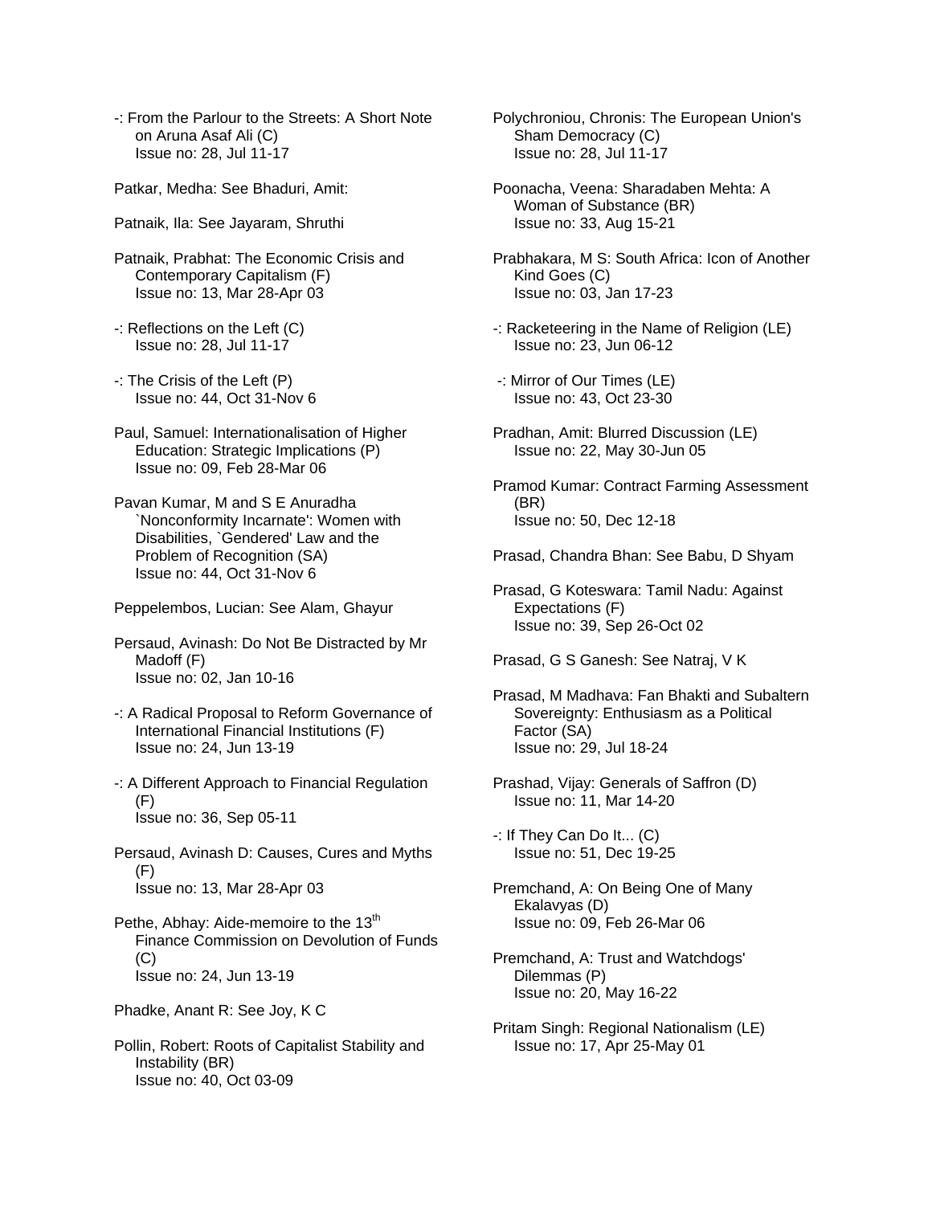-: From the Parlour to the Streets: A Short Note on Aruna Asaf Ali (C)
Issue no: 28, Jul 11-17

Patkar, Medha: See Bhaduri, Amit:

Patnaik, Ila: See Jayaram, Shruthi

Patnaik, Prabhat: The Economic Crisis and Contemporary Capitalism (F)
Issue no: 13, Mar 28-Apr 03

-: Reflections on the Left (C)
Issue no: 28, Jul 11-17

-: The Crisis of the Left (P)
Issue no: 44, Oct 31-Nov 6

Paul, Samuel: Internationalisation of Higher Education: Strategic Implications (P)
Issue no: 09, Feb 28-Mar 06

Pavan Kumar, M and S E Anuradha `Nonconformity Incarnate': Women with Disabilities, `Gendered' Law and the Problem of Recognition (SA)
Issue no: 44, Oct 31-Nov 6

Peppelembos, Lucian: See Alam, Ghayur

Persaud, Avinash: Do Not Be Distracted by Mr Madoff (F)
Issue no: 02, Jan 10-16

-: A Radical Proposal to Reform Governance of International Financial Institutions (F)
Issue no: 24, Jun 13-19

-: A Different Approach to Financial Regulation (F)
Issue no: 36, Sep 05-11

Persaud, Avinash D: Causes, Cures and Myths (F)
Issue no: 13, Mar 28-Apr 03

Pethe, Abhay: Aide-memoire to the 13th Finance Commission on Devolution of Funds (C)
Issue no: 24, Jun 13-19

Phadke, Anant R: See Joy, K C

Pollin, Robert: Roots of Capitalist Stability and Instability (BR)
Issue no: 40, Oct 03-09

Polychroniou, Chronis: The European Union's Sham Democracy (C)
Issue no: 28, Jul 11-17

Poonacha, Veena: Sharadaben Mehta: A Woman of Substance (BR)
Issue no: 33, Aug 15-21

Prabhakara, M S: South Africa: Icon of Another Kind Goes (C)
Issue no: 03, Jan 17-23

-: Racketeering in the Name of Religion (LE)
Issue no: 23, Jun 06-12

-: Mirror of Our Times (LE)
Issue no: 43, Oct 23-30

Pradhan, Amit: Blurred Discussion (LE)
Issue no: 22, May 30-Jun 05

Pramod Kumar: Contract Farming Assessment (BR)
Issue no: 50, Dec 12-18

Prasad, Chandra Bhan: See Babu, D Shyam

Prasad, G Koteswara: Tamil Nadu: Against Expectations (F)
Issue no: 39, Sep 26-Oct 02

Prasad, G S Ganesh: See Natraj, V K

Prasad, M Madhava: Fan Bhakti and Subaltern Sovereignty: Enthusiasm as a Political Factor (SA)
Issue no: 29, Jul 18-24

Prashad, Vijay: Generals of Saffron (D)
Issue no: 11, Mar 14-20

-: If They Can Do It... (C)
Issue no: 51, Dec 19-25

Premchand, A: On Being One of Many Ekalavyas (D)
Issue no: 09, Feb 26-Mar 06

Premchand, A: Trust and Watchdogs' Dilemmas (P)
Issue no: 20, May 16-22

Pritam Singh: Regional Nationalism (LE)
Issue no: 17, Apr 25-May 01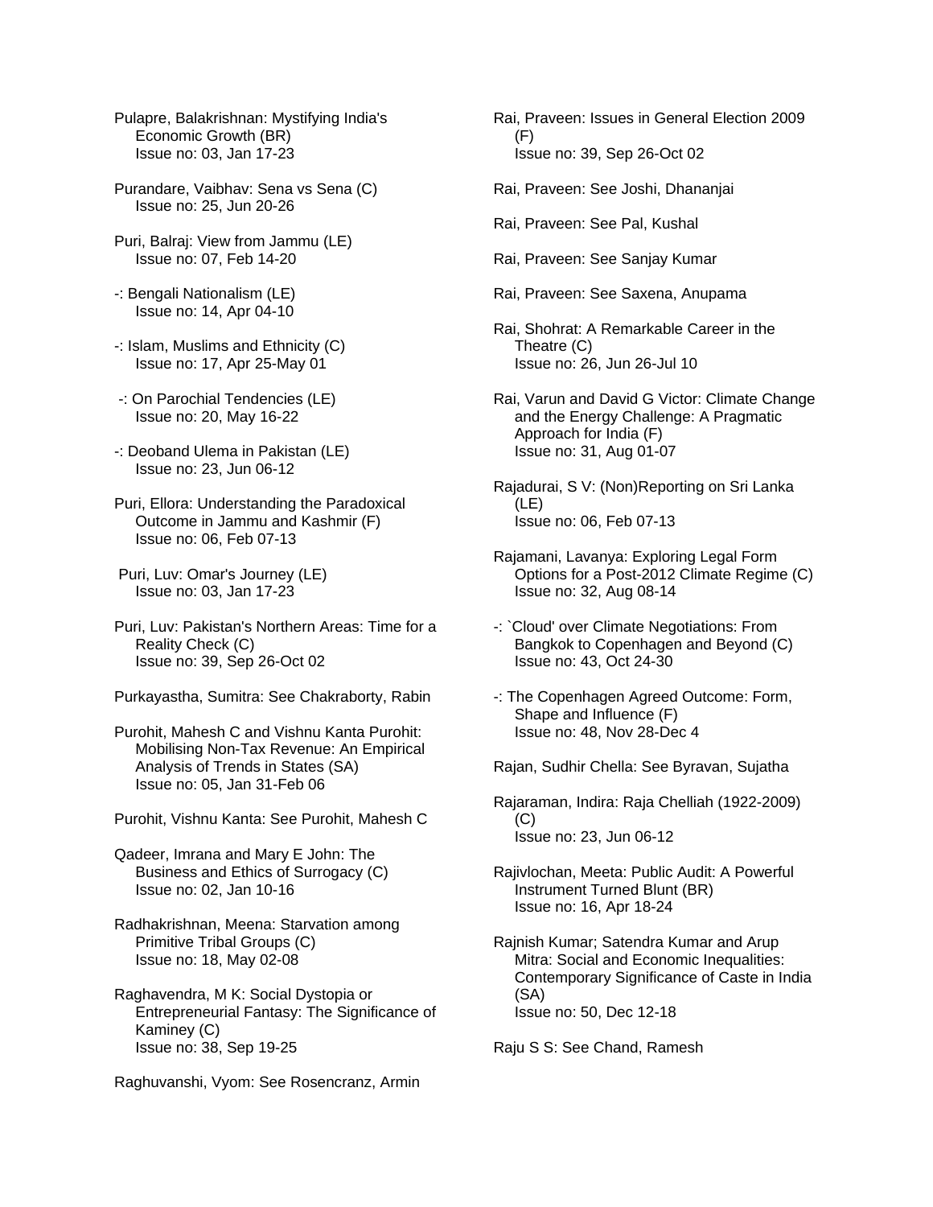Pulapre, Balakrishnan: Mystifying India's Economic Growth (BR)
Issue no: 03, Jan 17-23

Purandare, Vaibhav: Sena vs Sena (C)
Issue no: 25, Jun 20-26

Puri, Balraj: View from Jammu (LE)
Issue no: 07, Feb 14-20

-: Bengali Nationalism (LE)
Issue no: 14, Apr 04-10

-: Islam, Muslims and Ethnicity (C)
Issue no: 17, Apr 25-May 01

-: On Parochial Tendencies (LE)
Issue no: 20, May 16-22

-: Deoband Ulema in Pakistan (LE)
Issue no: 23, Jun 06-12

Puri, Ellora: Understanding the Paradoxical Outcome in Jammu and Kashmir (F)
Issue no: 06, Feb 07-13

Puri, Luv: Omar's Journey (LE)
Issue no: 03, Jan 17-23

Puri, Luv: Pakistan's Northern Areas: Time for a Reality Check (C)
Issue no: 39, Sep 26-Oct 02

Purkayastha, Sumitra: See Chakraborty, Rabin

Purohit, Mahesh C and Vishnu Kanta Purohit: Mobilising Non-Tax Revenue: An Empirical Analysis of Trends in States (SA)
Issue no: 05, Jan 31-Feb 06

Purohit, Vishnu Kanta: See Purohit, Mahesh C

Qadeer, Imrana and Mary E John: The Business and Ethics of Surrogacy (C)
Issue no: 02, Jan 10-16

Radhakrishnan, Meena: Starvation among Primitive Tribal Groups (C)
Issue no: 18, May 02-08

Raghavendra, M K: Social Dystopia or Entrepreneurial Fantasy: The Significance of Kaminey (C)
Issue no: 38, Sep 19-25

Raghuvanshi, Vyom: See Rosencranz, Armin

Rai, Praveen: Issues in General Election 2009 (F)
Issue no: 39, Sep 26-Oct 02

Rai, Praveen: See Joshi, Dhananjai

Rai, Praveen: See Pal, Kushal

Rai, Praveen: See Sanjay Kumar

Rai, Praveen: See Saxena, Anupama

Rai, Shohrat: A Remarkable Career in the Theatre (C)
Issue no: 26, Jun 26-Jul 10

Rai, Varun and David G Victor: Climate Change and the Energy Challenge: A Pragmatic Approach for India (F)
Issue no: 31, Aug 01-07

Rajadurai, S V: (Non)Reporting on Sri Lanka (LE)
Issue no: 06, Feb 07-13

Rajamani, Lavanya: Exploring Legal Form Options for a Post-2012 Climate Regime (C)
Issue no: 32, Aug 08-14

-: `Cloud' over Climate Negotiations: From Bangkok to Copenhagen and Beyond (C)
Issue no: 43, Oct 24-30

-: The Copenhagen Agreed Outcome: Form, Shape and Influence (F)
Issue no: 48, Nov 28-Dec 4

Rajan, Sudhir Chella: See Byravan, Sujatha

Rajaraman, Indira: Raja Chelliah (1922-2009) (C)
Issue no: 23, Jun 06-12

Rajivlochan, Meeta: Public Audit: A Powerful Instrument Turned Blunt (BR)
Issue no: 16, Apr 18-24

Rajnish Kumar; Satendra Kumar and Arup Mitra: Social and Economic Inequalities: Contemporary Significance of Caste in India (SA)
Issue no: 50, Dec 12-18

Raju S S: See Chand, Ramesh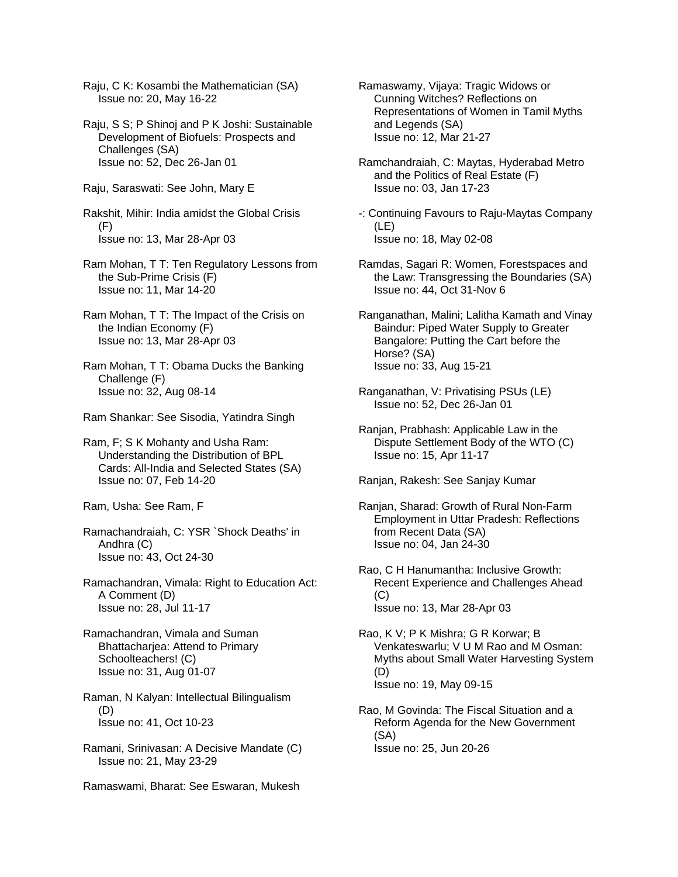Raju, C K: Kosambi the Mathematician (SA)
Issue no: 20, May 16-22

Raju, S S; P Shinoj and P K Joshi: Sustainable Development of Biofuels: Prospects and Challenges (SA)
Issue no: 52, Dec 26-Jan 01

Raju, Saraswati: See John, Mary E

Rakshit, Mihir: India amidst the Global Crisis (F)
Issue no: 13, Mar 28-Apr 03

Ram Mohan, T T: Ten Regulatory Lessons from the Sub-Prime Crisis (F)
Issue no: 11, Mar 14-20

Ram Mohan, T T: The Impact of the Crisis on the Indian Economy (F)
Issue no: 13, Mar 28-Apr 03

Ram Mohan, T T: Obama Ducks the Banking Challenge (F)
Issue no: 32, Aug 08-14

Ram Shankar: See Sisodia, Yatindra Singh

Ram, F; S K Mohanty and Usha Ram: Understanding the Distribution of BPL Cards: All-India and Selected States (SA)
Issue no: 07, Feb 14-20

Ram, Usha: See Ram, F

Ramachandraiah, C: YSR `Shock Deaths' in Andhra (C)
Issue no: 43, Oct 24-30

Ramachandran, Vimala: Right to Education Act: A Comment (D)
Issue no: 28, Jul 11-17

Ramachandran, Vimala and Suman Bhattacharjea: Attend to Primary Schoolteachers! (C)
Issue no: 31, Aug 01-07

Raman, N Kalyan: Intellectual Bilingualism (D)
Issue no: 41, Oct 10-23

Ramani, Srinivasan: A Decisive Mandate (C)
Issue no: 21, May 23-29

Ramaswami, Bharat: See Eswaran, Mukesh

Ramaswamy, Vijaya: Tragic Widows or Cunning Witches? Reflections on Representations of Women in Tamil Myths and Legends (SA)
Issue no: 12, Mar 21-27

Ramchandraiah, C: Maytas, Hyderabad Metro and the Politics of Real Estate (F)
Issue no: 03, Jan 17-23

-: Continuing Favours to Raju-Maytas Company (LE)
Issue no: 18, May 02-08

Ramdas, Sagari R: Women, Forestspaces and the Law: Transgressing the Boundaries (SA)
Issue no: 44, Oct 31-Nov 6

Ranganathan, Malini; Lalitha Kamath and Vinay Baindur: Piped Water Supply to Greater Bangalore: Putting the Cart before the Horse? (SA)
Issue no: 33, Aug 15-21

Ranganathan, V: Privatising PSUs (LE)
Issue no: 52, Dec 26-Jan 01

Ranjan, Prabhash: Applicable Law in the Dispute Settlement Body of the WTO (C)
Issue no: 15, Apr 11-17

Ranjan, Rakesh: See Sanjay Kumar

Ranjan, Sharad: Growth of Rural Non-Farm Employment in Uttar Pradesh: Reflections from Recent Data (SA)
Issue no: 04, Jan 24-30

Rao, C H Hanumantha: Inclusive Growth: Recent Experience and Challenges Ahead (C)
Issue no: 13, Mar 28-Apr 03

Rao, K V; P K Mishra; G R Korwar; B Venkateswarlu; V U M Rao and M Osman: Myths about Small Water Harvesting System (D)
Issue no: 19, May 09-15

Rao, M Govinda: The Fiscal Situation and a Reform Agenda for the New Government (SA)
Issue no: 25, Jun 20-26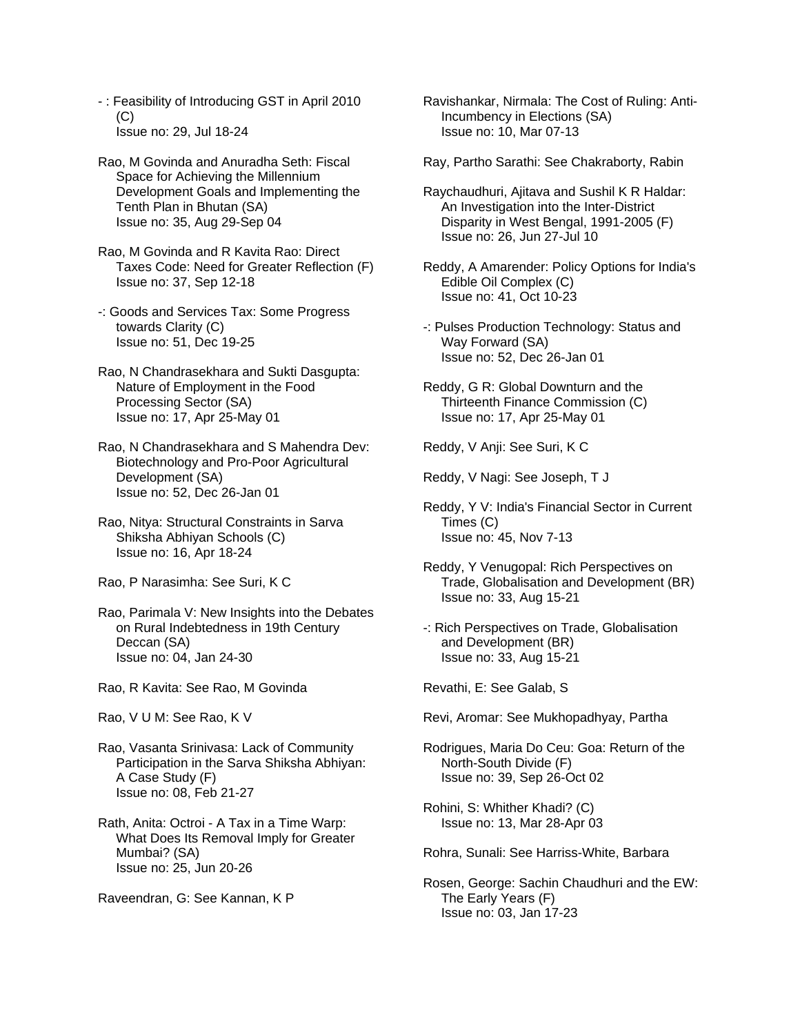- : Feasibility of Introducing GST in April 2010 (C)
Issue no: 29, Jul 18-24

Rao, M Govinda and Anuradha Seth: Fiscal Space for Achieving the Millennium Development Goals and Implementing the Tenth Plan in Bhutan (SA)
Issue no: 35, Aug 29-Sep 04

Rao, M Govinda and R Kavita Rao: Direct Taxes Code: Need for Greater Reflection (F)
Issue no: 37, Sep 12-18

-: Goods and Services Tax: Some Progress towards Clarity (C)
Issue no: 51, Dec 19-25

Rao, N Chandrasekhara and Sukti Dasgupta: Nature of Employment in the Food Processing Sector (SA)
Issue no: 17, Apr 25-May 01

Rao, N Chandrasekhara and S Mahendra Dev: Biotechnology and Pro-Poor Agricultural Development (SA)
Issue no: 52, Dec 26-Jan 01

Rao, Nitya: Structural Constraints in Sarva Shiksha Abhiyan Schools (C)
Issue no: 16, Apr 18-24

Rao, P Narasimha: See Suri, K C

Rao, Parimala V: New Insights into the Debates on Rural Indebtedness in 19th Century Deccan (SA)
Issue no: 04, Jan 24-30

Rao, R Kavita: See Rao, M Govinda

Rao, V U M: See Rao, K V

Rao, Vasanta Srinivasa: Lack of Community Participation in the Sarva Shiksha Abhiyan: A Case Study (F)
Issue no: 08, Feb 21-27

Rath, Anita: Octroi - A Tax in a Time Warp: What Does Its Removal Imply for Greater Mumbai? (SA)
Issue no: 25, Jun 20-26

Raveendran, G: See Kannan, K P

Ravishankar, Nirmala: The Cost of Ruling: Anti-Incumbency in Elections (SA)
Issue no: 10, Mar 07-13

Ray, Partho Sarathi: See Chakraborty, Rabin

Raychaudhuri, Ajitava and Sushil K R Haldar: An Investigation into the Inter-District Disparity in West Bengal, 1991-2005 (F)
Issue no: 26, Jun 27-Jul 10

Reddy, A Amarender: Policy Options for India's Edible Oil Complex (C)
Issue no: 41, Oct 10-23

-: Pulses Production Technology: Status and Way Forward (SA)
Issue no: 52, Dec 26-Jan 01

Reddy, G R: Global Downturn and the Thirteenth Finance Commission (C)
Issue no: 17, Apr 25-May 01

Reddy, V Anji: See Suri, K C

Reddy, V Nagi: See Joseph, T J

Reddy, Y V: India's Financial Sector in Current Times (C)
Issue no: 45, Nov 7-13

Reddy, Y Venugopal: Rich Perspectives on Trade, Globalisation and Development (BR)
Issue no: 33, Aug 15-21

-: Rich Perspectives on Trade, Globalisation and Development (BR)
Issue no: 33, Aug 15-21

Revathi, E: See Galab, S

Revi, Aromar: See Mukhopadhyay, Partha

Rodrigues, Maria Do Ceu: Goa: Return of the North-South Divide (F)
Issue no: 39, Sep 26-Oct 02

Rohini, S: Whither Khadi? (C)
Issue no: 13, Mar 28-Apr 03

Rohra, Sunali: See Harriss-White, Barbara

Rosen, George: Sachin Chaudhuri and the EW: The Early Years (F)
Issue no: 03, Jan 17-23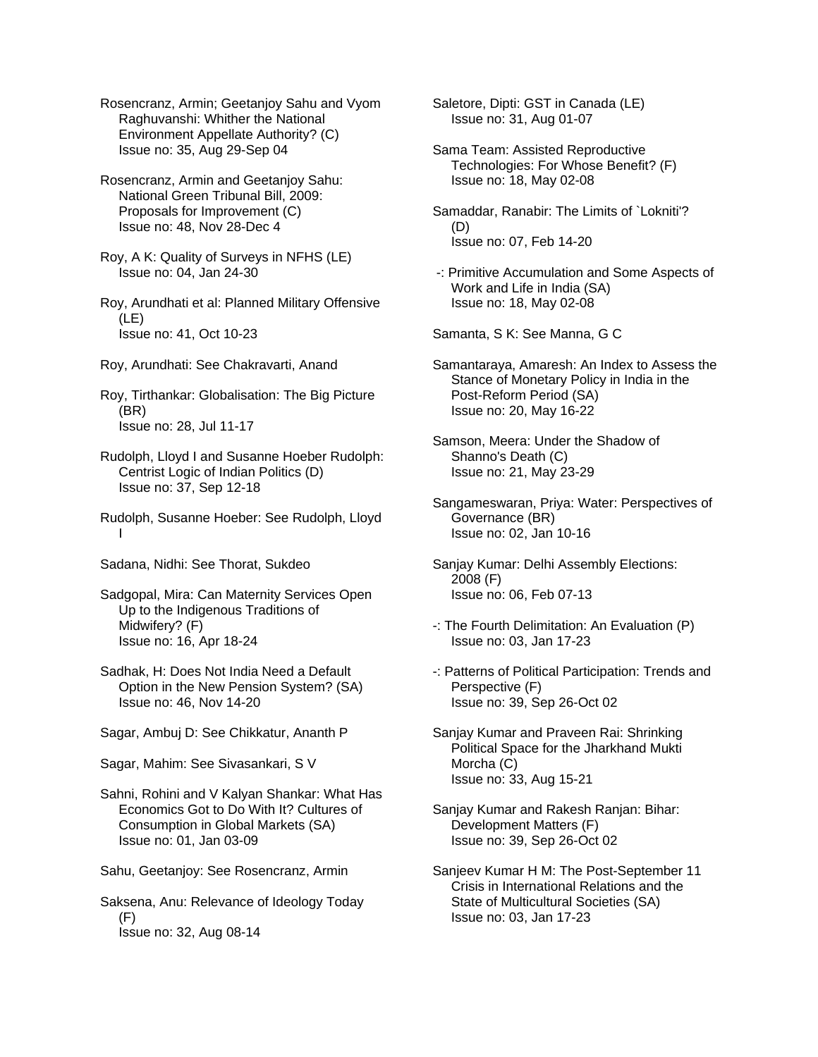Rosencranz, Armin; Geetanjoy Sahu and Vyom Raghuvanshi: Whither the National Environment Appellate Authority? (C)
Issue no: 35, Aug 29-Sep 04

Rosencranz, Armin and Geetanjoy Sahu: National Green Tribunal Bill, 2009: Proposals for Improvement (C)
Issue no: 48, Nov 28-Dec 4

Roy, A K: Quality of Surveys in NFHS (LE)
Issue no: 04, Jan 24-30

Roy, Arundhati et al: Planned Military Offensive (LE)
Issue no: 41, Oct 10-23

Roy, Arundhati: See Chakravarti, Anand

Roy, Tirthankar: Globalisation: The Big Picture (BR)
Issue no: 28, Jul 11-17

Rudolph, Lloyd I and Susanne Hoeber Rudolph: Centrist Logic of Indian Politics (D)
Issue no: 37, Sep 12-18

Rudolph, Susanne Hoeber: See Rudolph, Lloyd I

Sadana, Nidhi: See Thorat, Sukdeo

Sadgopal, Mira: Can Maternity Services Open Up to the Indigenous Traditions of Midwifery? (F)
Issue no: 16, Apr 18-24

Sadhak, H: Does Not India Need a Default Option in the New Pension System? (SA)
Issue no: 46, Nov 14-20

Sagar, Ambuj D: See Chikkatur, Ananth P

Sagar, Mahim: See Sivasankari, S V

Sahni, Rohini and V Kalyan Shankar: What Has Economics Got to Do With It? Cultures of Consumption in Global Markets (SA)
Issue no: 01, Jan 03-09

Sahu, Geetanjoy: See Rosencranz, Armin

Saksena, Anu: Relevance of Ideology Today (F)
Issue no: 32, Aug 08-14

Saletore, Dipti: GST in Canada (LE)
Issue no: 31, Aug 01-07

Sama Team: Assisted Reproductive Technologies: For Whose Benefit? (F)
Issue no: 18, May 02-08

Samaddar, Ranabir: The Limits of `Lokniti'? (D)
Issue no: 07, Feb 14-20

-: Primitive Accumulation and Some Aspects of Work and Life in India (SA)
Issue no: 18, May 02-08

Samanta, S K: See Manna, G C

Samantaraya, Amaresh: An Index to Assess the Stance of Monetary Policy in India in the Post-Reform Period (SA)
Issue no: 20, May 16-22

Samson, Meera: Under the Shadow of Shanno's Death (C)
Issue no: 21, May 23-29

Sangameswaran, Priya: Water: Perspectives of Governance (BR)
Issue no: 02, Jan 10-16

Sanjay Kumar: Delhi Assembly Elections: 2008 (F)
Issue no: 06, Feb 07-13

-: The Fourth Delimitation: An Evaluation (P)
Issue no: 03, Jan 17-23

-: Patterns of Political Participation: Trends and Perspective (F)
Issue no: 39, Sep 26-Oct 02

Sanjay Kumar and Praveen Rai: Shrinking Political Space for the Jharkhand Mukti Morcha (C)
Issue no: 33, Aug 15-21

Sanjay Kumar and Rakesh Ranjan: Bihar: Development Matters (F)
Issue no: 39, Sep 26-Oct 02

Sanjeev Kumar H M: The Post-September 11 Crisis in International Relations and the State of Multicultural Societies (SA)
Issue no: 03, Jan 17-23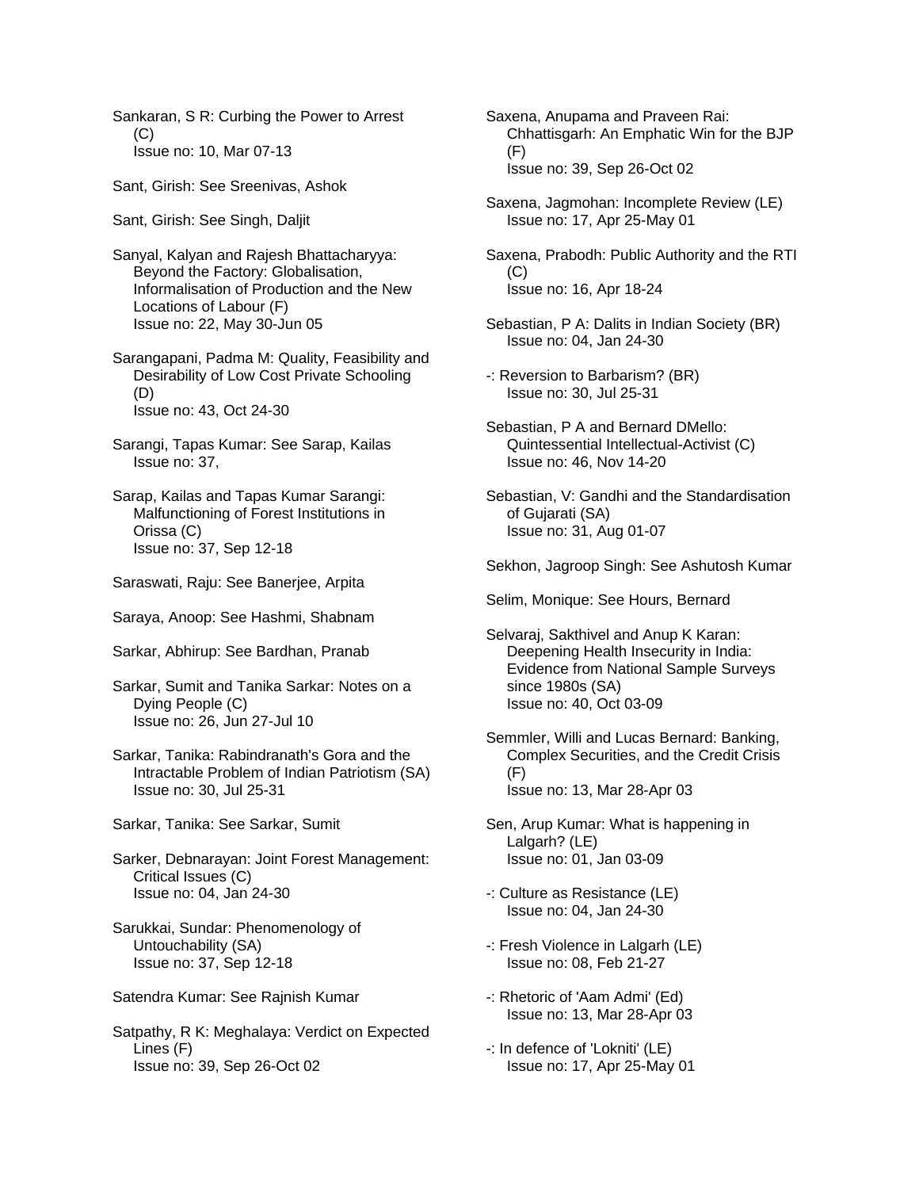Sankaran, S R: Curbing the Power to Arrest (C)
Issue no: 10, Mar 07-13

Sant, Girish: See Sreenivas, Ashok

Sant, Girish: See Singh, Daljit

Sanyal, Kalyan and Rajesh Bhattacharyya: Beyond the Factory: Globalisation, Informalisation of Production and the New Locations of Labour (F)
Issue no: 22, May 30-Jun 05

Sarangapani, Padma M: Quality, Feasibility and Desirability of Low Cost Private Schooling (D)
Issue no: 43, Oct 24-30

Sarangi, Tapas Kumar: See Sarap, Kailas
Issue no: 37,

Sarap, Kailas and Tapas Kumar Sarangi: Malfunctioning of Forest Institutions in Orissa (C)
Issue no: 37, Sep 12-18

Saraswati, Raju: See Banerjee, Arpita

Saraya, Anoop: See Hashmi, Shabnam

Sarkar, Abhirup: See Bardhan, Pranab

Sarkar, Sumit and Tanika Sarkar: Notes on a Dying People (C)
Issue no: 26, Jun 27-Jul 10

Sarkar, Tanika: Rabindranath's Gora and the Intractable Problem of Indian Patriotism (SA)
Issue no: 30, Jul 25-31

Sarkar, Tanika: See Sarkar, Sumit

Sarker, Debnarayan: Joint Forest Management: Critical Issues (C)
Issue no: 04, Jan 24-30

Sarukkai, Sundar: Phenomenology of Untouchability (SA)
Issue no: 37, Sep 12-18

Satendra Kumar: See Rajnish Kumar

Satpathy, R K: Meghalaya: Verdict on Expected Lines (F)
Issue no: 39, Sep 26-Oct 02

Saxena, Anupama and Praveen Rai: Chhattisgarh: An Emphatic Win for the BJP (F)
Issue no: 39, Sep 26-Oct 02

Saxena, Jagmohan: Incomplete Review (LE)
Issue no: 17, Apr 25-May 01

Saxena, Prabodh: Public Authority and the RTI (C)
Issue no: 16, Apr 18-24

Sebastian, P A: Dalits in Indian Society (BR)
Issue no: 04, Jan 24-30

-: Reversion to Barbarism? (BR)
Issue no: 30, Jul 25-31

Sebastian, P A and Bernard DMello: Quintessential Intellectual-Activist (C)
Issue no: 46, Nov 14-20

Sebastian, V: Gandhi and the Standardisation of Gujarati (SA)
Issue no: 31, Aug 01-07

Sekhon, Jagroop Singh: See Ashutosh Kumar

Selim, Monique: See Hours, Bernard

Selvaraj, Sakthivel and Anup K Karan: Deepening Health Insecurity in India: Evidence from National Sample Surveys since 1980s (SA)
Issue no: 40, Oct 03-09

Semmler, Willi and Lucas Bernard: Banking, Complex Securities, and the Credit Crisis (F)
Issue no: 13, Mar 28-Apr 03

Sen, Arup Kumar: What is happening in Lalgarh? (LE)
Issue no: 01, Jan 03-09

-: Culture as Resistance (LE)
Issue no: 04, Jan 24-30

-: Fresh Violence in Lalgarh (LE)
Issue no: 08, Feb 21-27

-: Rhetoric of 'Aam Admi' (Ed)
Issue no: 13, Mar 28-Apr 03

-: In defence of 'Lokniti' (LE)
Issue no: 17, Apr 25-May 01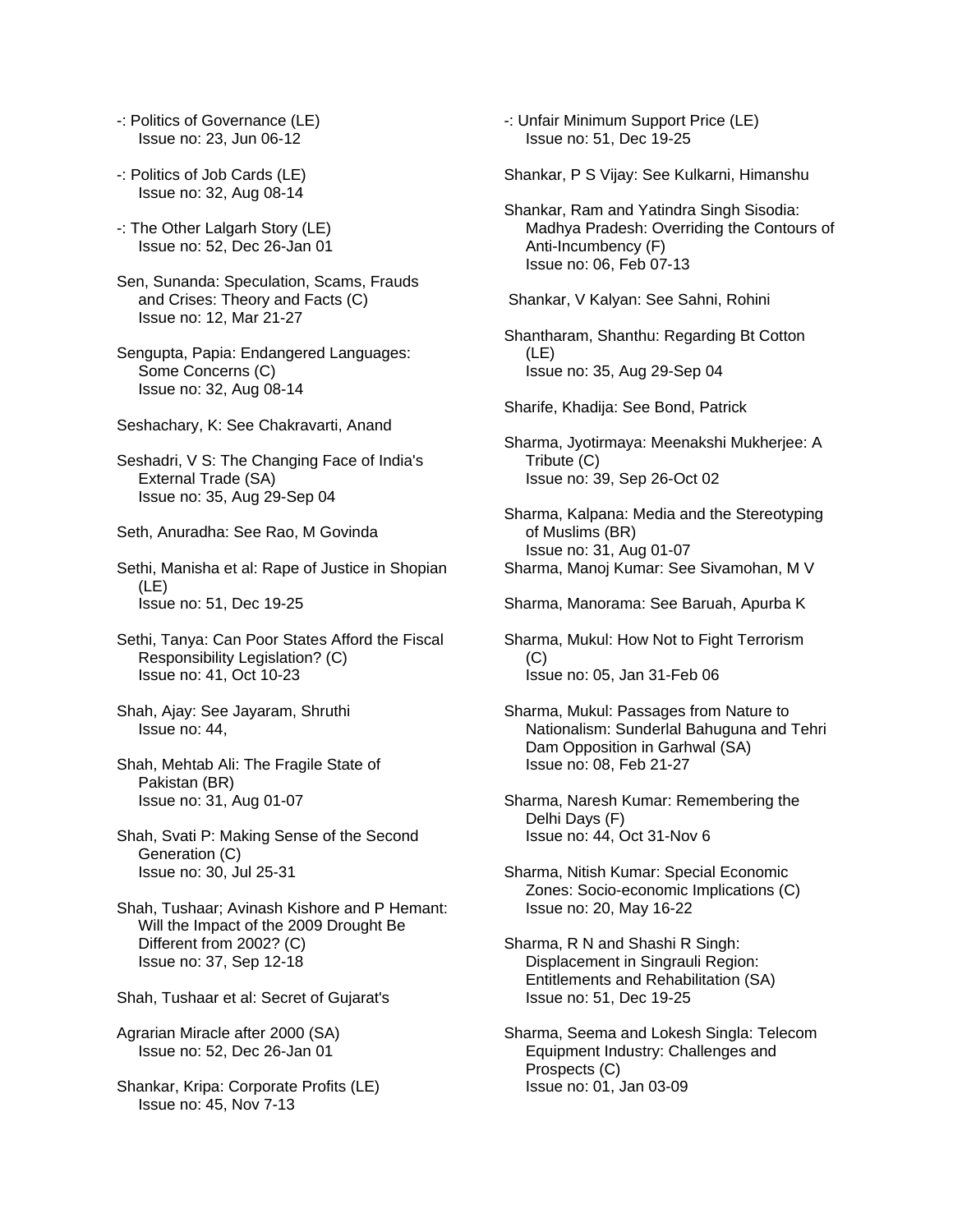-: Politics of Governance (LE)
Issue no: 23, Jun 06-12

-: Politics of Job Cards (LE)
Issue no: 32, Aug 08-14

-: The Other Lalgarh Story (LE)
Issue no: 52, Dec 26-Jan 01

Sen, Sunanda: Speculation, Scams, Frauds and Crises: Theory and Facts (C)
Issue no: 12, Mar 21-27

Sengupta, Papia: Endangered Languages: Some Concerns (C)
Issue no: 32, Aug 08-14

Seshachary, K: See Chakravarti, Anand

Seshadri, V S: The Changing Face of India's External Trade (SA)
Issue no: 35, Aug 29-Sep 04

Seth, Anuradha: See Rao, M Govinda

Sethi, Manisha et al: Rape of Justice in Shopian (LE)
Issue no: 51, Dec 19-25

Sethi, Tanya: Can Poor States Afford the Fiscal Responsibility Legislation? (C)
Issue no: 41, Oct 10-23

Shah, Ajay: See Jayaram, Shruthi
Issue no: 44,

Shah, Mehtab Ali: The Fragile State of Pakistan (BR)
Issue no: 31, Aug 01-07

Shah, Svati P: Making Sense of the Second Generation (C)
Issue no: 30, Jul 25-31

Shah, Tushaar; Avinash Kishore and P Hemant: Will the Impact of the 2009 Drought Be Different from 2002? (C)
Issue no: 37, Sep 12-18

Shah, Tushaar et al: Secret of Gujarat's

Agrarian Miracle after 2000 (SA)
Issue no: 52, Dec 26-Jan 01

Shankar, Kripa: Corporate Profits (LE)
Issue no: 45, Nov 7-13

-: Unfair Minimum Support Price (LE)
Issue no: 51, Dec 19-25

Shankar, P S Vijay: See Kulkarni, Himanshu

Shankar, Ram and Yatindra Singh Sisodia: Madhya Pradesh: Overriding the Contours of Anti-Incumbency (F)
Issue no: 06, Feb 07-13

Shankar, V Kalyan: See Sahni, Rohini

Shantharam, Shanthu: Regarding Bt Cotton (LE)
Issue no: 35, Aug 29-Sep 04

Sharife, Khadija: See Bond, Patrick

Sharma, Jyotirmaya: Meenakshi Mukherjee: A Tribute (C)
Issue no: 39, Sep 26-Oct 02

Sharma, Kalpana: Media and the Stereotyping of Muslims (BR)
Issue no: 31, Aug 01-07

Sharma, Manoj Kumar: See Sivamohan, M V

Sharma, Manorama: See Baruah, Apurba K

Sharma, Mukul: How Not to Fight Terrorism (C)
Issue no: 05, Jan 31-Feb 06

Sharma, Mukul: Passages from Nature to Nationalism: Sunderlal Bahuguna and Tehri Dam Opposition in Garhwal (SA)
Issue no: 08, Feb 21-27

Sharma, Naresh Kumar: Remembering the Delhi Days (F)
Issue no: 44, Oct 31-Nov 6

Sharma, Nitish Kumar: Special Economic Zones: Socio-economic Implications (C)
Issue no: 20, May 16-22

Sharma, R N and Shashi R Singh: Displacement in Singrauli Region: Entitlements and Rehabilitation (SA)
Issue no: 51, Dec 19-25

Sharma, Seema and Lokesh Singla: Telecom Equipment Industry: Challenges and Prospects (C)
Issue no: 01, Jan 03-09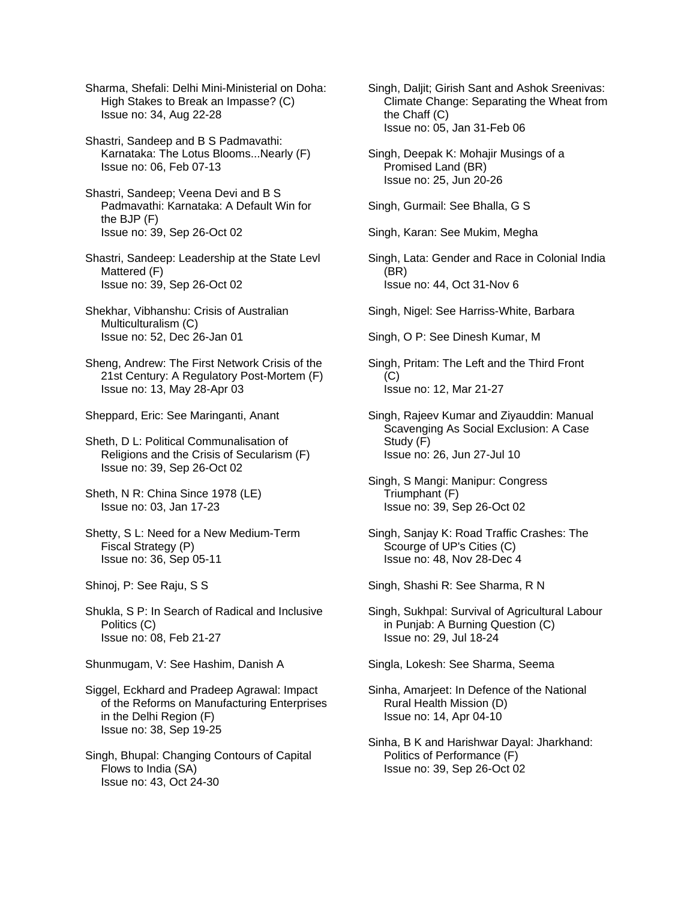Sharma, Shefali: Delhi Mini-Ministerial on Doha: High Stakes to Break an Impasse? (C)
Issue no: 34, Aug 22-28

Shastri, Sandeep and B S Padmavathi: Karnataka: The Lotus Blooms...Nearly (F)
Issue no: 06, Feb 07-13

Shastri, Sandeep; Veena Devi and B S Padmavathi: Karnataka: A Default Win for the BJP (F)
Issue no: 39, Sep 26-Oct 02

Shastri, Sandeep: Leadership at the State Levl Mattered (F)
Issue no: 39, Sep 26-Oct 02

Shekhar, Vibhanshu: Crisis of Australian Multiculturalism (C)
Issue no: 52, Dec 26-Jan 01

Sheng, Andrew: The First Network Crisis of the 21st Century: A Regulatory Post-Mortem (F)
Issue no: 13, May 28-Apr 03

Sheppard, Eric: See Maringanti, Anant

Sheth, D L: Political Communalisation of Religions and the Crisis of Secularism (F)
Issue no: 39, Sep 26-Oct 02

Sheth, N R: China Since 1978 (LE)
Issue no: 03, Jan 17-23

Shetty, S L: Need for a New Medium-Term Fiscal Strategy (P)
Issue no: 36, Sep 05-11

Shinoj, P: See Raju, S S

Shukla, S P: In Search of Radical and Inclusive Politics (C)
Issue no: 08, Feb 21-27

Shunmugam, V: See Hashim, Danish A

Siggel, Eckhard and Pradeep Agrawal: Impact of the Reforms on Manufacturing Enterprises in the Delhi Region (F)
Issue no: 38, Sep 19-25

Singh, Bhupal: Changing Contours of Capital Flows to India (SA)
Issue no: 43, Oct 24-30

Singh, Daljit; Girish Sant and Ashok Sreenivas: Climate Change: Separating the Wheat from the Chaff (C)
Issue no: 05, Jan 31-Feb 06

Singh, Deepak K: Mohajir Musings of a Promised Land (BR)
Issue no: 25, Jun 20-26

Singh, Gurmail: See Bhalla, G S

Singh, Karan: See Mukim, Megha

Singh, Lata: Gender and Race in Colonial India (BR)
Issue no: 44, Oct 31-Nov 6

Singh, Nigel: See Harriss-White, Barbara

Singh, O P: See Dinesh Kumar, M

Singh, Pritam: The Left and the Third Front (C)
Issue no: 12, Mar 21-27

Singh, Rajeev Kumar and Ziyauddin: Manual Scavenging As Social Exclusion: A Case Study (F)
Issue no: 26, Jun 27-Jul 10

Singh, S Mangi: Manipur: Congress Triumphant (F)
Issue no: 39, Sep 26-Oct 02

Singh, Sanjay K: Road Traffic Crashes: The Scourge of UP's Cities (C)
Issue no: 48, Nov 28-Dec 4

Singh, Shashi R: See Sharma, R N

Singh, Sukhpal: Survival of Agricultural Labour in Punjab: A Burning Question (C)
Issue no: 29, Jul 18-24

Singla, Lokesh: See Sharma, Seema

Sinha, Amarjeet: In Defence of the National Rural Health Mission (D)
Issue no: 14, Apr 04-10

Sinha, B K and Harishwar Dayal: Jharkhand: Politics of Performance (F)
Issue no: 39, Sep 26-Oct 02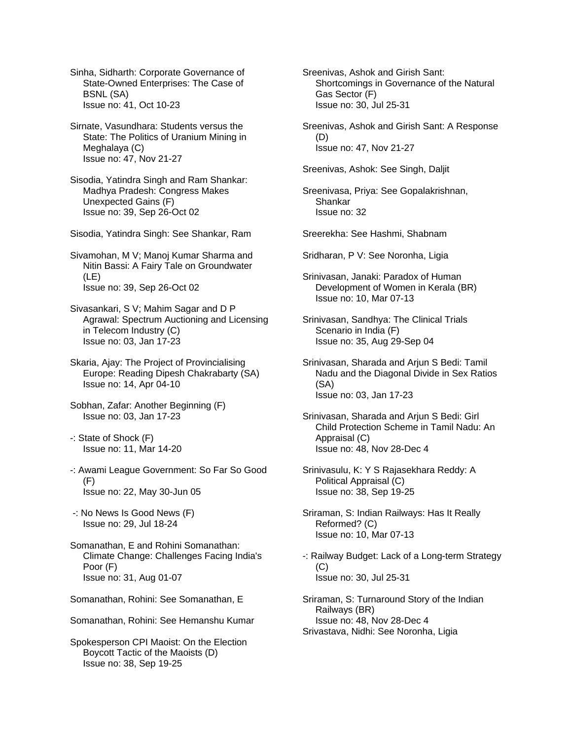Sinha, Sidharth: Corporate Governance of State-Owned Enterprises: The Case of BSNL (SA)
Issue no: 41, Oct 10-23

Sirnate, Vasundhara: Students versus the State: The Politics of Uranium Mining in Meghalaya (C)
Issue no: 47, Nov 21-27

Sisodia, Yatindra Singh and Ram Shankar: Madhya Pradesh: Congress Makes Unexpected Gains (F)
Issue no: 39, Sep 26-Oct 02

Sisodia, Yatindra Singh: See Shankar, Ram

Sivamohan, M V; Manoj Kumar Sharma and Nitin Bassi: A Fairy Tale on Groundwater (LE)
Issue no: 39, Sep 26-Oct 02

Sivasankari, S V; Mahim Sagar and D P Agrawal: Spectrum Auctioning and Licensing in Telecom Industry (C)
Issue no: 03, Jan 17-23

Skaria, Ajay: The Project of Provincialising Europe: Reading Dipesh Chakrabarty (SA)
Issue no: 14, Apr 04-10

Sobhan, Zafar: Another Beginning (F)
Issue no: 03, Jan 17-23

-: State of Shock (F)
Issue no: 11, Mar 14-20

-: Awami League Government: So Far So Good (F)
Issue no: 22, May 30-Jun 05

-: No News Is Good News (F)
Issue no: 29, Jul 18-24

Somanathan, E and Rohini Somanathan: Climate Change: Challenges Facing India's Poor (F)
Issue no: 31, Aug 01-07

Somanathan, Rohini: See Somanathan, E

Somanathan, Rohini: See Hemanshu Kumar

Spokesperson CPI Maoist: On the Election Boycott Tactic of the Maoists (D)
Issue no: 38, Sep 19-25

Sreenivas, Ashok and Girish Sant: Shortcomings in Governance of the Natural Gas Sector (F)
Issue no: 30, Jul 25-31

Sreenivas, Ashok and Girish Sant: A Response (D)
Issue no: 47, Nov 21-27

Sreenivas, Ashok: See Singh, Daljit

Sreenivasa, Priya: See Gopalakrishnan, Shankar
Issue no: 32

Sreerekha: See Hashmi, Shabnam

Sridharan, P V: See Noronha, Ligia

Srinivasan, Janaki: Paradox of Human Development of Women in Kerala (BR)
Issue no: 10, Mar 07-13

Srinivasan, Sandhya: The Clinical Trials Scenario in India (F)
Issue no: 35, Aug 29-Sep 04

Srinivasan, Sharada and Arjun S Bedi: Tamil Nadu and the Diagonal Divide in Sex Ratios (SA)
Issue no: 03, Jan 17-23

Srinivasan, Sharada and Arjun S Bedi: Girl Child Protection Scheme in Tamil Nadu: An Appraisal (C)
Issue no: 48, Nov 28-Dec 4

Srinivasulu, K: Y S Rajasekhara Reddy: A Political Appraisal (C)
Issue no: 38, Sep 19-25

Sriraman, S: Indian Railways: Has It Really Reformed? (C)
Issue no: 10, Mar 07-13

-: Railway Budget: Lack of a Long-term Strategy (C)
Issue no: 30, Jul 25-31

Sriraman, S: Turnaround Story of the Indian Railways (BR)
Issue no: 48, Nov 28-Dec 4

Srivastava, Nidhi: See Noronha, Ligia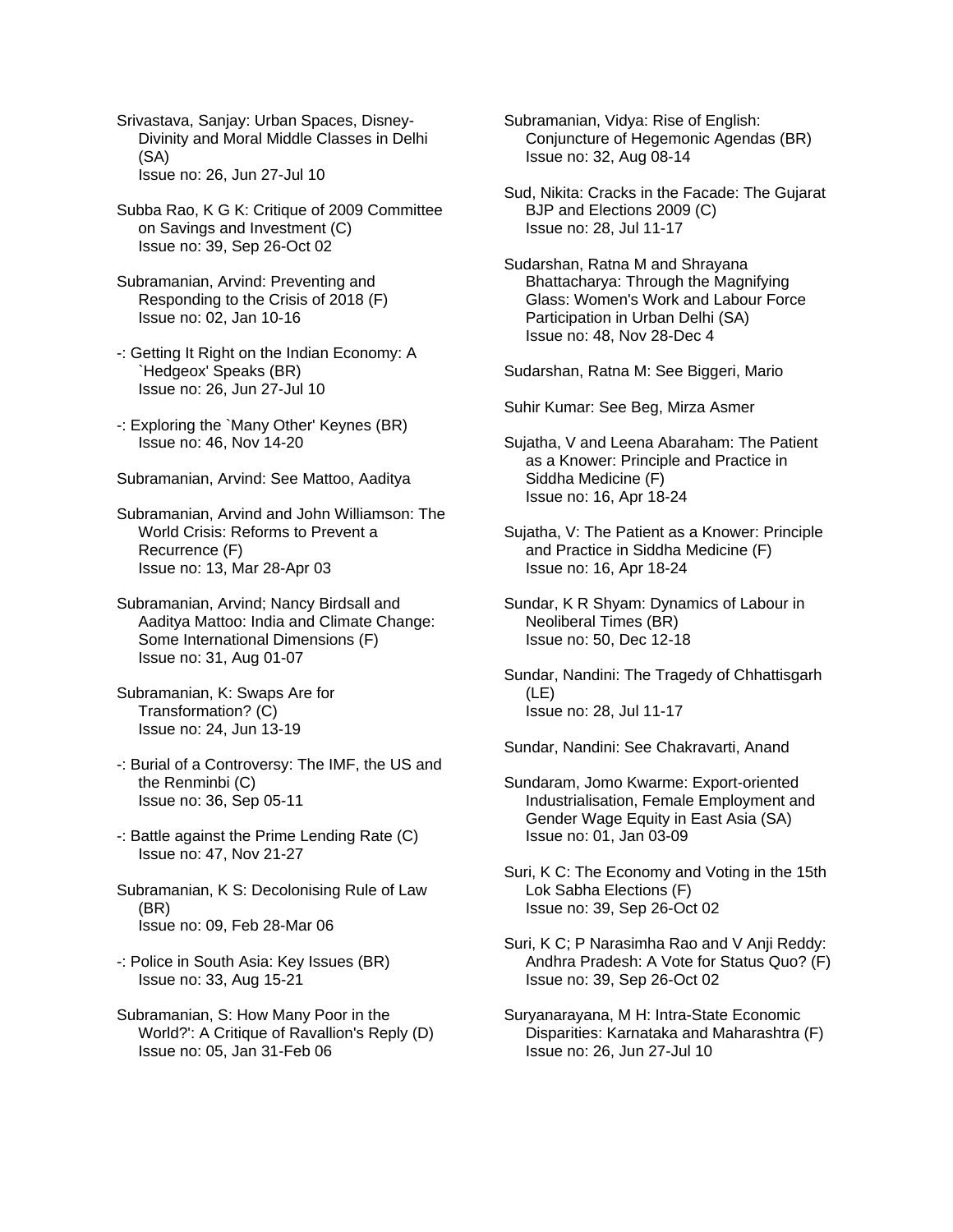Srivastava, Sanjay: Urban Spaces, Disney-Divinity and Moral Middle Classes in Delhi (SA)
Issue no: 26, Jun 27-Jul 10

Subba Rao, K G K: Critique of 2009 Committee on Savings and Investment (C)
Issue no: 39, Sep 26-Oct 02

Subramanian, Arvind: Preventing and Responding to the Crisis of 2018 (F)
Issue no: 02, Jan 10-16

-: Getting It Right on the Indian Economy: A `Hedgeox' Speaks (BR)
Issue no: 26, Jun 27-Jul 10

-: Exploring the `Many Other' Keynes (BR)
Issue no: 46, Nov 14-20

Subramanian, Arvind: See Mattoo, Aaditya

Subramanian, Arvind and John Williamson: The World Crisis: Reforms to Prevent a Recurrence (F)
Issue no: 13, Mar 28-Apr 03

Subramanian, Arvind; Nancy Birdsall and Aaditya Mattoo: India and Climate Change: Some International Dimensions (F)
Issue no: 31, Aug 01-07

Subramanian, K: Swaps Are for Transformation? (C)
Issue no: 24, Jun 13-19

-: Burial of a Controversy: The IMF, the US and the Renminbi (C)
Issue no: 36, Sep 05-11

-: Battle against the Prime Lending Rate (C)
Issue no: 47, Nov 21-27

Subramanian, K S: Decolonising Rule of Law (BR)
Issue no: 09, Feb 28-Mar 06

-: Police in South Asia: Key Issues (BR)
Issue no: 33, Aug 15-21

Subramanian, S: How Many Poor in the World?': A Critique of Ravallion's Reply (D)
Issue no: 05, Jan 31-Feb 06

Subramanian, Vidya: Rise of English: Conjuncture of Hegemonic Agendas (BR)
Issue no: 32, Aug 08-14

Sud, Nikita: Cracks in the Facade: The Gujarat BJP and Elections 2009 (C)
Issue no: 28, Jul 11-17

Sudarshan, Ratna M and Shrayana Bhattacharya: Through the Magnifying Glass: Women's Work and Labour Force Participation in Urban Delhi (SA)
Issue no: 48, Nov 28-Dec 4

Sudarshan, Ratna M: See Biggeri, Mario

Suhir Kumar: See Beg, Mirza Asmer

Sujatha, V and Leena Abaraham: The Patient as a Knower: Principle and Practice in Siddha Medicine (F)
Issue no: 16, Apr 18-24

Sujatha, V: The Patient as a Knower: Principle and Practice in Siddha Medicine (F)
Issue no: 16, Apr 18-24

Sundar, K R Shyam: Dynamics of Labour in Neoliberal Times (BR)
Issue no: 50, Dec 12-18

Sundar, Nandini: The Tragedy of Chhattisgarh (LE)
Issue no: 28, Jul 11-17

Sundar, Nandini: See Chakravarti, Anand

Sundaram, Jomo Kwarme: Export-oriented Industrialisation, Female Employment and Gender Wage Equity in East Asia (SA)
Issue no: 01, Jan 03-09

Suri, K C: The Economy and Voting in the 15th Lok Sabha Elections (F)
Issue no: 39, Sep 26-Oct 02

Suri, K C; P Narasimha Rao and V Anji Reddy: Andhra Pradesh: A Vote for Status Quo? (F)
Issue no: 39, Sep 26-Oct 02

Suryanarayana, M H: Intra-State Economic Disparities: Karnataka and Maharashtra (F)
Issue no: 26, Jun 27-Jul 10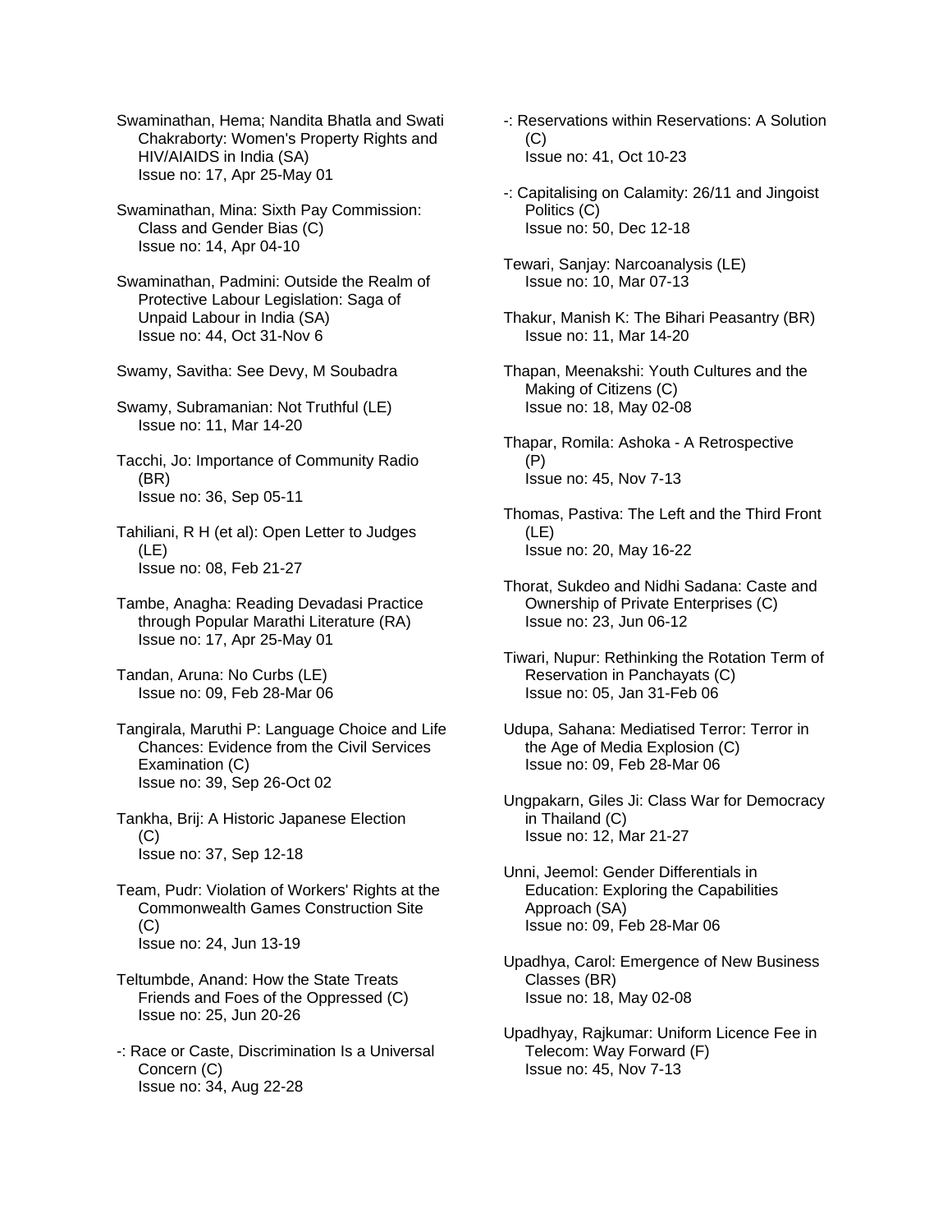Swaminathan, Hema; Nandita Bhatla and Swati Chakraborty: Women's Property Rights and HIV/AIAIDS in India (SA)
Issue no: 17, Apr 25-May 01

Swaminathan, Mina: Sixth Pay Commission: Class and Gender Bias (C)
Issue no: 14, Apr 04-10

Swaminathan, Padmini: Outside the Realm of Protective Labour Legislation: Saga of Unpaid Labour in India (SA)
Issue no: 44, Oct 31-Nov 6

Swamy, Savitha: See Devy, M Soubadra

Swamy, Subramanian: Not Truthful (LE)
Issue no: 11, Mar 14-20

Tacchi, Jo: Importance of Community Radio (BR)
Issue no: 36, Sep 05-11

Tahiliani, R H (et al): Open Letter to Judges (LE)
Issue no: 08, Feb 21-27

Tambe, Anagha: Reading Devadasi Practice through Popular Marathi Literature (RA)
Issue no: 17, Apr 25-May 01

Tandan, Aruna: No Curbs (LE)
Issue no: 09, Feb 28-Mar 06

Tangirala, Maruthi P: Language Choice and Life Chances: Evidence from the Civil Services Examination (C)
Issue no: 39, Sep 26-Oct 02

Tankha, Brij: A Historic Japanese Election (C)
Issue no: 37, Sep 12-18

Team, Pudr: Violation of Workers' Rights at the Commonwealth Games Construction Site (C)
Issue no: 24, Jun 13-19

Teltumbde, Anand: How the State Treats Friends and Foes of the Oppressed (C)
Issue no: 25, Jun 20-26

-: Race or Caste, Discrimination Is a Universal Concern (C)
Issue no: 34, Aug 22-28

-: Reservations within Reservations: A Solution (C)
Issue no: 41, Oct 10-23

-: Capitalising on Calamity: 26/11 and Jingoist Politics (C)
Issue no: 50, Dec 12-18

Tewari, Sanjay: Narcoanalysis (LE)
Issue no: 10, Mar 07-13

Thakur, Manish K: The Bihari Peasantry (BR)
Issue no: 11, Mar 14-20

Thapan, Meenakshi: Youth Cultures and the Making of Citizens (C)
Issue no: 18, May 02-08

Thapar, Romila: Ashoka - A Retrospective (P)
Issue no: 45, Nov 7-13

Thomas, Pastiva: The Left and the Third Front (LE)
Issue no: 20, May 16-22

Thorat, Sukdeo and Nidhi Sadana: Caste and Ownership of Private Enterprises (C)
Issue no: 23, Jun 06-12

Tiwari, Nupur: Rethinking the Rotation Term of Reservation in Panchayats (C)
Issue no: 05, Jan 31-Feb 06

Udupa, Sahana: Mediatised Terror: Terror in the Age of Media Explosion (C)
Issue no: 09, Feb 28-Mar 06

Ungpakarn, Giles Ji: Class War for Democracy in Thailand (C)
Issue no: 12, Mar 21-27

Unni, Jeemol: Gender Differentials in Education: Exploring the Capabilities Approach (SA)
Issue no: 09, Feb 28-Mar 06

Upadhya, Carol: Emergence of New Business Classes (BR)
Issue no: 18, May 02-08

Upadhyay, Rajkumar: Uniform Licence Fee in Telecom: Way Forward (F)
Issue no: 45, Nov 7-13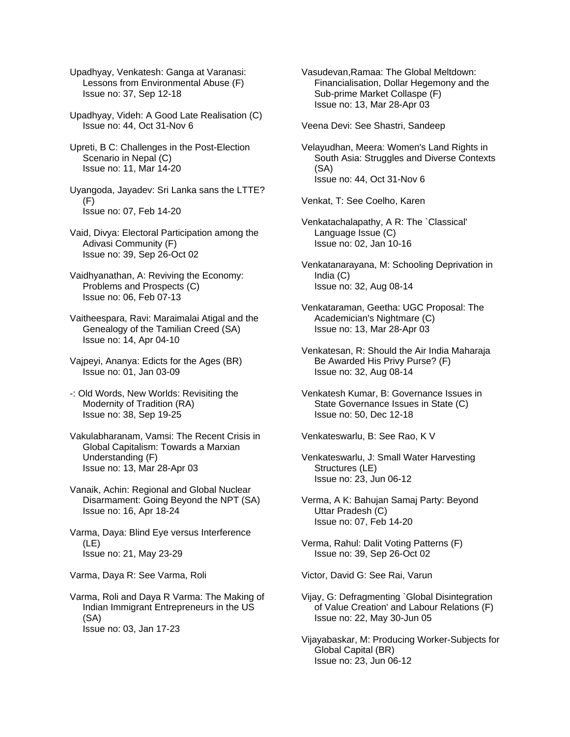Upadhyay, Venkatesh: Ganga at Varanasi: Lessons from Environmental Abuse (F)
Issue no: 37, Sep 12-18

Upadhyay, Videh: A Good Late Realisation (C)
Issue no: 44, Oct 31-Nov 6

Upreti, B C: Challenges in the Post-Election Scenario in Nepal (C)
Issue no: 11, Mar 14-20

Uyangoda, Jayadev: Sri Lanka sans the LTTE? (F)
Issue no: 07, Feb 14-20

Vaid, Divya: Electoral Participation among the Adivasi Community (F)
Issue no: 39, Sep 26-Oct 02

Vaidhyanathan, A: Reviving the Economy: Problems and Prospects (C)
Issue no: 06, Feb 07-13

Vaitheespara, Ravi: Maraimalai Atigal and the Genealogy of the Tamilian Creed (SA)
Issue no: 14, Apr 04-10

Vajpeyi, Ananya: Edicts for the Ages (BR)
Issue no: 01, Jan 03-09

-: Old Words, New Worlds: Revisiting the Modernity of Tradition (RA)
Issue no: 38, Sep 19-25

Vakulabharanam, Vamsi: The Recent Crisis in Global Capitalism: Towards a Marxian Understanding (F)
Issue no: 13, Mar 28-Apr 03

Vanaik, Achin: Regional and Global Nuclear Disarmament: Going Beyond the NPT (SA)
Issue no: 16, Apr 18-24

Varma, Daya: Blind Eye versus Interference (LE)
Issue no: 21, May 23-29

Varma, Daya R: See Varma, Roli

Varma, Roli and Daya R Varma: The Making of Indian Immigrant Entrepreneurs in the US (SA)
Issue no: 03, Jan 17-23

Vasudevan,Ramaa: The Global Meltdown: Financialisation, Dollar Hegemony and the Sub-prime Market Collaspe (F)
Issue no: 13, Mar 28-Apr 03

Veena Devi: See Shastri, Sandeep

Velayudhan, Meera: Women's Land Rights in South Asia: Struggles and Diverse Contexts (SA)
Issue no: 44, Oct 31-Nov 6

Venkat, T: See Coelho, Karen

Venkatachalapathy, A R: The `Classical' Language Issue (C)
Issue no: 02, Jan 10-16

Venkatanarayana, M: Schooling Deprivation in India (C)
Issue no: 32, Aug 08-14

Venkataraman, Geetha: UGC Proposal: The Academician's Nightmare (C)
Issue no: 13, Mar 28-Apr 03

Venkatesan, R: Should the Air India Maharaja Be Awarded His Privy Purse? (F)
Issue no: 32, Aug 08-14

Venkatesh Kumar, B: Governance Issues in State Governance Issues in State (C)
Issue no: 50, Dec 12-18

Venkateswarlu, B: See Rao, K V

Venkateswarlu, J: Small Water Harvesting Structures (LE)
Issue no: 23, Jun 06-12

Verma, A K: Bahujan Samaj Party: Beyond Uttar Pradesh (C)
Issue no: 07, Feb 14-20

Verma, Rahul: Dalit Voting Patterns (F)
Issue no: 39, Sep 26-Oct 02

Victor, David G: See Rai, Varun

Vijay, G: Defragmenting `Global Disintegration of Value Creation' and Labour Relations (F)
Issue no: 22, May 30-Jun 05

Vijayabaskar, M: Producing Worker-Subjects for Global Capital (BR)
Issue no: 23, Jun 06-12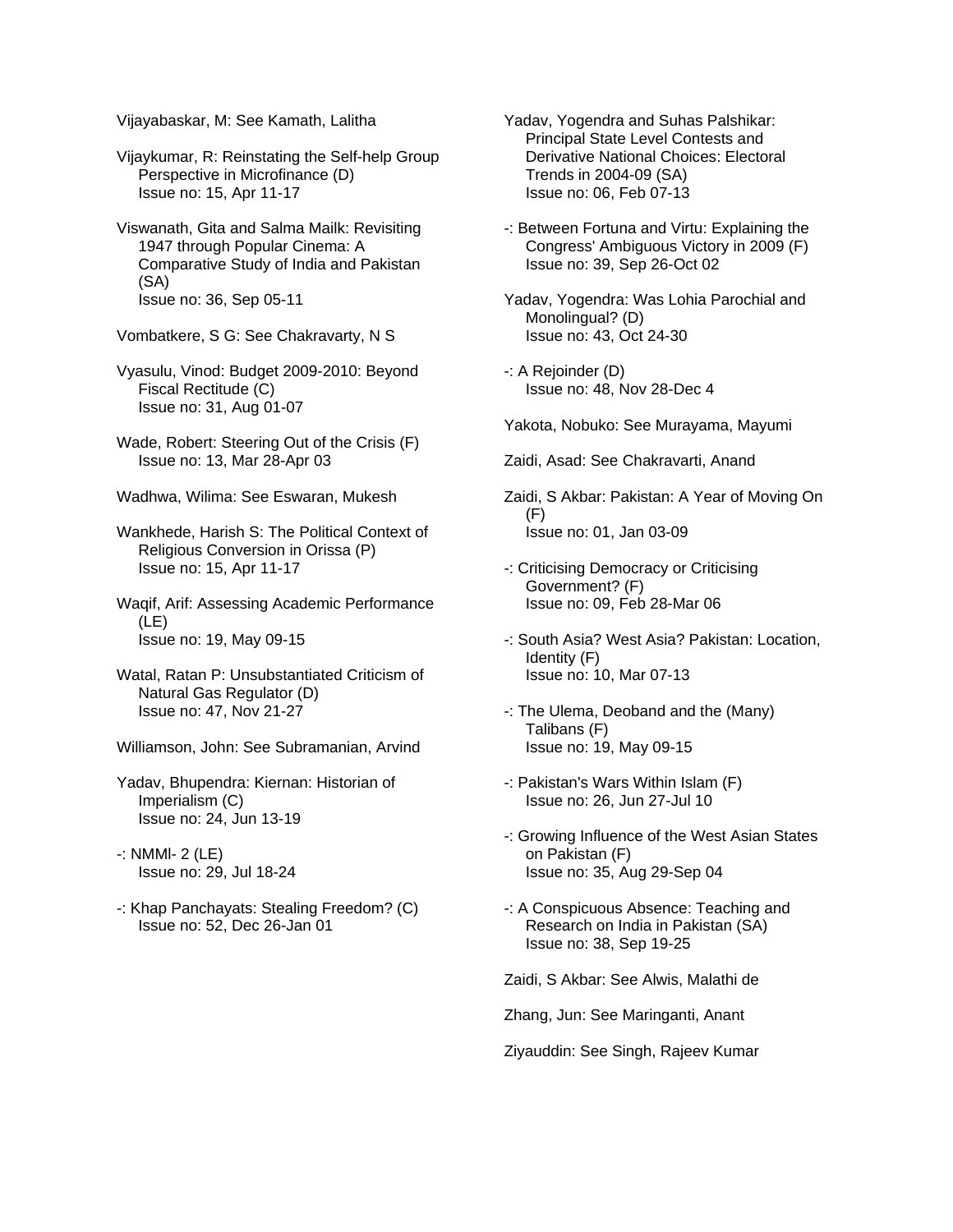Vijayabaskar, M: See Kamath, Lalitha

Vijaykumar, R: Reinstating the Self-help Group Perspective in Microfinance (D)
Issue no: 15, Apr 11-17

Viswanath, Gita and Salma Mailk: Revisiting 1947 through Popular Cinema: A Comparative Study of India and Pakistan (SA)
Issue no: 36, Sep 05-11

Vombatkere, S G: See Chakravarty, N S

Vyasulu, Vinod: Budget 2009-2010: Beyond Fiscal Rectitude (C)
Issue no: 31, Aug 01-07

Wade, Robert: Steering Out of the Crisis (F)
Issue no: 13, Mar 28-Apr 03

Wadhwa, Wilima: See Eswaran, Mukesh

Wankhede, Harish S: The Political Context of Religious Conversion in Orissa (P)
Issue no: 15, Apr 11-17

Waqif, Arif: Assessing Academic Performance (LE)
Issue no: 19, May 09-15

Watal, Ratan P: Unsubstantiated Criticism of Natural Gas Regulator (D)
Issue no: 47, Nov 21-27

Williamson, John: See Subramanian, Arvind

Yadav, Bhupendra: Kiernan: Historian of Imperialism (C)
Issue no: 24, Jun 13-19

-: NMMl- 2 (LE)
Issue no: 29, Jul 18-24

-: Khap Panchayats: Stealing Freedom? (C)
Issue no: 52, Dec 26-Jan 01

Yadav, Yogendra and Suhas Palshikar: Principal State Level Contests and Derivative National Choices: Electoral Trends in 2004-09 (SA)
Issue no: 06, Feb 07-13

-: Between Fortuna and Virtu: Explaining the Congress' Ambiguous Victory in 2009 (F)
Issue no: 39, Sep 26-Oct 02

Yadav, Yogendra: Was Lohia Parochial and Monolingual? (D)
Issue no: 43, Oct 24-30

-: A Rejoinder (D)
Issue no: 48, Nov 28-Dec 4

Yakota, Nobuko: See Murayama, Mayumi

Zaidi, Asad: See Chakravarti, Anand

Zaidi, S Akbar: Pakistan: A Year of Moving On (F)
Issue no: 01, Jan 03-09

-: Criticising Democracy or Criticising Government? (F)
Issue no: 09, Feb 28-Mar 06

-: South Asia? West Asia? Pakistan: Location, Identity (F)
Issue no: 10, Mar 07-13

-: The Ulema, Deoband and the (Many) Talibans (F)
Issue no: 19, May 09-15

-: Pakistan's Wars Within Islam (F)
Issue no: 26, Jun 27-Jul 10

-: Growing Influence of the West Asian States on Pakistan (F)
Issue no: 35, Aug 29-Sep 04

-: A Conspicuous Absence: Teaching and Research on India in Pakistan (SA)
Issue no: 38, Sep 19-25

Zaidi, S Akbar: See Alwis, Malathi de

Zhang, Jun: See Maringanti, Anant

Ziyauddin: See Singh, Rajeev Kumar